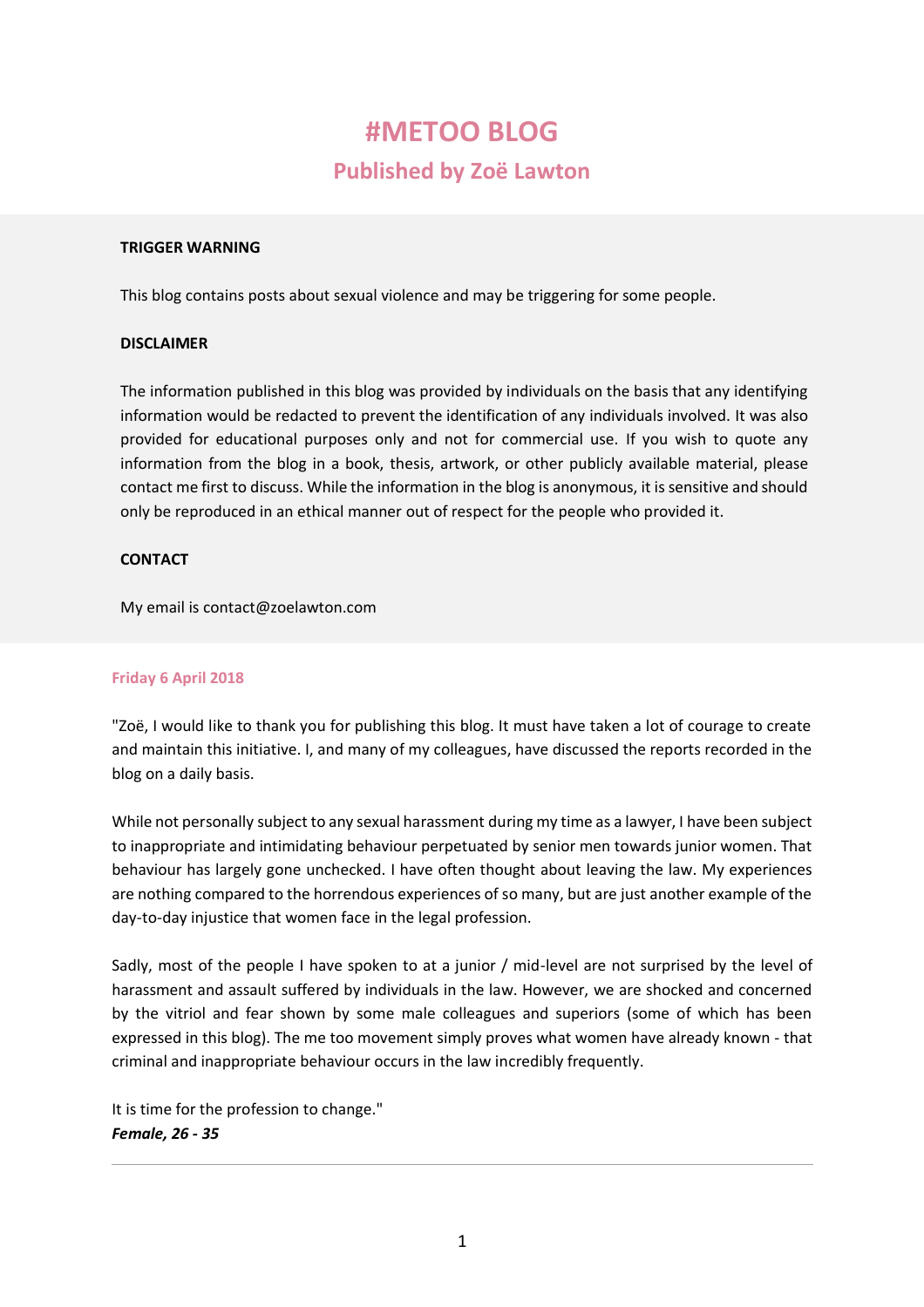# #METOO BLOG

## Published by Zoë Lawton

**TRIGGER WARNING**

This blog contains posts about sexual violence and may be triggering for some people.

**DISCLAIMER**

The information published in this blog was provided by individuals on the basis that any identifying information would be redacted to prevent the identification of any individuals involved. It was also provided for educational purposes only and not for commercial use. If you wish to quote any information from the blog in a book, thesis, artwork, or other publicly available material, please contact me first to discuss. While the information in the blog is anonymous, it is sensitive and should only be reproduced in an ethical manner out of respect for the people who provided it.

**CONTACT**

My email is contact@zoelawton.com

**Friday 6 April 2018**

"Zoë, I would like to thank you for publishing this blog. It must have taken a lot of courage to create and maintain this initiative. I, and many of my colleagues, have discussed the reports recorded in the blog on a daily basis.

While not personally subject to any sexual harassment during my time as a lawyer, I have been subject to inappropriate and intimidating behaviour perpetuated by senior men towards junior women. That behaviour has largely gone unchecked. I have often thought about leaving the law. My experiences are nothing compared to the horrendous experiences of so many, but are just another example of the day-to-day injustice that women face in the legal profession.

Sadly, most of the people I have spoken to at a junior / mid-level are not surprised by the level of harassment and assault suffered by individuals in the law. However, we are shocked and concerned by the vitriol and fear shown by some male colleagues and superiors (some of which has been expressed in this blog). The me too movement simply proves what women have already known - that criminal and inappropriate behaviour occurs in the law incredibly frequently.

It is time for the profession to change."
***Female, 26 - 35***

---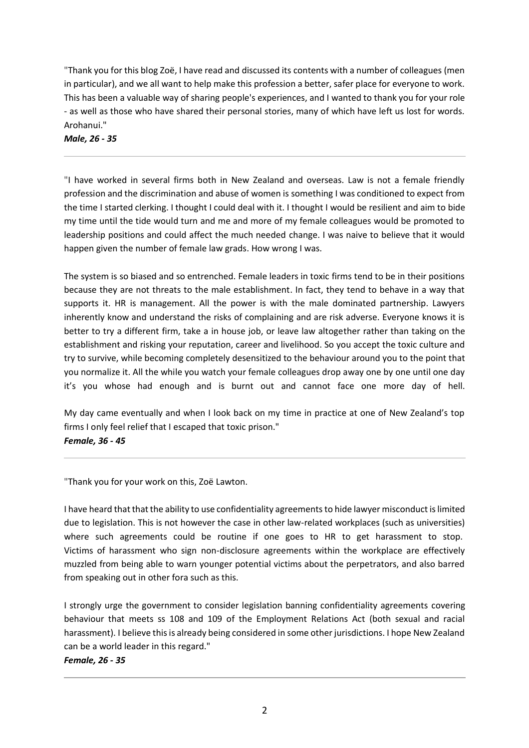"Thank you for this blog Zoë, I have read and discussed its contents with a number of colleagues (men in particular), and we all want to help make this profession a better, safer place for everyone to work. This has been a valuable way of sharing people's experiences, and I wanted to thank you for your role - as well as those who have shared their personal stories, many of which have left us lost for words. Arohanui."

***Male, 26 - 35***

---

"I have worked in several firms both in New Zealand and overseas. Law is not a female friendly profession and the discrimination and abuse of women is something I was conditioned to expect from the time I started clerking. I thought I could deal with it. I thought I would be resilient and aim to bide my time until the tide would turn and me and more of my female colleagues would be promoted to leadership positions and could affect the much needed change. I was naive to believe that it would happen given the number of female law grads. How wrong I was.

The system is so biased and so entrenched. Female leaders in toxic firms tend to be in their positions because they are not threats to the male establishment. In fact, they tend to behave in a way that supports it. HR is management. All the power is with the male dominated partnership. Lawyers inherently know and understand the risks of complaining and are risk adverse. Everyone knows it is better to try a different firm, take a in house job, or leave law altogether rather than taking on the establishment and risking your reputation, career and livelihood. So you accept the toxic culture and try to survive, while becoming completely desensitized to the behaviour around you to the point that you normalize it. All the while you watch your female colleagues drop away one by one until one day it's you whose had enough and is burnt out and cannot face one more day of hell.

My day came eventually and when I look back on my time in practice at one of New Zealand's top firms I only feel relief that I escaped that toxic prison."

***Female, 36 - 45***

---

"Thank you for your work on this, Zoë Lawton.

I have heard that that the ability to use confidentiality agreements to hide lawyer misconduct is limited due to legislation. This is not however the case in other law-related workplaces (such as universities) where such agreements could be routine if one goes to HR to get harassment to stop. Victims of harassment who sign non-disclosure agreements within the workplace are effectively muzzled from being able to warn younger potential victims about the perpetrators, and also barred from speaking out in other fora such as this.

I strongly urge the government to consider legislation banning confidentiality agreements covering behaviour that meets ss 108 and 109 of the Employment Relations Act (both sexual and racial harassment). I believe this is already being considered in some other jurisdictions. I hope New Zealand can be a world leader in this regard."

***Female, 26 - 35***

---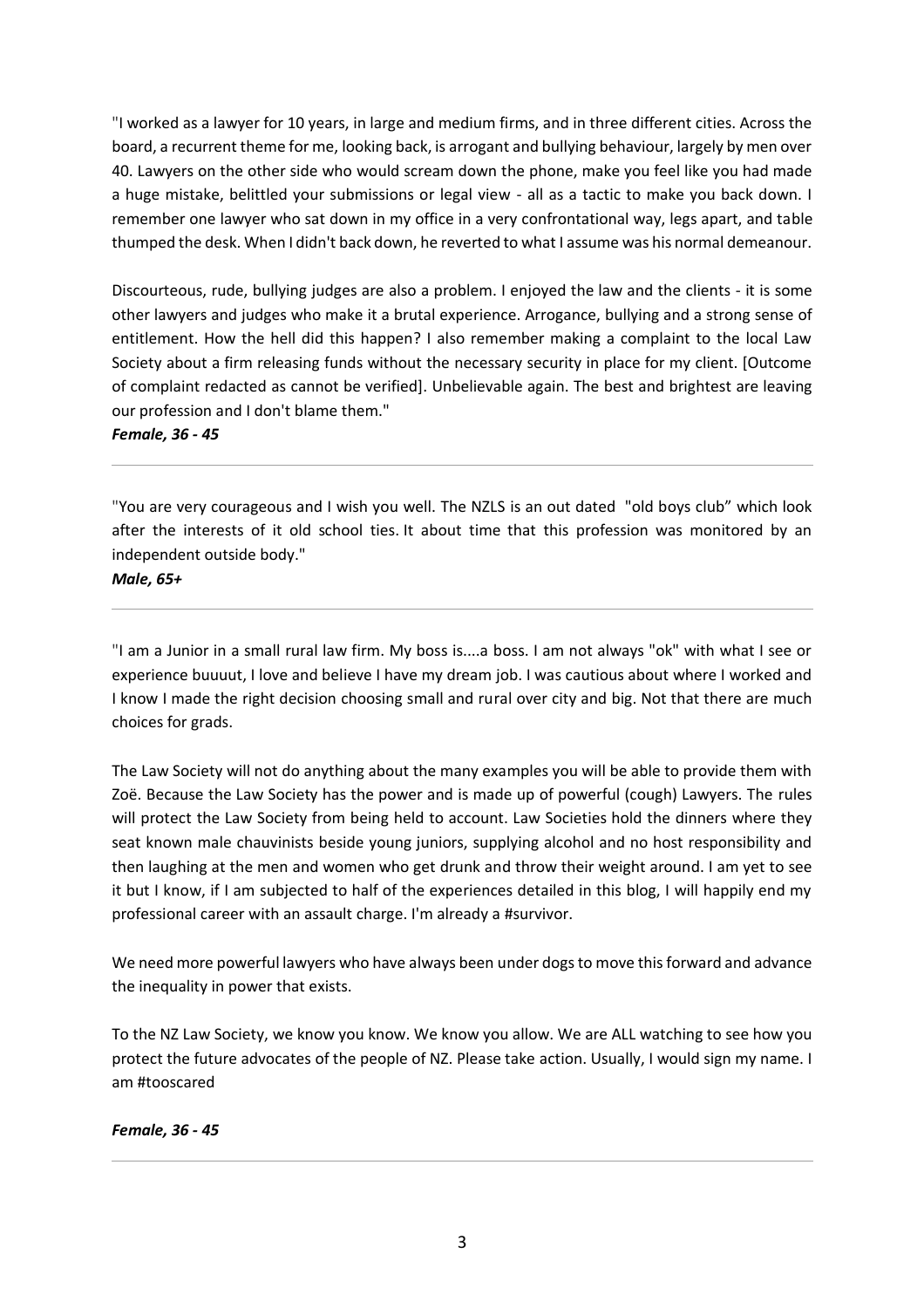"I worked as a lawyer for 10 years, in large and medium firms, and in three different cities. Across the board, a recurrent theme for me, looking back, is arrogant and bullying behaviour, largely by men over 40. Lawyers on the other side who would scream down the phone, make you feel like you had made a huge mistake, belittled your submissions or legal view - all as a tactic to make you back down. I remember one lawyer who sat down in my office in a very confrontational way, legs apart, and table thumped the desk. When I didn't back down, he reverted to what I assume was his normal demeanour.

Discourteous, rude, bullying judges are also a problem. I enjoyed the law and the clients - it is some other lawyers and judges who make it a brutal experience. Arrogance, bullying and a strong sense of entitlement. How the hell did this happen? I also remember making a complaint to the local Law Society about a firm releasing funds without the necessary security in place for my client. [Outcome of complaint redacted as cannot be verified]. Unbelievable again. The best and brightest are leaving our profession and I don't blame them."

***Female, 36 - 45***

---

"You are very courageous and I wish you well. The NZLS is an out dated "old boys club" which look after the interests of it old school ties. It about time that this profession was monitored by an independent outside body."

***Male, 65+***

---

"I am a Junior in a small rural law firm. My boss is....a boss. I am not always "ok" with what I see or experience buuuut, I love and believe I have my dream job. I was cautious about where I worked and I know I made the right decision choosing small and rural over city and big. Not that there are much choices for grads.

The Law Society will not do anything about the many examples you will be able to provide them with Zoë. Because the Law Society has the power and is made up of powerful (cough) Lawyers. The rules will protect the Law Society from being held to account. Law Societies hold the dinners where they seat known male chauvinists beside young juniors, supplying alcohol and no host responsibility and then laughing at the men and women who get drunk and throw their weight around. I am yet to see it but I know, if I am subjected to half of the experiences detailed in this blog, I will happily end my professional career with an assault charge. I'm already a #survivor.

We need more powerful lawyers who have always been under dogs to move this forward and advance the inequality in power that exists.

To the NZ Law Society, we know you know. We know you allow. We are ALL watching to see how you protect the future advocates of the people of NZ. Please take action. Usually, I would sign my name. I am #tooscared

***Female, 36 - 45***

---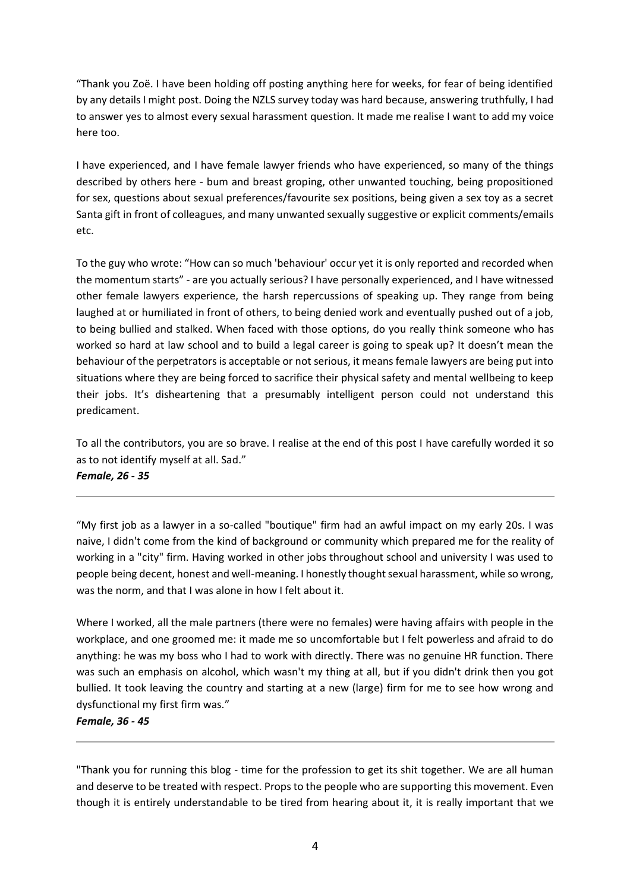"Thank you Zoë. I have been holding off posting anything here for weeks, for fear of being identified by any details I might post. Doing the NZLS survey today was hard because, answering truthfully, I had to answer yes to almost every sexual harassment question. It made me realise I want to add my voice here too.

I have experienced, and I have female lawyer friends who have experienced, so many of the things described by others here - bum and breast groping, other unwanted touching, being propositioned for sex, questions about sexual preferences/favourite sex positions, being given a sex toy as a secret Santa gift in front of colleagues, and many unwanted sexually suggestive or explicit comments/emails etc.

To the guy who wrote: "How can so much 'behaviour' occur yet it is only reported and recorded when the momentum starts" - are you actually serious? I have personally experienced, and I have witnessed other female lawyers experience, the harsh repercussions of speaking up. They range from being laughed at or humiliated in front of others, to being denied work and eventually pushed out of a job, to being bullied and stalked. When faced with those options, do you really think someone who has worked so hard at law school and to build a legal career is going to speak up? It doesn't mean the behaviour of the perpetrators is acceptable or not serious, it means female lawyers are being put into situations where they are being forced to sacrifice their physical safety and mental wellbeing to keep their jobs. It's disheartening that a presumably intelligent person could not understand this predicament.

To all the contributors, you are so brave. I realise at the end of this post I have carefully worded it so as to not identify myself at all. Sad."
***Female, 26 - 35***

---

"My first job as a lawyer in a so-called "boutique" firm had an awful impact on my early 20s. I was naive, I didn't come from the kind of background or community which prepared me for the reality of working in a "city" firm. Having worked in other jobs throughout school and university I was used to people being decent, honest and well-meaning. I honestly thought sexual harassment, while so wrong, was the norm, and that I was alone in how I felt about it.

Where I worked, all the male partners (there were no females) were having affairs with people in the workplace, and one groomed me: it made me so uncomfortable but I felt powerless and afraid to do anything: he was my boss who I had to work with directly. There was no genuine HR function. There was such an emphasis on alcohol, which wasn't my thing at all, but if you didn't drink then you got bullied. It took leaving the country and starting at a new (large) firm for me to see how wrong and dysfunctional my first firm was."
***Female, 36 - 45***

---

"Thank you for running this blog - time for the profession to get its shit together. We are all human and deserve to be treated with respect. Props to the people who are supporting this movement. Even though it is entirely understandable to be tired from hearing about it, it is really important that we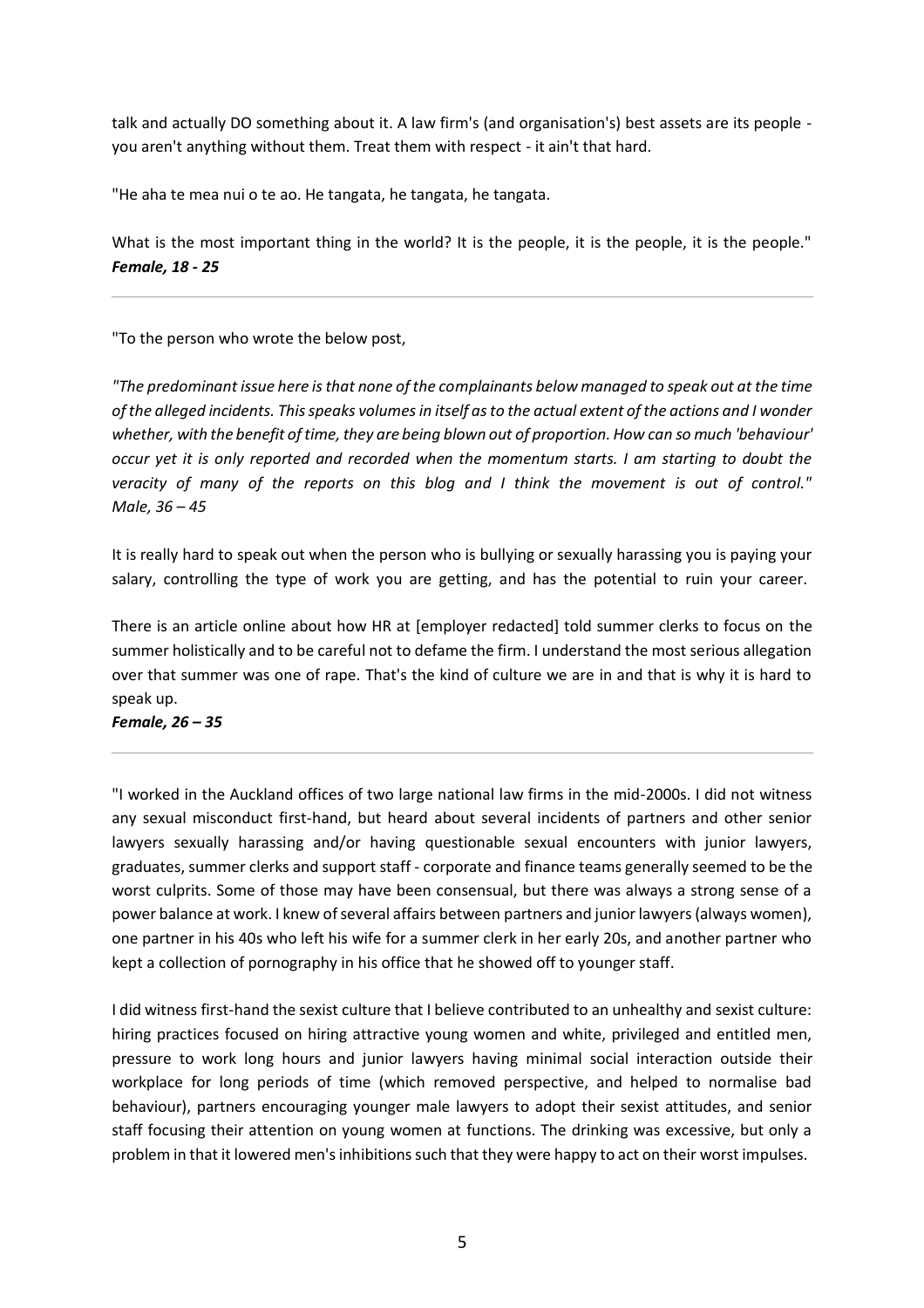talk and actually DO something about it. A law firm's (and organisation's) best assets are its people - you aren't anything without them. Treat them with respect - it ain't that hard.

"He aha te mea nui o te ao. He tangata, he tangata, he tangata.

What is the most important thing in the world? It is the people, it is the people, it is the people."
***Female, 18 - 25***

---

"To the person who wrote the below post,

*"The predominant issue here is that none of the complainants below managed to speak out at the time of the alleged incidents. This speaks volumes in itself as to the actual extent of the actions and I wonder whether, with the benefit of time, they are being blown out of proportion. How can so much 'behaviour' occur yet it is only reported and recorded when the momentum starts. I am starting to doubt the veracity of many of the reports on this blog and I think the movement is out of control." Male, 36 – 45*

It is really hard to speak out when the person who is bullying or sexually harassing you is paying your salary, controlling the type of work you are getting, and has the potential to ruin your career.

There is an article online about how HR at [employer redacted] told summer clerks to focus on the summer holistically and to be careful not to defame the firm. I understand the most serious allegation over that summer was one of rape. That's the kind of culture we are in and that is why it is hard to speak up.
***Female, 26 – 35***

---

"I worked in the Auckland offices of two large national law firms in the mid-2000s. I did not witness any sexual misconduct first-hand, but heard about several incidents of partners and other senior lawyers sexually harassing and/or having questionable sexual encounters with junior lawyers, graduates, summer clerks and support staff - corporate and finance teams generally seemed to be the worst culprits. Some of those may have been consensual, but there was always a strong sense of a power balance at work. I knew of several affairs between partners and junior lawyers (always women), one partner in his 40s who left his wife for a summer clerk in her early 20s, and another partner who kept a collection of pornography in his office that he showed off to younger staff.

I did witness first-hand the sexist culture that I believe contributed to an unhealthy and sexist culture: hiring practices focused on hiring attractive young women and white, privileged and entitled men, pressure to work long hours and junior lawyers having minimal social interaction outside their workplace for long periods of time (which removed perspective, and helped to normalise bad behaviour), partners encouraging younger male lawyers to adopt their sexist attitudes, and senior staff focusing their attention on young women at functions. The drinking was excessive, but only a problem in that it lowered men's inhibitions such that they were happy to act on their worst impulses.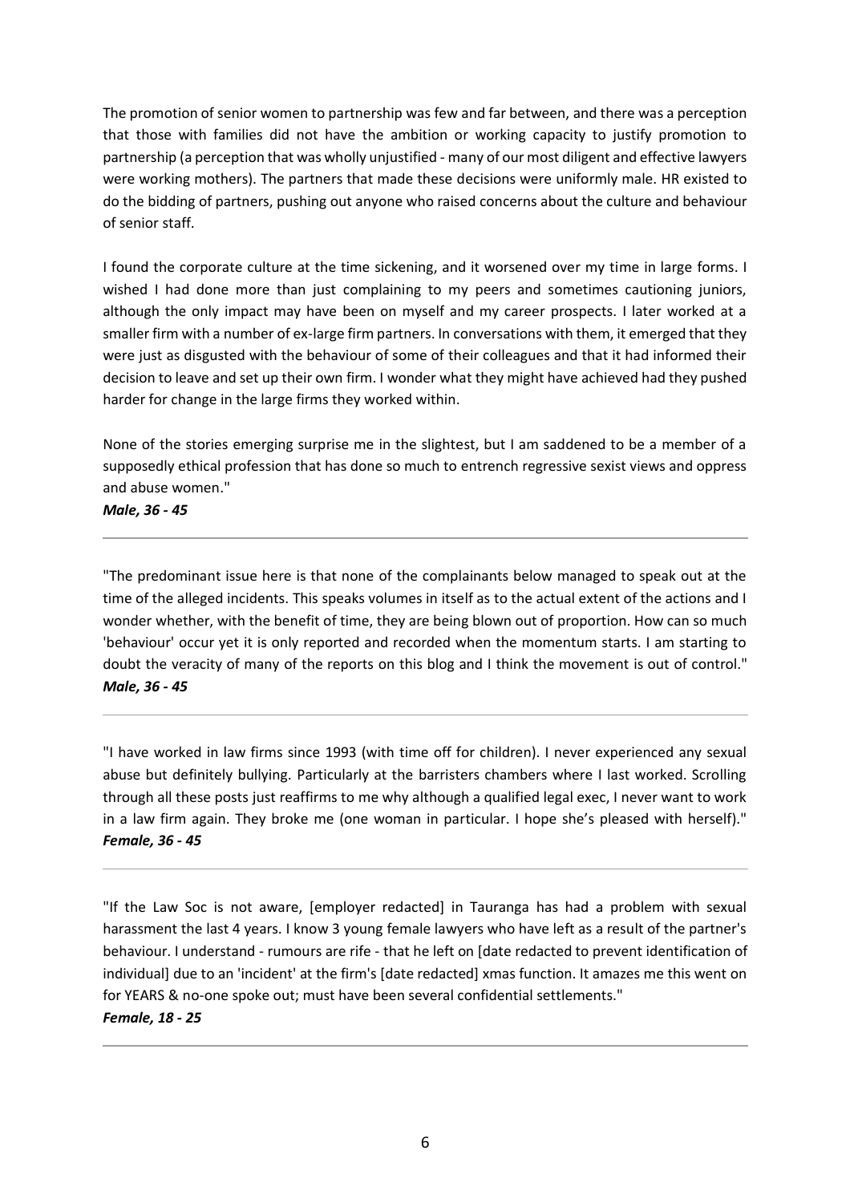The promotion of senior women to partnership was few and far between, and there was a perception that those with families did not have the ambition or working capacity to justify promotion to partnership (a perception that was wholly unjustified - many of our most diligent and effective lawyers were working mothers). The partners that made these decisions were uniformly male. HR existed to do the bidding of partners, pushing out anyone who raised concerns about the culture and behaviour of senior staff.

I found the corporate culture at the time sickening, and it worsened over my time in large forms. I wished I had done more than just complaining to my peers and sometimes cautioning juniors, although the only impact may have been on myself and my career prospects. I later worked at a smaller firm with a number of ex-large firm partners. In conversations with them, it emerged that they were just as disgusted with the behaviour of some of their colleagues and that it had informed their decision to leave and set up their own firm. I wonder what they might have achieved had they pushed harder for change in the large firms they worked within.

None of the stories emerging surprise me in the slightest, but I am saddened to be a member of a supposedly ethical profession that has done so much to entrench regressive sexist views and oppress and abuse women."

***Male, 36 - 45***

---

"The predominant issue here is that none of the complainants below managed to speak out at the time of the alleged incidents. This speaks volumes in itself as to the actual extent of the actions and I wonder whether, with the benefit of time, they are being blown out of proportion. How can so much 'behaviour' occur yet it is only reported and recorded when the momentum starts. I am starting to doubt the veracity of many of the reports on this blog and I think the movement is out of control."

***Male, 36 - 45***

---

"I have worked in law firms since 1993 (with time off for children). I never experienced any sexual abuse but definitely bullying. Particularly at the barristers chambers where I last worked. Scrolling through all these posts just reaffirms to me why although a qualified legal exec, I never want to work in a law firm again. They broke me (one woman in particular. I hope she's pleased with herself)."

***Female, 36 - 45***

---

"If the Law Soc is not aware, [employer redacted] in Tauranga has had a problem with sexual harassment the last 4 years. I know 3 young female lawyers who have left as a result of the partner's behaviour. I understand - rumours are rife - that he left on [date redacted to prevent identification of individual] due to an 'incident' at the firm's [date redacted] xmas function. It amazes me this went on for YEARS & no-one spoke out; must have been several confidential settlements."

***Female, 18 - 25***

---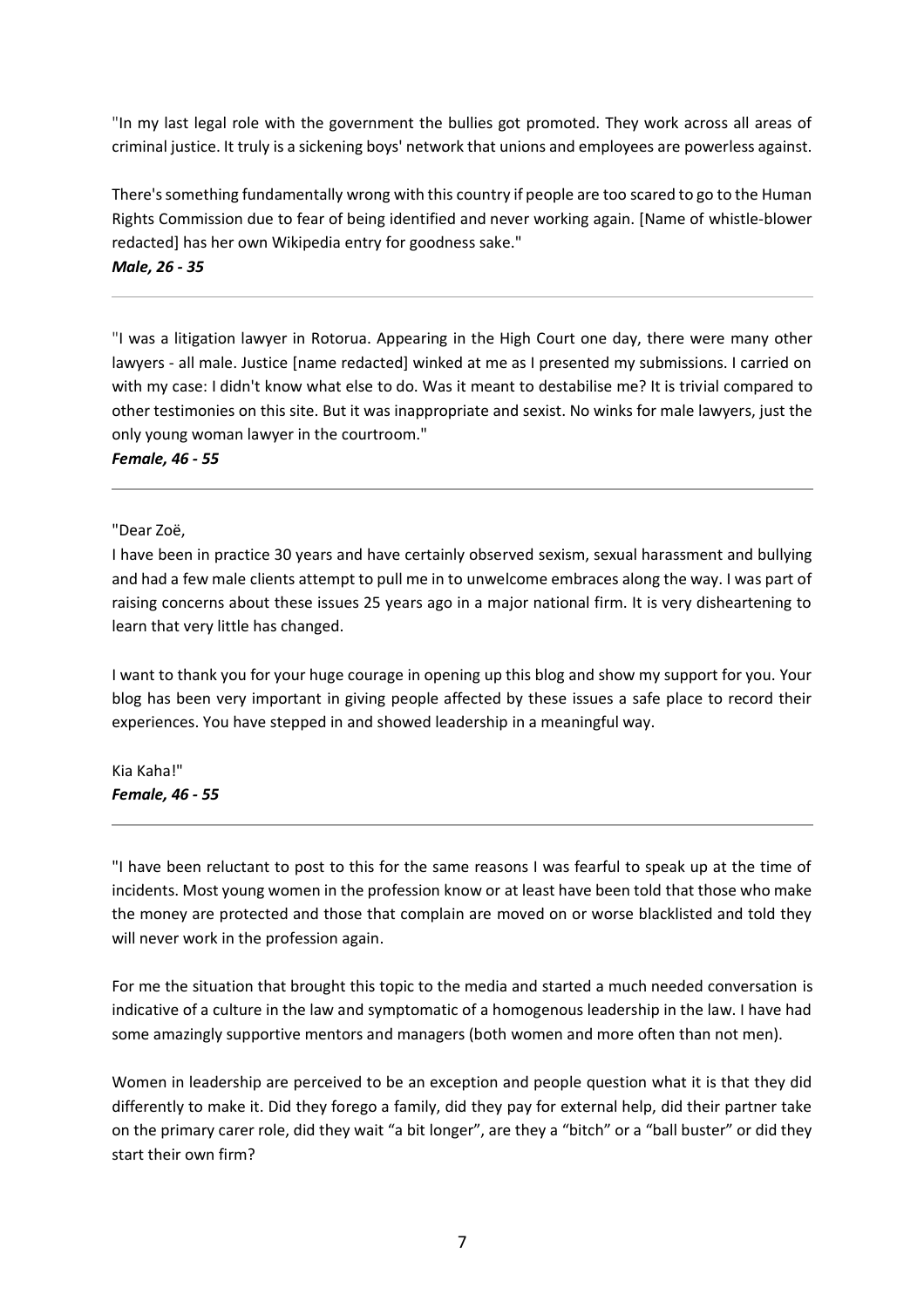"In my last legal role with the government the bullies got promoted. They work across all areas of criminal justice. It truly is a sickening boys' network that unions and employees are powerless against.

There's something fundamentally wrong with this country if people are too scared to go to the Human Rights Commission due to fear of being identified and never working again. [Name of whistle-blower redacted] has her own Wikipedia entry for goodness sake."

***Male, 26 - 35***

---

"I was a litigation lawyer in Rotorua. Appearing in the High Court one day, there were many other lawyers - all male. Justice [name redacted] winked at me as I presented my submissions. I carried on with my case: I didn't know what else to do. Was it meant to destabilise me? It is trivial compared to other testimonies on this site. But it was inappropriate and sexist. No winks for male lawyers, just the only young woman lawyer in the courtroom."

***Female, 46 - 55***

---

"Dear Zoë,

I have been in practice 30 years and have certainly observed sexism, sexual harassment and bullying and had a few male clients attempt to pull me in to unwelcome embraces along the way. I was part of raising concerns about these issues 25 years ago in a major national firm. It is very disheartening to learn that very little has changed.

I want to thank you for your huge courage in opening up this blog and show my support for you. Your blog has been very important in giving people affected by these issues a safe place to record their experiences. You have stepped in and showed leadership in a meaningful way.

Kia Kaha!"

***Female, 46 - 55***

---

"I have been reluctant to post to this for the same reasons I was fearful to speak up at the time of incidents. Most young women in the profession know or at least have been told that those who make the money are protected and those that complain are moved on or worse blacklisted and told they will never work in the profession again.

For me the situation that brought this topic to the media and started a much needed conversation is indicative of a culture in the law and symptomatic of a homogenous leadership in the law. I have had some amazingly supportive mentors and managers (both women and more often than not men).

Women in leadership are perceived to be an exception and people question what it is that they did differently to make it. Did they forego a family, did they pay for external help, did their partner take on the primary carer role, did they wait "a bit longer", are they a "bitch" or a "ball buster" or did they start their own firm?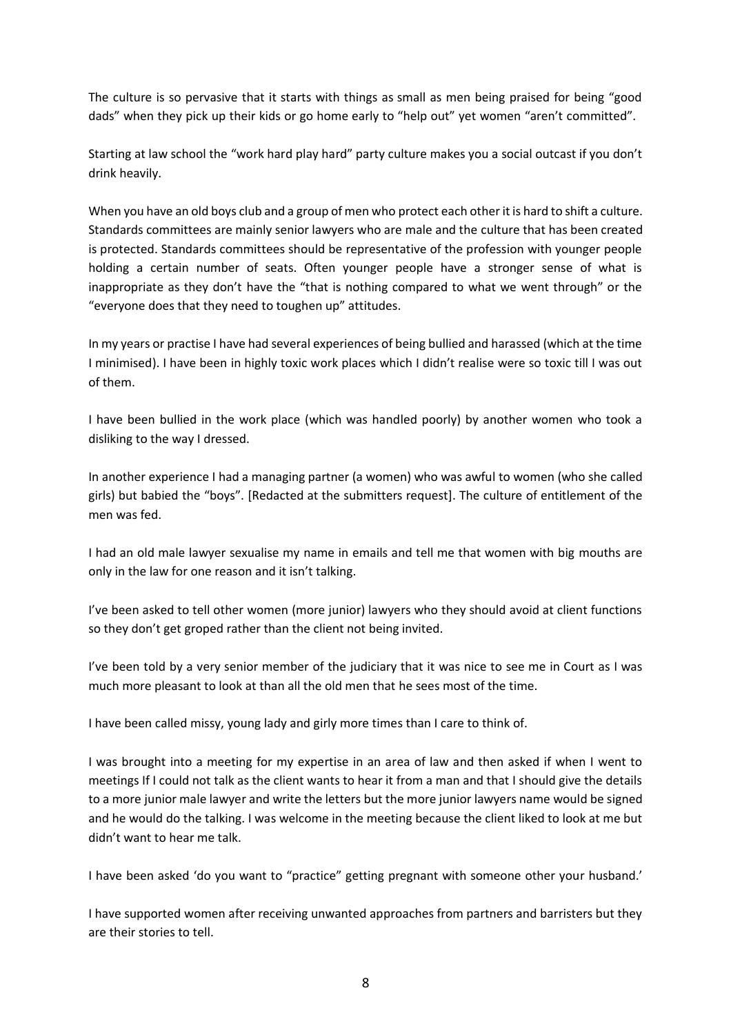The culture is so pervasive that it starts with things as small as men being praised for being "good dads" when they pick up their kids or go home early to "help out" yet women "aren't committed".

Starting at law school the "work hard play hard" party culture makes you a social outcast if you don't drink heavily.

When you have an old boys club and a group of men who protect each other it is hard to shift a culture. Standards committees are mainly senior lawyers who are male and the culture that has been created is protected. Standards committees should be representative of the profession with younger people holding a certain number of seats. Often younger people have a stronger sense of what is inappropriate as they don't have the "that is nothing compared to what we went through" or the "everyone does that they need to toughen up" attitudes.

In my years or practise I have had several experiences of being bullied and harassed (which at the time I minimised). I have been in highly toxic work places which I didn't realise were so toxic till I was out of them.

I have been bullied in the work place (which was handled poorly) by another women who took a disliking to the way I dressed.

In another experience I had a managing partner (a women) who was awful to women (who she called girls) but babied the "boys". [Redacted at the submitters request]. The culture of entitlement of the men was fed.

I had an old male lawyer sexualise my name in emails and tell me that women with big mouths are only in the law for one reason and it isn't talking.

I've been asked to tell other women (more junior) lawyers who they should avoid at client functions so they don't get groped rather than the client not being invited.

I've been told by a very senior member of the judiciary that it was nice to see me in Court as I was much more pleasant to look at than all the old men that he sees most of the time.

I have been called missy, young lady and girly more times than I care to think of.

I was brought into a meeting for my expertise in an area of law and then asked if when I went to meetings If I could not talk as the client wants to hear it from a man and that I should give the details to a more junior male lawyer and write the letters but the more junior lawyers name would be signed and he would do the talking. I was welcome in the meeting because the client liked to look at me but didn't want to hear me talk.

I have been asked 'do you want to "practice" getting pregnant with someone other your husband.'

I have supported women after receiving unwanted approaches from partners and barristers but they are their stories to tell.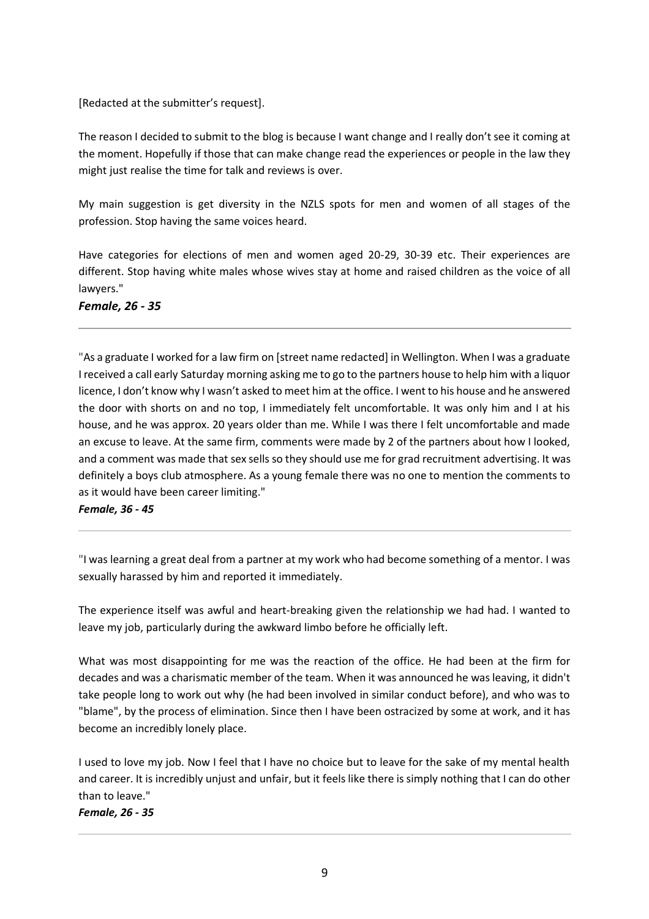[Redacted at the submitter's request].

The reason I decided to submit to the blog is because I want change and I really don't see it coming at the moment. Hopefully if those that can make change read the experiences or people in the law they might just realise the time for talk and reviews is over.

My main suggestion is get diversity in the NZLS spots for men and women of all stages of the profession. Stop having the same voices heard.

Have categories for elections of men and women aged 20-29, 30-39 etc. Their experiences are different. Stop having white males whose wives stay at home and raised children as the voice of all lawyers."

***Female, 26 - 35***

---

"As a graduate I worked for a law firm on [street name redacted] in Wellington. When I was a graduate I received a call early Saturday morning asking me to go to the partners house to help him with a liquor licence, I don't know why I wasn't asked to meet him at the office. I went to his house and he answered the door with shorts on and no top, I immediately felt uncomfortable. It was only him and I at his house, and he was approx. 20 years older than me. While I was there I felt uncomfortable and made an excuse to leave. At the same firm, comments were made by 2 of the partners about how I looked, and a comment was made that sex sells so they should use me for grad recruitment advertising. It was definitely a boys club atmosphere. As a young female there was no one to mention the comments to as it would have been career limiting."

***Female, 36 - 45***

---

"I was learning a great deal from a partner at my work who had become something of a mentor. I was sexually harassed by him and reported it immediately.

The experience itself was awful and heart-breaking given the relationship we had had. I wanted to leave my job, particularly during the awkward limbo before he officially left.

What was most disappointing for me was the reaction of the office. He had been at the firm for decades and was a charismatic member of the team. When it was announced he was leaving, it didn't take people long to work out why (he had been involved in similar conduct before), and who was to "blame", by the process of elimination. Since then I have been ostracized by some at work, and it has become an incredibly lonely place.

I used to love my job. Now I feel that I have no choice but to leave for the sake of my mental health and career. It is incredibly unjust and unfair, but it feels like there is simply nothing that I can do other than to leave."

***Female, 26 - 35***

---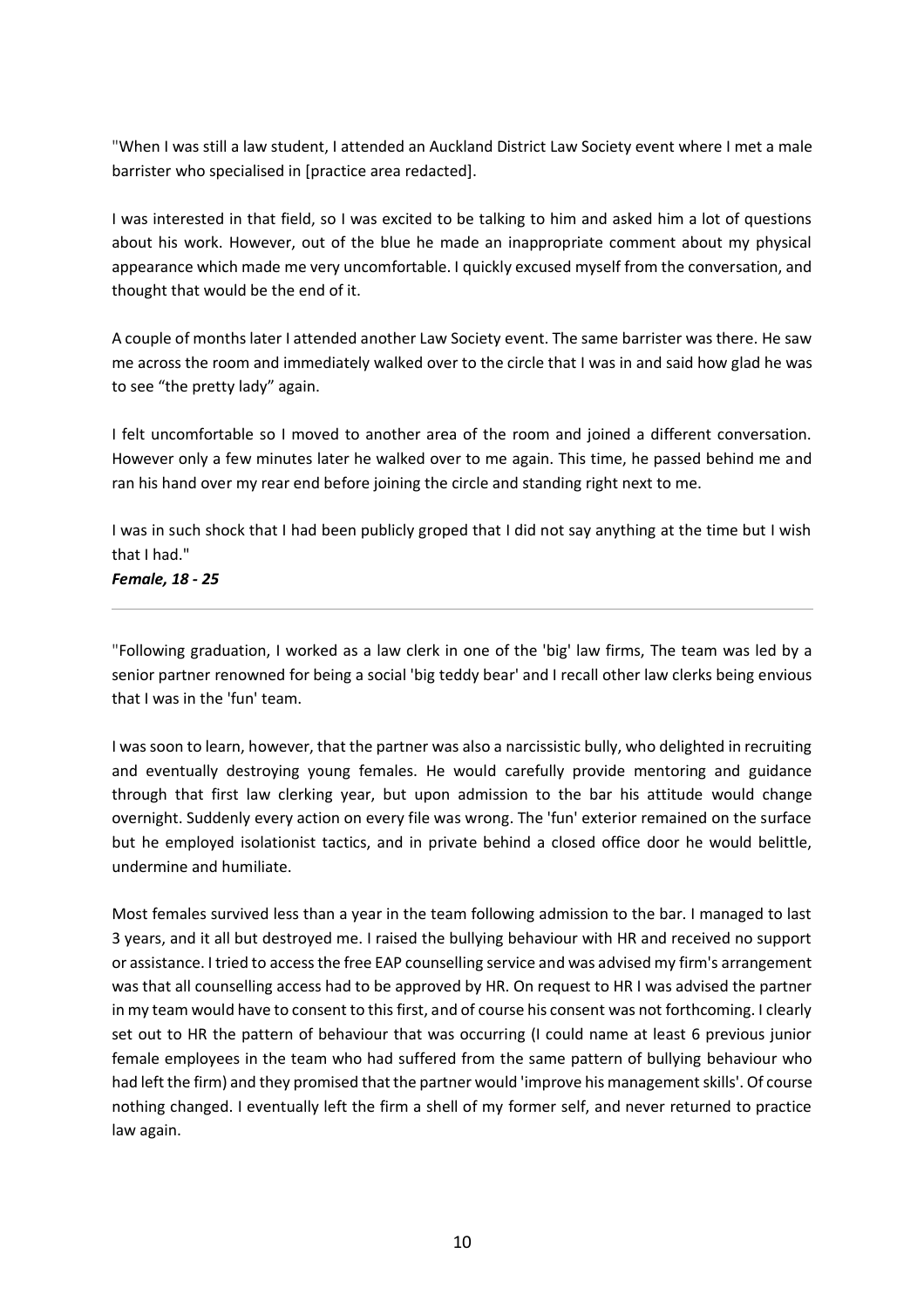"When I was still a law student, I attended an Auckland District Law Society event where I met a male barrister who specialised in [practice area redacted].

I was interested in that field, so I was excited to be talking to him and asked him a lot of questions about his work. However, out of the blue he made an inappropriate comment about my physical appearance which made me very uncomfortable. I quickly excused myself from the conversation, and thought that would be the end of it.

A couple of months later I attended another Law Society event. The same barrister was there. He saw me across the room and immediately walked over to the circle that I was in and said how glad he was to see "the pretty lady" again.

I felt uncomfortable so I moved to another area of the room and joined a different conversation. However only a few minutes later he walked over to me again. This time, he passed behind me and ran his hand over my rear end before joining the circle and standing right next to me.

I was in such shock that I had been publicly groped that I did not say anything at the time but I wish that I had."
***Female, 18 - 25***

---

"Following graduation, I worked as a law clerk in one of the 'big' law firms, The team was led by a senior partner renowned for being a social 'big teddy bear' and I recall other law clerks being envious that I was in the 'fun' team.

I was soon to learn, however, that the partner was also a narcissistic bully, who delighted in recruiting and eventually destroying young females. He would carefully provide mentoring and guidance through that first law clerking year, but upon admission to the bar his attitude would change overnight. Suddenly every action on every file was wrong. The 'fun' exterior remained on the surface but he employed isolationist tactics, and in private behind a closed office door he would belittle, undermine and humiliate.

Most females survived less than a year in the team following admission to the bar. I managed to last 3 years, and it all but destroyed me. I raised the bullying behaviour with HR and received no support or assistance. I tried to access the free EAP counselling service and was advised my firm's arrangement was that all counselling access had to be approved by HR. On request to HR I was advised the partner in my team would have to consent to this first, and of course his consent was not forthcoming. I clearly set out to HR the pattern of behaviour that was occurring (I could name at least 6 previous junior female employees in the team who had suffered from the same pattern of bullying behaviour who had left the firm) and they promised that the partner would 'improve his management skills'. Of course nothing changed. I eventually left the firm a shell of my former self, and never returned to practice law again.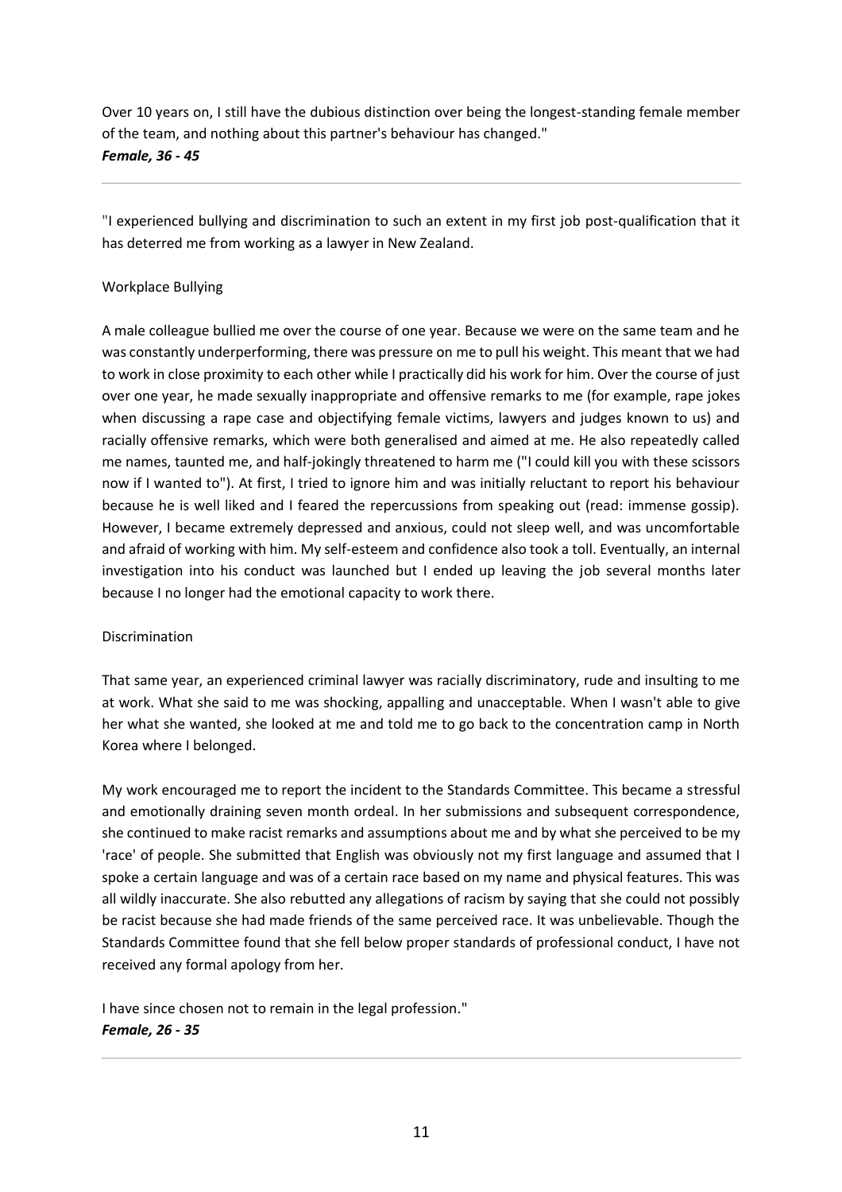Over 10 years on, I still have the dubious distinction over being the longest-standing female member of the team, and nothing about this partner's behaviour has changed."
***Female, 36 - 45***

---

"I experienced bullying and discrimination to such an extent in my first job post-qualification that it has deterred me from working as a lawyer in New Zealand.

Workplace Bullying

A male colleague bullied me over the course of one year. Because we were on the same team and he was constantly underperforming, there was pressure on me to pull his weight. This meant that we had to work in close proximity to each other while I practically did his work for him. Over the course of just over one year, he made sexually inappropriate and offensive remarks to me (for example, rape jokes when discussing a rape case and objectifying female victims, lawyers and judges known to us) and racially offensive remarks, which were both generalised and aimed at me. He also repeatedly called me names, taunted me, and half-jokingly threatened to harm me ("I could kill you with these scissors now if I wanted to"). At first, I tried to ignore him and was initially reluctant to report his behaviour because he is well liked and I feared the repercussions from speaking out (read: immense gossip). However, I became extremely depressed and anxious, could not sleep well, and was uncomfortable and afraid of working with him. My self-esteem and confidence also took a toll. Eventually, an internal investigation into his conduct was launched but I ended up leaving the job several months later because I no longer had the emotional capacity to work there.

Discrimination

That same year, an experienced criminal lawyer was racially discriminatory, rude and insulting to me at work. What she said to me was shocking, appalling and unacceptable. When I wasn't able to give her what she wanted, she looked at me and told me to go back to the concentration camp in North Korea where I belonged.

My work encouraged me to report the incident to the Standards Committee. This became a stressful and emotionally draining seven month ordeal. In her submissions and subsequent correspondence, she continued to make racist remarks and assumptions about me and by what she perceived to be my 'race' of people. She submitted that English was obviously not my first language and assumed that I spoke a certain language and was of a certain race based on my name and physical features. This was all wildly inaccurate. She also rebutted any allegations of racism by saying that she could not possibly be racist because she had made friends of the same perceived race. It was unbelievable. Though the Standards Committee found that she fell below proper standards of professional conduct, I have not received any formal apology from her.

I have since chosen not to remain in the legal profession."
***Female, 26 - 35***

---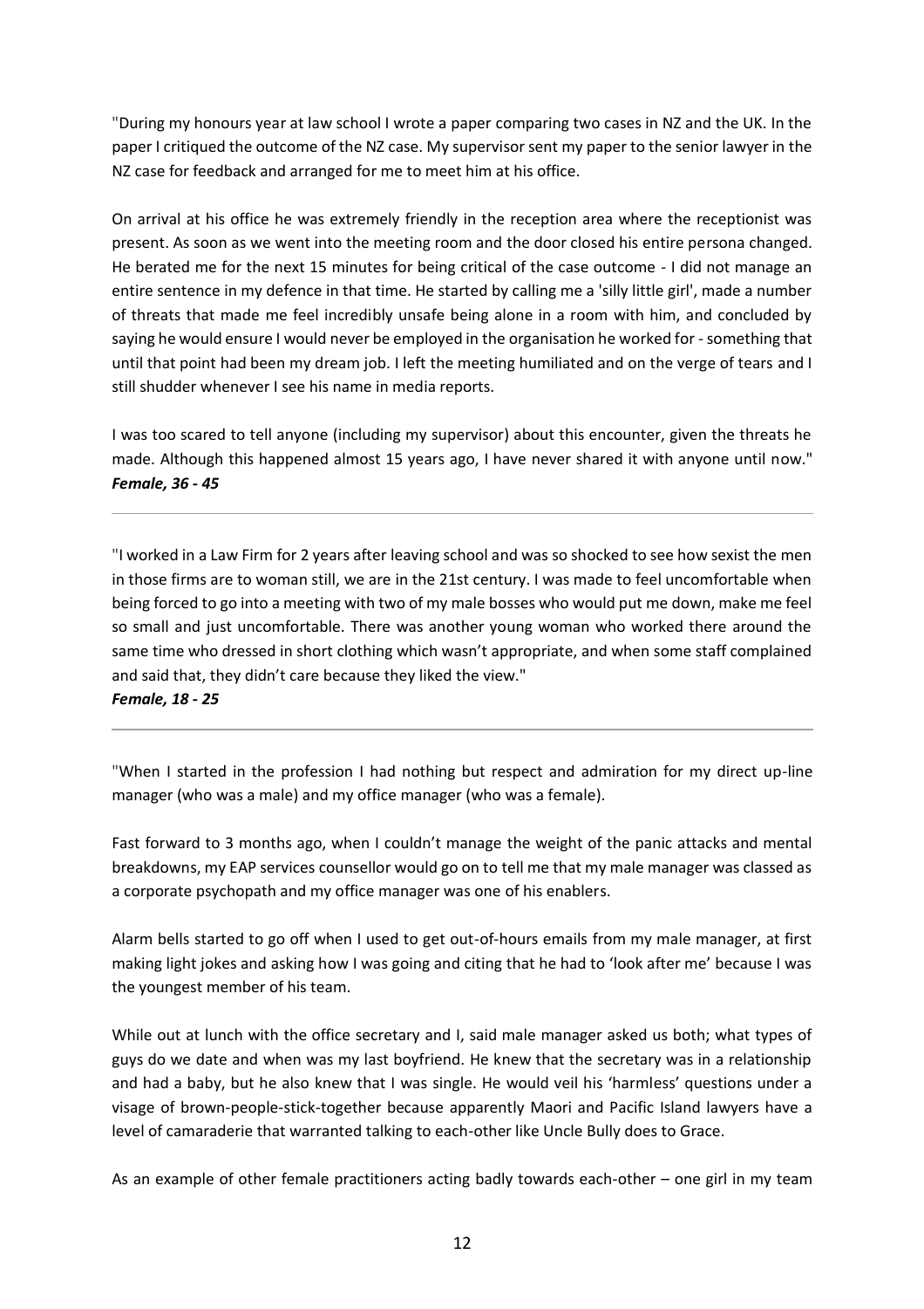"During my honours year at law school I wrote a paper comparing two cases in NZ and the UK. In the paper I critiqued the outcome of the NZ case. My supervisor sent my paper to the senior lawyer in the NZ case for feedback and arranged for me to meet him at his office.

On arrival at his office he was extremely friendly in the reception area where the receptionist was present. As soon as we went into the meeting room and the door closed his entire persona changed. He berated me for the next 15 minutes for being critical of the case outcome - I did not manage an entire sentence in my defence in that time. He started by calling me a 'silly little girl', made a number of threats that made me feel incredibly unsafe being alone in a room with him, and concluded by saying he would ensure I would never be employed in the organisation he worked for - something that until that point had been my dream job. I left the meeting humiliated and on the verge of tears and I still shudder whenever I see his name in media reports.

I was too scared to tell anyone (including my supervisor) about this encounter, given the threats he made. Although this happened almost 15 years ago, I have never shared it with anyone until now."
***Female, 36 - 45***

---

"I worked in a Law Firm for 2 years after leaving school and was so shocked to see how sexist the men in those firms are to woman still, we are in the 21st century. I was made to feel uncomfortable when being forced to go into a meeting with two of my male bosses who would put me down, make me feel so small and just uncomfortable. There was another young woman who worked there around the same time who dressed in short clothing which wasn't appropriate, and when some staff complained and said that, they didn't care because they liked the view."
***Female, 18 - 25***

---

"When I started in the profession I had nothing but respect and admiration for my direct up-line manager (who was a male) and my office manager (who was a female).

Fast forward to 3 months ago, when I couldn't manage the weight of the panic attacks and mental breakdowns, my EAP services counsellor would go on to tell me that my male manager was classed as a corporate psychopath and my office manager was one of his enablers.

Alarm bells started to go off when I used to get out-of-hours emails from my male manager, at first making light jokes and asking how I was going and citing that he had to 'look after me' because I was the youngest member of his team.

While out at lunch with the office secretary and I, said male manager asked us both; what types of guys do we date and when was my last boyfriend. He knew that the secretary was in a relationship and had a baby, but he also knew that I was single. He would veil his 'harmless' questions under a visage of brown-people-stick-together because apparently Maori and Pacific Island lawyers have a level of camaraderie that warranted talking to each-other like Uncle Bully does to Grace.

As an example of other female practitioners acting badly towards each-other – one girl in my team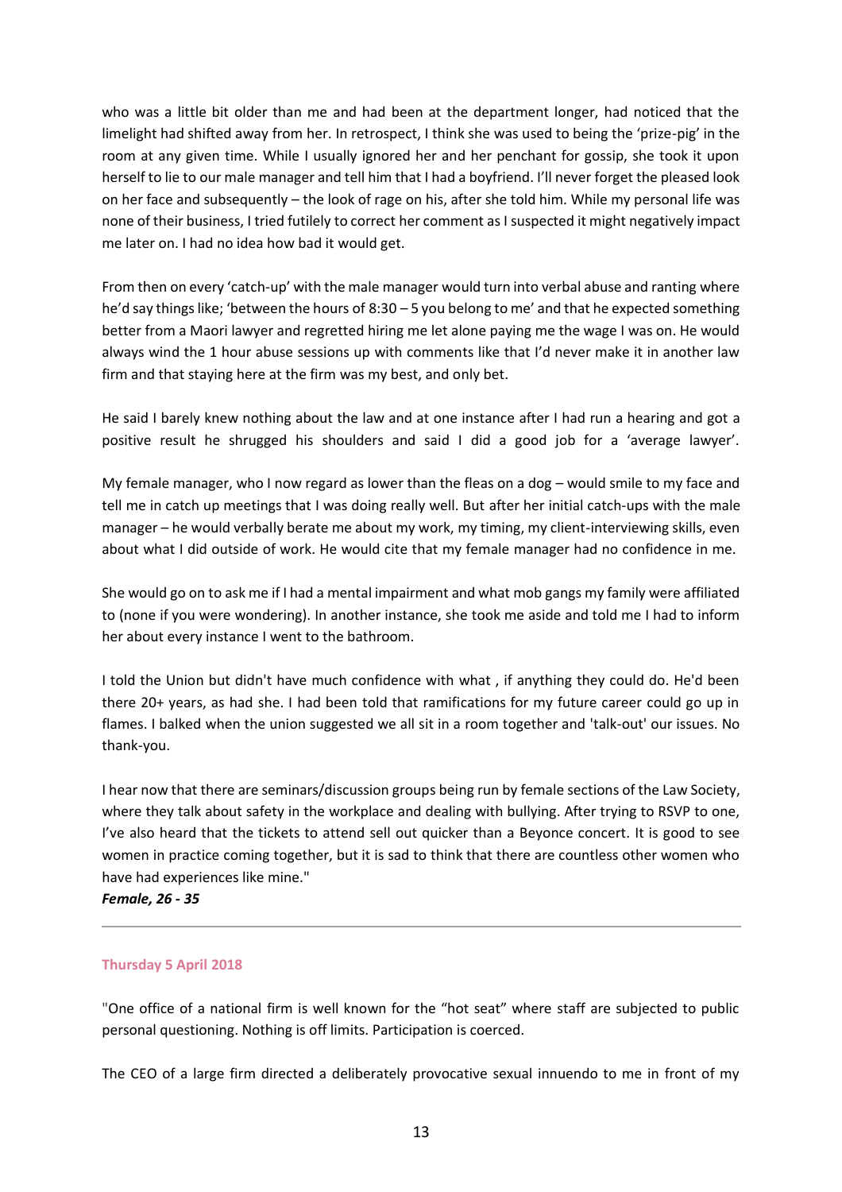who was a little bit older than me and had been at the department longer, had noticed that the limelight had shifted away from her. In retrospect, I think she was used to being the 'prize-pig' in the room at any given time. While I usually ignored her and her penchant for gossip, she took it upon herself to lie to our male manager and tell him that I had a boyfriend. I'll never forget the pleased look on her face and subsequently – the look of rage on his, after she told him. While my personal life was none of their business, I tried futilely to correct her comment as I suspected it might negatively impact me later on. I had no idea how bad it would get.

From then on every 'catch-up' with the male manager would turn into verbal abuse and ranting where he'd say things like; 'between the hours of 8:30 – 5 you belong to me' and that he expected something better from a Maori lawyer and regretted hiring me let alone paying me the wage I was on. He would always wind the 1 hour abuse sessions up with comments like that I'd never make it in another law firm and that staying here at the firm was my best, and only bet.

He said I barely knew nothing about the law and at one instance after I had run a hearing and got a positive result he shrugged his shoulders and said I did a good job for a 'average lawyer'.

My female manager, who I now regard as lower than the fleas on a dog – would smile to my face and tell me in catch up meetings that I was doing really well. But after her initial catch-ups with the male manager – he would verbally berate me about my work, my timing, my client-interviewing skills, even about what I did outside of work. He would cite that my female manager had no confidence in me.

She would go on to ask me if I had a mental impairment and what mob gangs my family were affiliated to (none if you were wondering). In another instance, she took me aside and told me I had to inform her about every instance I went to the bathroom.

I told the Union but didn't have much confidence with what , if anything they could do. He'd been there 20+ years, as had she. I had been told that ramifications for my future career could go up in flames. I balked when the union suggested we all sit in a room together and 'talk-out' our issues. No thank-you.

I hear now that there are seminars/discussion groups being run by female sections of the Law Society, where they talk about safety in the workplace and dealing with bullying. After trying to RSVP to one, I've also heard that the tickets to attend sell out quicker than a Beyonce concert. It is good to see women in practice coming together, but it is sad to think that there are countless other women who have had experiences like mine."

***Female, 26 - 35***

---

**Thursday 5 April 2018**

"One office of a national firm is well known for the "hot seat" where staff are subjected to public personal questioning. Nothing is off limits. Participation is coerced.

The CEO of a large firm directed a deliberately provocative sexual innuendo to me in front of my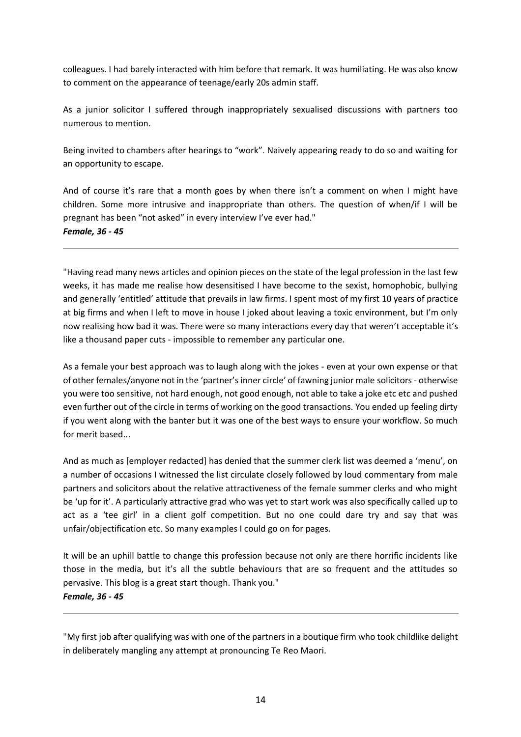colleagues. I had barely interacted with him before that remark. It was humiliating. He was also know to comment on the appearance of teenage/early 20s admin staff.

As a junior solicitor I suffered through inappropriately sexualised discussions with partners too numerous to mention.

Being invited to chambers after hearings to "work". Naively appearing ready to do so and waiting for an opportunity to escape.

And of course it's rare that a month goes by when there isn't a comment on when I might have children. Some more intrusive and inappropriate than others. The question of when/if I will be pregnant has been "not asked" in every interview I've ever had."
***Female, 36 - 45***

---

"Having read many news articles and opinion pieces on the state of the legal profession in the last few weeks, it has made me realise how desensitised I have become to the sexist, homophobic, bullying and generally 'entitled' attitude that prevails in law firms. I spent most of my first 10 years of practice at big firms and when I left to move in house I joked about leaving a toxic environment, but I'm only now realising how bad it was. There were so many interactions every day that weren't acceptable it's like a thousand paper cuts - impossible to remember any particular one.

As a female your best approach was to laugh along with the jokes - even at your own expense or that of other females/anyone not in the 'partner's inner circle' of fawning junior male solicitors - otherwise you were too sensitive, not hard enough, not good enough, not able to take a joke etc etc and pushed even further out of the circle in terms of working on the good transactions. You ended up feeling dirty if you went along with the banter but it was one of the best ways to ensure your workflow. So much for merit based...

And as much as [employer redacted] has denied that the summer clerk list was deemed a 'menu', on a number of occasions I witnessed the list circulate closely followed by loud commentary from male partners and solicitors about the relative attractiveness of the female summer clerks and who might be 'up for it'. A particularly attractive grad who was yet to start work was also specifically called up to act as a 'tee girl' in a client golf competition. But no one could dare try and say that was unfair/objectification etc. So many examples I could go on for pages.

It will be an uphill battle to change this profession because not only are there horrific incidents like those in the media, but it's all the subtle behaviours that are so frequent and the attitudes so pervasive. This blog is a great start though. Thank you."
***Female, 36 - 45***

---

"My first job after qualifying was with one of the partners in a boutique firm who took childlike delight in deliberately mangling any attempt at pronouncing Te Reo Maori.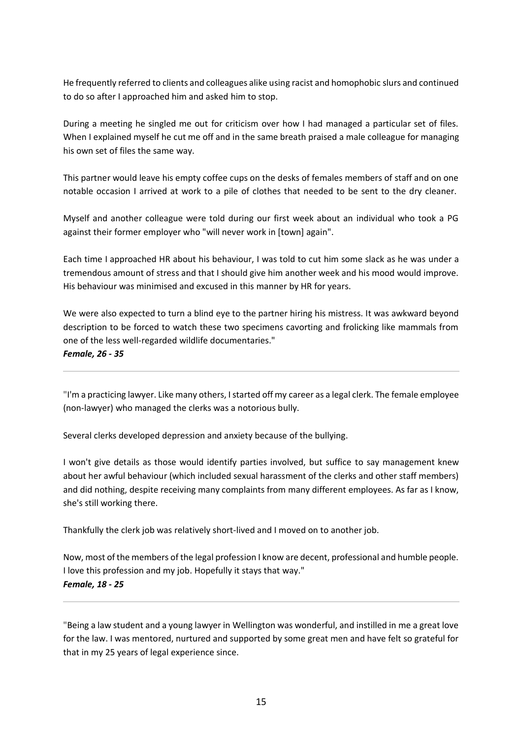He frequently referred to clients and colleagues alike using racist and homophobic slurs and continued to do so after I approached him and asked him to stop.

During a meeting he singled me out for criticism over how I had managed a particular set of files. When I explained myself he cut me off and in the same breath praised a male colleague for managing his own set of files the same way.

This partner would leave his empty coffee cups on the desks of females members of staff and on one notable occasion I arrived at work to a pile of clothes that needed to be sent to the dry cleaner.

Myself and another colleague were told during our first week about an individual who took a PG against their former employer who "will never work in [town] again".

Each time I approached HR about his behaviour, I was told to cut him some slack as he was under a tremendous amount of stress and that I should give him another week and his mood would improve. His behaviour was minimised and excused in this manner by HR for years.

We were also expected to turn a blind eye to the partner hiring his mistress. It was awkward beyond description to be forced to watch these two specimens cavorting and frolicking like mammals from one of the less well-regarded wildlife documentaries."
***Female, 26 - 35***

---

"I'm a practicing lawyer. Like many others, I started off my career as a legal clerk. The female employee (non-lawyer) who managed the clerks was a notorious bully.

Several clerks developed depression and anxiety because of the bullying.

I won't give details as those would identify parties involved, but suffice to say management knew about her awful behaviour (which included sexual harassment of the clerks and other staff members) and did nothing, despite receiving many complaints from many different employees. As far as I know, she's still working there.

Thankfully the clerk job was relatively short-lived and I moved on to another job.

Now, most of the members of the legal profession I know are decent, professional and humble people. I love this profession and my job. Hopefully it stays that way."
***Female, 18 - 25***

---

"Being a law student and a young lawyer in Wellington was wonderful, and instilled in me a great love for the law. I was mentored, nurtured and supported by some great men and have felt so grateful for that in my 25 years of legal experience since.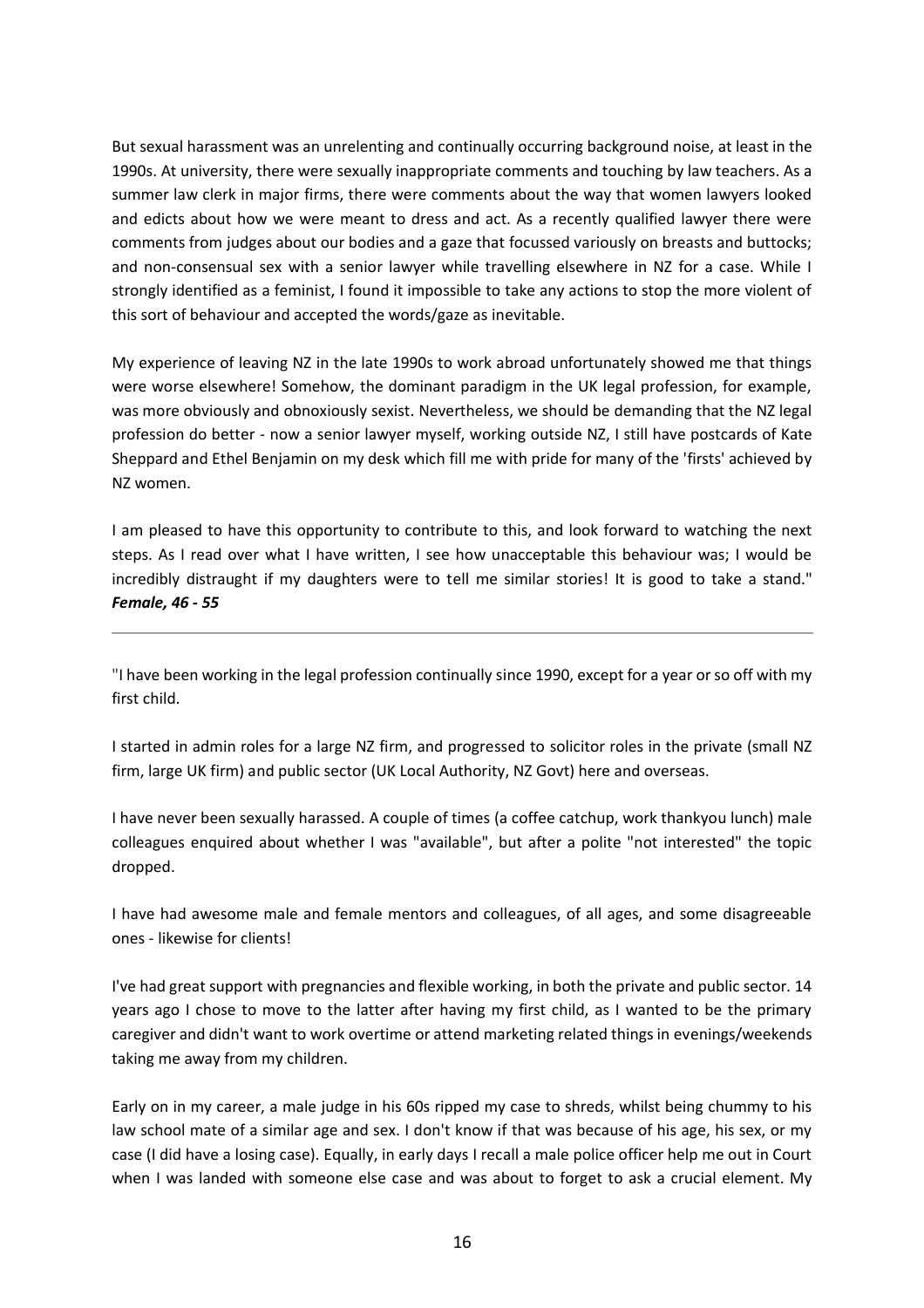But sexual harassment was an unrelenting and continually occurring background noise, at least in the 1990s. At university, there were sexually inappropriate comments and touching by law teachers. As a summer law clerk in major firms, there were comments about the way that women lawyers looked and edicts about how we were meant to dress and act. As a recently qualified lawyer there were comments from judges about our bodies and a gaze that focussed variously on breasts and buttocks; and non-consensual sex with a senior lawyer while travelling elsewhere in NZ for a case. While I strongly identified as a feminist, I found it impossible to take any actions to stop the more violent of this sort of behaviour and accepted the words/gaze as inevitable.

My experience of leaving NZ in the late 1990s to work abroad unfortunately showed me that things were worse elsewhere! Somehow, the dominant paradigm in the UK legal profession, for example, was more obviously and obnoxiously sexist. Nevertheless, we should be demanding that the NZ legal profession do better - now a senior lawyer myself, working outside NZ, I still have postcards of Kate Sheppard and Ethel Benjamin on my desk which fill me with pride for many of the 'firsts' achieved by NZ women.

I am pleased to have this opportunity to contribute to this, and look forward to watching the next steps. As I read over what I have written, I see how unacceptable this behaviour was; I would be incredibly distraught if my daughters were to tell me similar stories! It is good to take a stand."
***Female, 46 - 55***

---

"I have been working in the legal profession continually since 1990, except for a year or so off with my first child.

I started in admin roles for a large NZ firm, and progressed to solicitor roles in the private (small NZ firm, large UK firm) and public sector (UK Local Authority, NZ Govt) here and overseas.

I have never been sexually harassed. A couple of times (a coffee catchup, work thankyou lunch) male colleagues enquired about whether I was "available", but after a polite "not interested" the topic dropped.

I have had awesome male and female mentors and colleagues, of all ages, and some disagreeable ones - likewise for clients!

I've had great support with pregnancies and flexible working, in both the private and public sector. 14 years ago I chose to move to the latter after having my first child, as I wanted to be the primary caregiver and didn't want to work overtime or attend marketing related things in evenings/weekends taking me away from my children.

Early on in my career, a male judge in his 60s ripped my case to shreds, whilst being chummy to his law school mate of a similar age and sex. I don't know if that was because of his age, his sex, or my case (I did have a losing case). Equally, in early days I recall a male police officer help me out in Court when I was landed with someone else case and was about to forget to ask a crucial element. My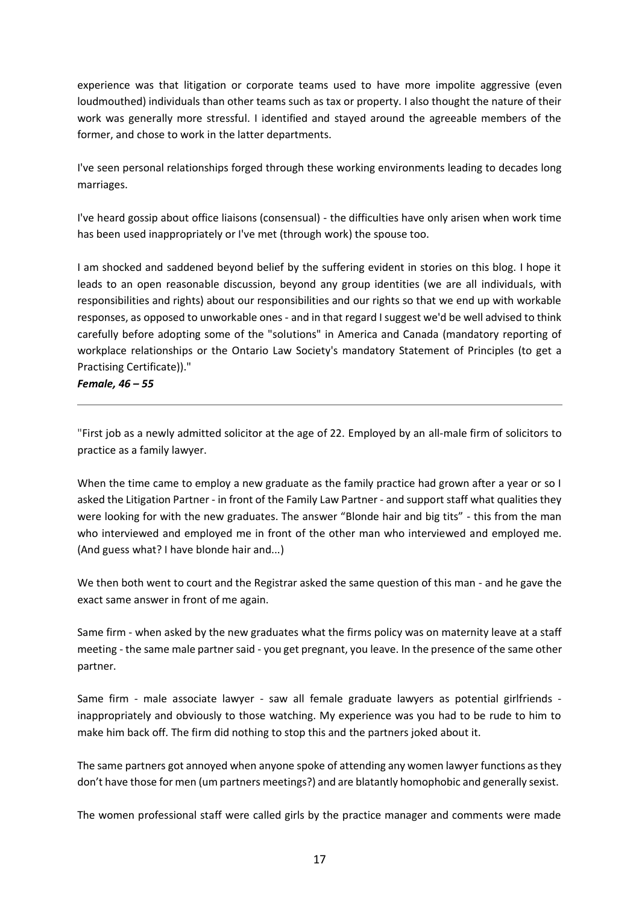experience was that litigation or corporate teams used to have more impolite aggressive (even loudmouthed) individuals than other teams such as tax or property. I also thought the nature of their work was generally more stressful. I identified and stayed around the agreeable members of the former, and chose to work in the latter departments.

I've seen personal relationships forged through these working environments leading to decades long marriages.

I've heard gossip about office liaisons (consensual) - the difficulties have only arisen when work time has been used inappropriately or I've met (through work) the spouse too.

I am shocked and saddened beyond belief by the suffering evident in stories on this blog. I hope it leads to an open reasonable discussion, beyond any group identities (we are all individuals, with responsibilities and rights) about our responsibilities and our rights so that we end up with workable responses, as opposed to unworkable ones - and in that regard I suggest we'd be well advised to think carefully before adopting some of the "solutions" in America and Canada (mandatory reporting of workplace relationships or the Ontario Law Society's mandatory Statement of Principles (to get a Practising Certificate))."

***Female, 46 – 55***

---

"First job as a newly admitted solicitor at the age of 22. Employed by an all-male firm of solicitors to practice as a family lawyer.

When the time came to employ a new graduate as the family practice had grown after a year or so I asked the Litigation Partner - in front of the Family Law Partner - and support staff what qualities they were looking for with the new graduates. The answer "Blonde hair and big tits" - this from the man who interviewed and employed me in front of the other man who interviewed and employed me. (And guess what? I have blonde hair and...)

We then both went to court and the Registrar asked the same question of this man - and he gave the exact same answer in front of me again.

Same firm - when asked by the new graduates what the firms policy was on maternity leave at a staff meeting - the same male partner said - you get pregnant, you leave. In the presence of the same other partner.

Same firm - male associate lawyer - saw all female graduate lawyers as potential girlfriends - inappropriately and obviously to those watching. My experience was you had to be rude to him to make him back off. The firm did nothing to stop this and the partners joked about it.

The same partners got annoyed when anyone spoke of attending any women lawyer functions as they don't have those for men (um partners meetings?) and are blatantly homophobic and generally sexist.

The women professional staff were called girls by the practice manager and comments were made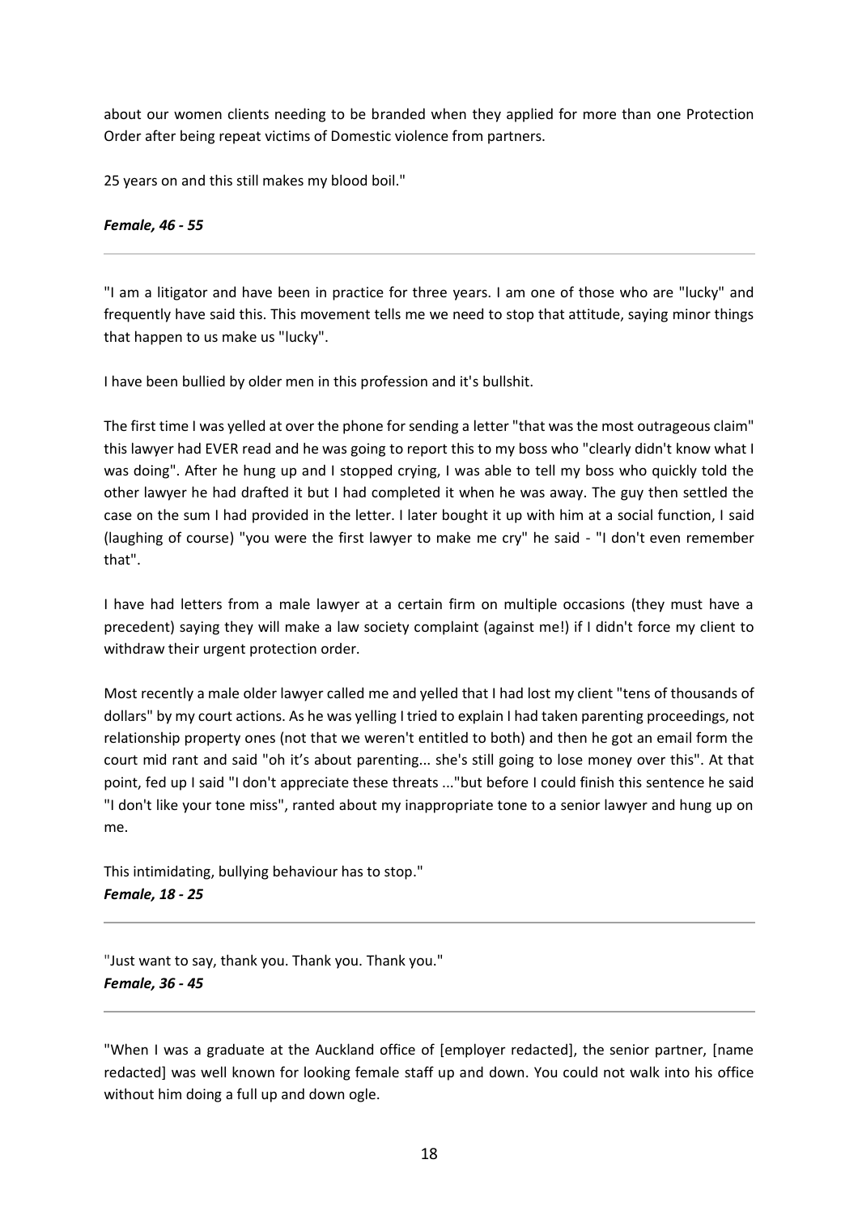about our women clients needing to be branded when they applied for more than one Protection Order after being repeat victims of Domestic violence from partners.

25 years on and this still makes my blood boil."

***Female, 46 - 55***

---

"I am a litigator and have been in practice for three years. I am one of those who are "lucky" and frequently have said this. This movement tells me we need to stop that attitude, saying minor things that happen to us make us "lucky".

I have been bullied by older men in this profession and it's bullshit.

The first time I was yelled at over the phone for sending a letter "that was the most outrageous claim" this lawyer had EVER read and he was going to report this to my boss who "clearly didn't know what I was doing". After he hung up and I stopped crying, I was able to tell my boss who quickly told the other lawyer he had drafted it but I had completed it when he was away. The guy then settled the case on the sum I had provided in the letter. I later bought it up with him at a social function, I said (laughing of course) "you were the first lawyer to make me cry" he said - "I don't even remember that".

I have had letters from a male lawyer at a certain firm on multiple occasions (they must have a precedent) saying they will make a law society complaint (against me!) if I didn't force my client to withdraw their urgent protection order.

Most recently a male older lawyer called me and yelled that I had lost my client "tens of thousands of dollars" by my court actions. As he was yelling I tried to explain I had taken parenting proceedings, not relationship property ones (not that we weren't entitled to both) and then he got an email form the court mid rant and said "oh it's about parenting... she's still going to lose money over this". At that point, fed up I said "I don't appreciate these threats ..."but before I could finish this sentence he said "I don't like your tone miss", ranted about my inappropriate tone to a senior lawyer and hung up on me.

This intimidating, bullying behaviour has to stop."

***Female, 18 - 25***

---

"Just want to say, thank you. Thank you. Thank you."

***Female, 36 - 45***

---

"When I was a graduate at the Auckland office of [employer redacted], the senior partner, [name redacted] was well known for looking female staff up and down. You could not walk into his office without him doing a full up and down ogle.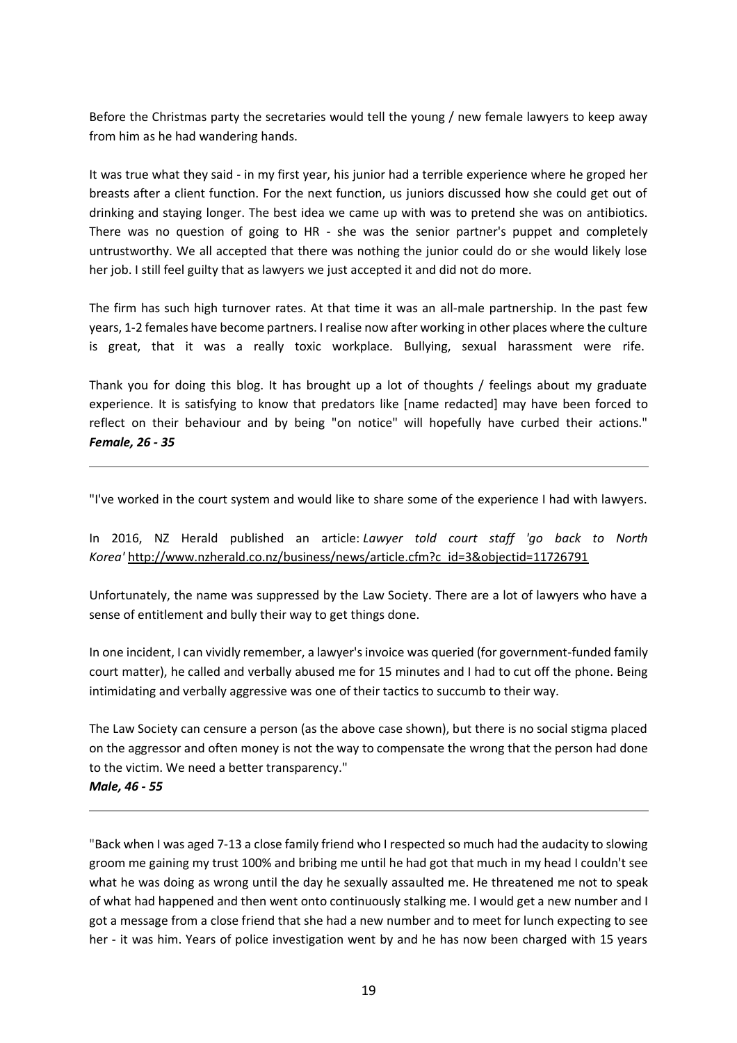Before the Christmas party the secretaries would tell the young / new female lawyers to keep away from him as he had wandering hands.

It was true what they said - in my first year, his junior had a terrible experience where he groped her breasts after a client function. For the next function, us juniors discussed how she could get out of drinking and staying longer. The best idea we came up with was to pretend she was on antibiotics. There was no question of going to HR - she was the senior partner's puppet and completely untrustworthy. We all accepted that there was nothing the junior could do or she would likely lose her job. I still feel guilty that as lawyers we just accepted it and did not do more.

The firm has such high turnover rates. At that time it was an all-male partnership. In the past few years, 1-2 females have become partners. I realise now after working in other places where the culture is great, that it was a really toxic workplace. Bullying, sexual harassment were rife.

Thank you for doing this blog. It has brought up a lot of thoughts / feelings about my graduate experience. It is satisfying to know that predators like [name redacted] may have been forced to reflect on their behaviour and by being "on notice" will hopefully have curbed their actions."
***Female, 26 - 35***

---

"I've worked in the court system and would like to share some of the experience I had with lawyers.

In 2016, NZ Herald published an article: *Lawyer told court staff 'go back to North Korea'* http://www.nzherald.co.nz/business/news/article.cfm?c_id=3&objectid=11726791

Unfortunately, the name was suppressed by the Law Society. There are a lot of lawyers who have a sense of entitlement and bully their way to get things done.

In one incident, I can vividly remember, a lawyer's invoice was queried (for government-funded family court matter), he called and verbally abused me for 15 minutes and I had to cut off the phone. Being intimidating and verbally aggressive was one of their tactics to succumb to their way.

The Law Society can censure a person (as the above case shown), but there is no social stigma placed on the aggressor and often money is not the way to compensate the wrong that the person had done to the victim. We need a better transparency."
***Male, 46 - 55***

---

"Back when I was aged 7-13 a close family friend who I respected so much had the audacity to slowing groom me gaining my trust 100% and bribing me until he had got that much in my head I couldn't see what he was doing as wrong until the day he sexually assaulted me. He threatened me not to speak of what had happened and then went onto continuously stalking me. I would get a new number and I got a message from a close friend that she had a new number and to meet for lunch expecting to see her - it was him. Years of police investigation went by and he has now been charged with 15 years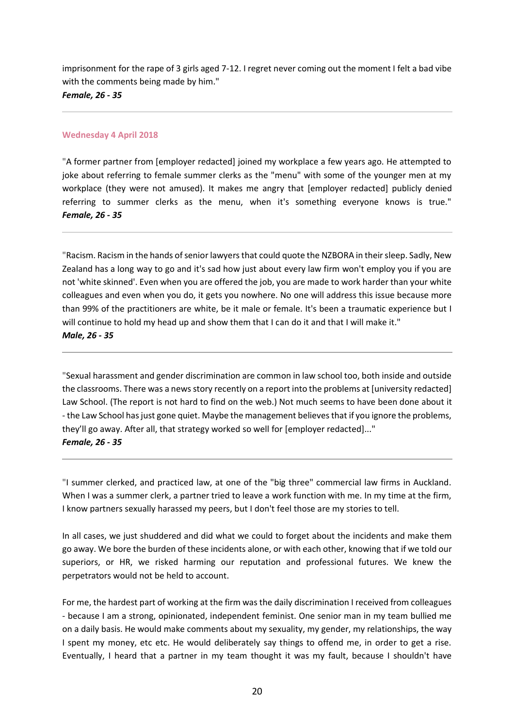imprisonment for the rape of 3 girls aged 7-12. I regret never coming out the moment I felt a bad vibe with the comments being made by him."
***Female, 26 - 35***

---

**Wednesday 4 April 2018**

"A former partner from [employer redacted] joined my workplace a few years ago. He attempted to joke about referring to female summer clerks as the "menu" with some of the younger men at my workplace (they were not amused). It makes me angry that [employer redacted] publicly denied referring to summer clerks as the menu, when it's something everyone knows is true."
***Female, 26 - 35***

---

"Racism. Racism in the hands of senior lawyers that could quote the NZBORA in their sleep. Sadly, New Zealand has a long way to go and it's sad how just about every law firm won't employ you if you are not 'white skinned'. Even when you are offered the job, you are made to work harder than your white colleagues and even when you do, it gets you nowhere. No one will address this issue because more than 99% of the practitioners are white, be it male or female. It's been a traumatic experience but I will continue to hold my head up and show them that I can do it and that I will make it."
***Male, 26 - 35***

---

"Sexual harassment and gender discrimination are common in law school too, both inside and outside the classrooms. There was a news story recently on a report into the problems at [university redacted] Law School. (The report is not hard to find on the web.) Not much seems to have been done about it - the Law School has just gone quiet. Maybe the management believes that if you ignore the problems, they'll go away. After all, that strategy worked so well for [employer redacted]..."
***Female, 26 - 35***

---

"I summer clerked, and practiced law, at one of the "big three" commercial law firms in Auckland. When I was a summer clerk, a partner tried to leave a work function with me. In my time at the firm, I know partners sexually harassed my peers, but I don't feel those are my stories to tell.

In all cases, we just shuddered and did what we could to forget about the incidents and make them go away. We bore the burden of these incidents alone, or with each other, knowing that if we told our superiors, or HR, we risked harming our reputation and professional futures. We knew the perpetrators would not be held to account.

For me, the hardest part of working at the firm was the daily discrimination I received from colleagues - because I am a strong, opinionated, independent feminist. One senior man in my team bullied me on a daily basis. He would make comments about my sexuality, my gender, my relationships, the way I spent my money, etc etc. He would deliberately say things to offend me, in order to get a rise. Eventually, I heard that a partner in my team thought it was my fault, because I shouldn't have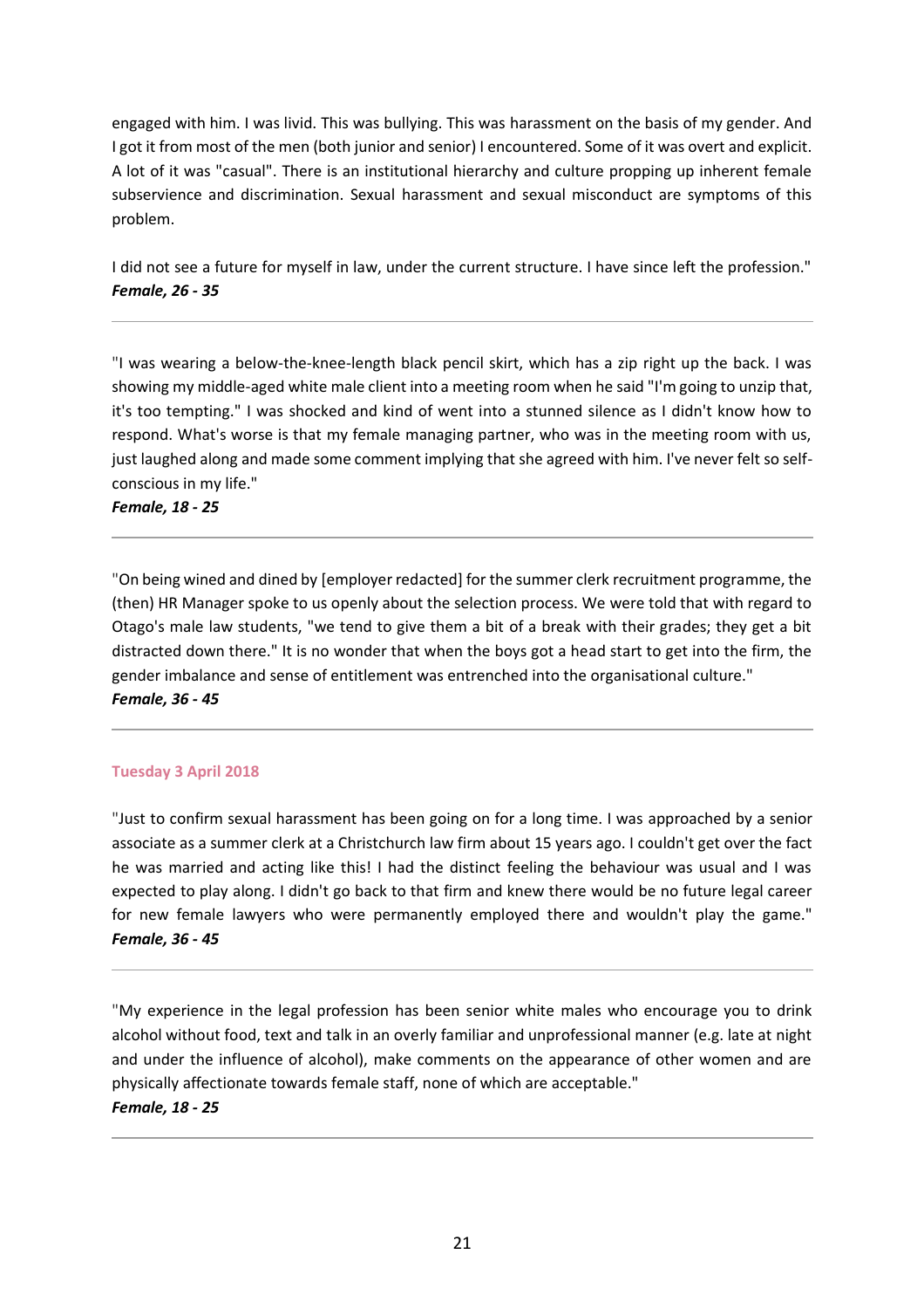engaged with him. I was livid. This was bullying. This was harassment on the basis of my gender. And I got it from most of the men (both junior and senior) I encountered. Some of it was overt and explicit. A lot of it was "casual". There is an institutional hierarchy and culture propping up inherent female subservience and discrimination. Sexual harassment and sexual misconduct are symptoms of this problem.

I did not see a future for myself in law, under the current structure. I have since left the profession."
***Female, 26 - 35***

---

"I was wearing a below-the-knee-length black pencil skirt, which has a zip right up the back. I was showing my middle-aged white male client into a meeting room when he said "I'm going to unzip that, it's too tempting." I was shocked and kind of went into a stunned silence as I didn't know how to respond. What's worse is that my female managing partner, who was in the meeting room with us, just laughed along and made some comment implying that she agreed with him. I've never felt so self-conscious in my life."
***Female, 18 - 25***

---

"On being wined and dined by [employer redacted] for the summer clerk recruitment programme, the (then) HR Manager spoke to us openly about the selection process. We were told that with regard to Otago's male law students, "we tend to give them a bit of a break with their grades; they get a bit distracted down there." It is no wonder that when the boys got a head start to get into the firm, the gender imbalance and sense of entitlement was entrenched into the organisational culture."
***Female, 36 - 45***

---

#### Tuesday 3 April 2018

"Just to confirm sexual harassment has been going on for a long time. I was approached by a senior associate as a summer clerk at a Christchurch law firm about 15 years ago. I couldn't get over the fact he was married and acting like this! I had the distinct feeling the behaviour was usual and I was expected to play along. I didn't go back to that firm and knew there would be no future legal career for new female lawyers who were permanently employed there and wouldn't play the game."
***Female, 36 - 45***

---

"My experience in the legal profession has been senior white males who encourage you to drink alcohol without food, text and talk in an overly familiar and unprofessional manner (e.g. late at night and under the influence of alcohol), make comments on the appearance of other women and are physically affectionate towards female staff, none of which are acceptable."
***Female, 18 - 25***

---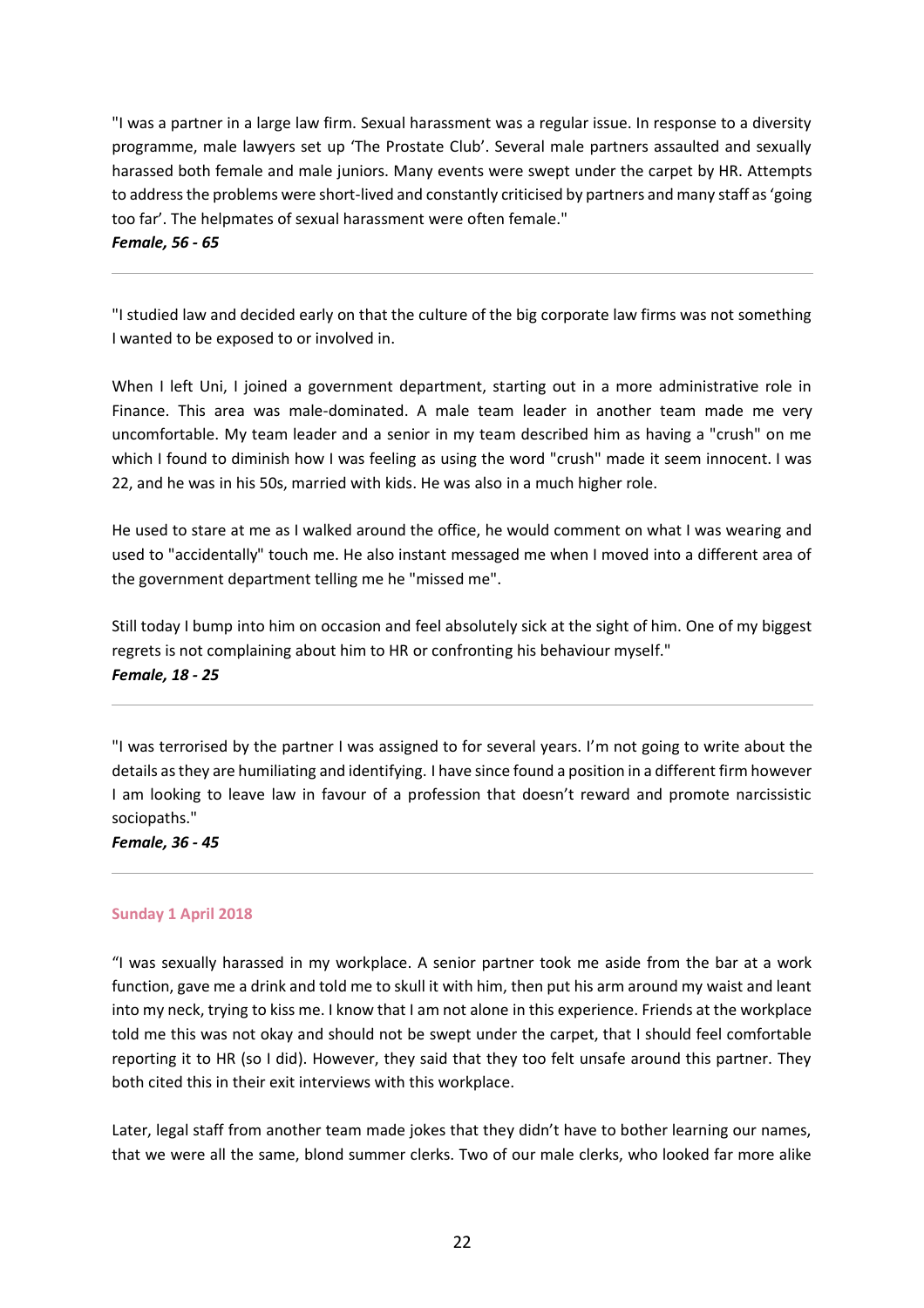"I was a partner in a large law firm. Sexual harassment was a regular issue. In response to a diversity programme, male lawyers set up 'The Prostate Club'. Several male partners assaulted and sexually harassed both female and male juniors. Many events were swept under the carpet by HR. Attempts to address the problems were short-lived and constantly criticised by partners and many staff as 'going too far'. The helpmates of sexual harassment were often female."
***Female, 56 - 65***

---

"I studied law and decided early on that the culture of the big corporate law firms was not something I wanted to be exposed to or involved in.

When I left Uni, I joined a government department, starting out in a more administrative role in Finance. This area was male-dominated. A male team leader in another team made me very uncomfortable. My team leader and a senior in my team described him as having a "crush" on me which I found to diminish how I was feeling as using the word "crush" made it seem innocent. I was 22, and he was in his 50s, married with kids. He was also in a much higher role.

He used to stare at me as I walked around the office, he would comment on what I was wearing and used to "accidentally" touch me. He also instant messaged me when I moved into a different area of the government department telling me he "missed me".

Still today I bump into him on occasion and feel absolutely sick at the sight of him. One of my biggest regrets is not complaining about him to HR or confronting his behaviour myself."
***Female, 18 - 25***

---

"I was terrorised by the partner I was assigned to for several years. I'm not going to write about the details as they are humiliating and identifying. I have since found a position in a different firm however I am looking to leave law in favour of a profession that doesn't reward and promote narcissistic sociopaths."
***Female, 36 - 45***

---

**Sunday 1 April 2018**

"I was sexually harassed in my workplace. A senior partner took me aside from the bar at a work function, gave me a drink and told me to skull it with him, then put his arm around my waist and leant into my neck, trying to kiss me. I know that I am not alone in this experience. Friends at the workplace told me this was not okay and should not be swept under the carpet, that I should feel comfortable reporting it to HR (so I did). However, they said that they too felt unsafe around this partner. They both cited this in their exit interviews with this workplace.

Later, legal staff from another team made jokes that they didn't have to bother learning our names, that we were all the same, blond summer clerks. Two of our male clerks, who looked far more alike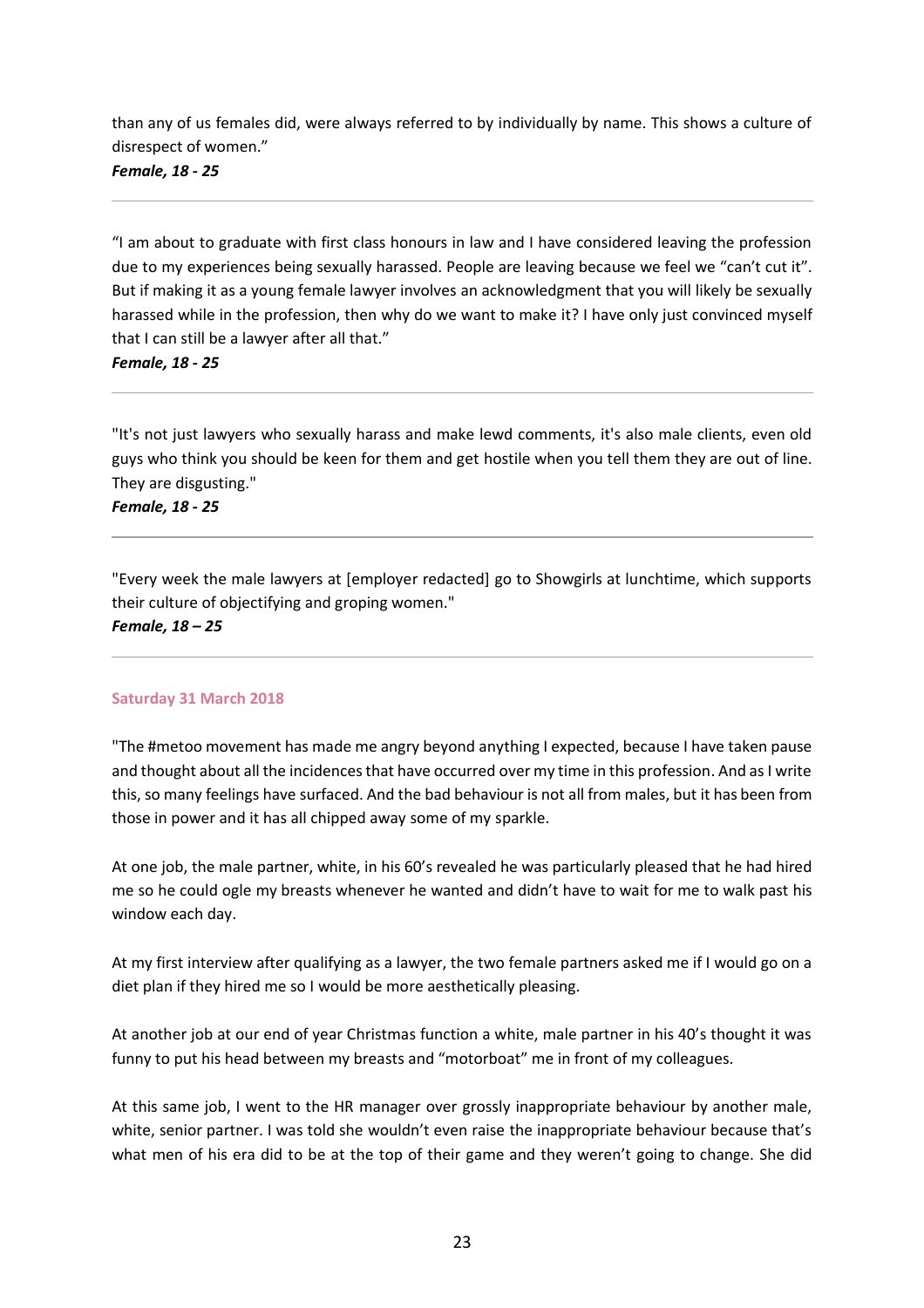than any of us females did, were always referred to by individually by name. This shows a culture of disrespect of women."
***Female, 18 - 25***

---

"I am about to graduate with first class honours in law and I have considered leaving the profession due to my experiences being sexually harassed. People are leaving because we feel we "can't cut it". But if making it as a young female lawyer involves an acknowledgment that you will likely be sexually harassed while in the profession, then why do we want to make it? I have only just convinced myself that I can still be a lawyer after all that."
***Female, 18 - 25***

---

"It's not just lawyers who sexually harass and make lewd comments, it's also male clients, even old guys who think you should be keen for them and get hostile when you tell them they are out of line. They are disgusting."
***Female, 18 - 25***

---

"Every week the male lawyers at [employer redacted] go to Showgirls at lunchtime, which supports their culture of objectifying and groping women."
***Female, 18 – 25***

---

#### Saturday 31 March 2018

"The #metoo movement has made me angry beyond anything I expected, because I have taken pause and thought about all the incidences that have occurred over my time in this profession. And as I write this, so many feelings have surfaced. And the bad behaviour is not all from males, but it has been from those in power and it has all chipped away some of my sparkle.

At one job, the male partner, white, in his 60's revealed he was particularly pleased that he had hired me so he could ogle my breasts whenever he wanted and didn't have to wait for me to walk past his window each day.

At my first interview after qualifying as a lawyer, the two female partners asked me if I would go on a diet plan if they hired me so I would be more aesthetically pleasing.

At another job at our end of year Christmas function a white, male partner in his 40's thought it was funny to put his head between my breasts and "motorboat" me in front of my colleagues.

At this same job, I went to the HR manager over grossly inappropriate behaviour by another male, white, senior partner. I was told she wouldn't even raise the inappropriate behaviour because that's what men of his era did to be at the top of their game and they weren't going to change. She did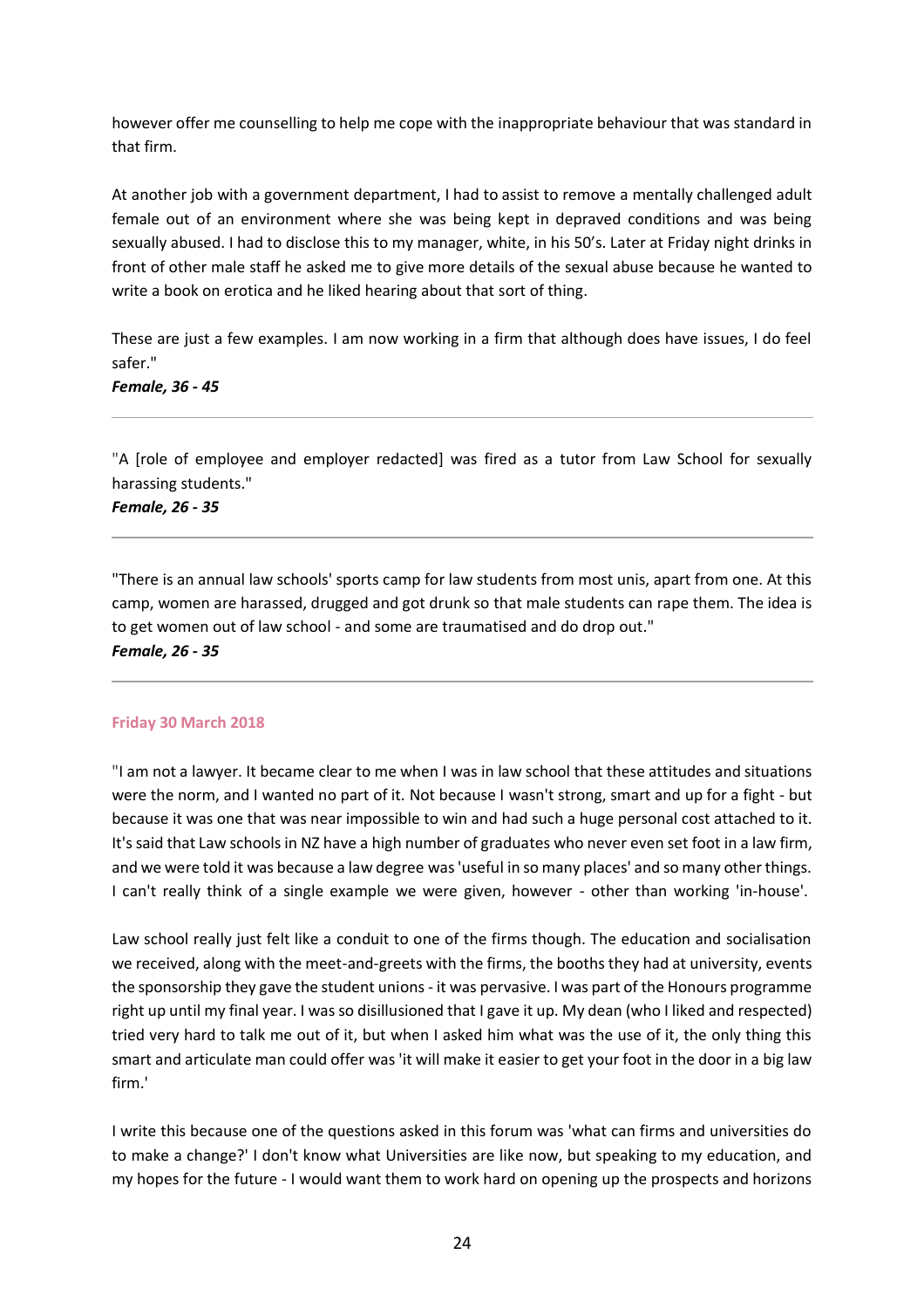however offer me counselling to help me cope with the inappropriate behaviour that was standard in that firm.

At another job with a government department, I had to assist to remove a mentally challenged adult female out of an environment where she was being kept in depraved conditions and was being sexually abused. I had to disclose this to my manager, white, in his 50's. Later at Friday night drinks in front of other male staff he asked me to give more details of the sexual abuse because he wanted to write a book on erotica and he liked hearing about that sort of thing.

These are just a few examples. I am now working in a firm that although does have issues, I do feel safer."

***Female, 36 - 45***

---

"A [role of employee and employer redacted] was fired as a tutor from Law School for sexually harassing students."

***Female, 26 - 35***

---

"There is an annual law schools' sports camp for law students from most unis, apart from one. At this camp, women are harassed, drugged and got drunk so that male students can rape them. The idea is to get women out of law school - and some are traumatised and do drop out."

***Female, 26 - 35***

---

**Friday 30 March 2018**

"I am not a lawyer. It became clear to me when I was in law school that these attitudes and situations were the norm, and I wanted no part of it. Not because I wasn't strong, smart and up for a fight - but because it was one that was near impossible to win and had such a huge personal cost attached to it. It's said that Law schools in NZ have a high number of graduates who never even set foot in a law firm, and we were told it was because a law degree was 'useful in so many places' and so many other things. I can't really think of a single example we were given, however - other than working 'in-house'.

Law school really just felt like a conduit to one of the firms though. The education and socialisation we received, along with the meet-and-greets with the firms, the booths they had at university, events the sponsorship they gave the student unions - it was pervasive. I was part of the Honours programme right up until my final year. I was so disillusioned that I gave it up. My dean (who I liked and respected) tried very hard to talk me out of it, but when I asked him what was the use of it, the only thing this smart and articulate man could offer was 'it will make it easier to get your foot in the door in a big law firm.'

I write this because one of the questions asked in this forum was 'what can firms and universities do to make a change?' I don't know what Universities are like now, but speaking to my education, and my hopes for the future - I would want them to work hard on opening up the prospects and horizons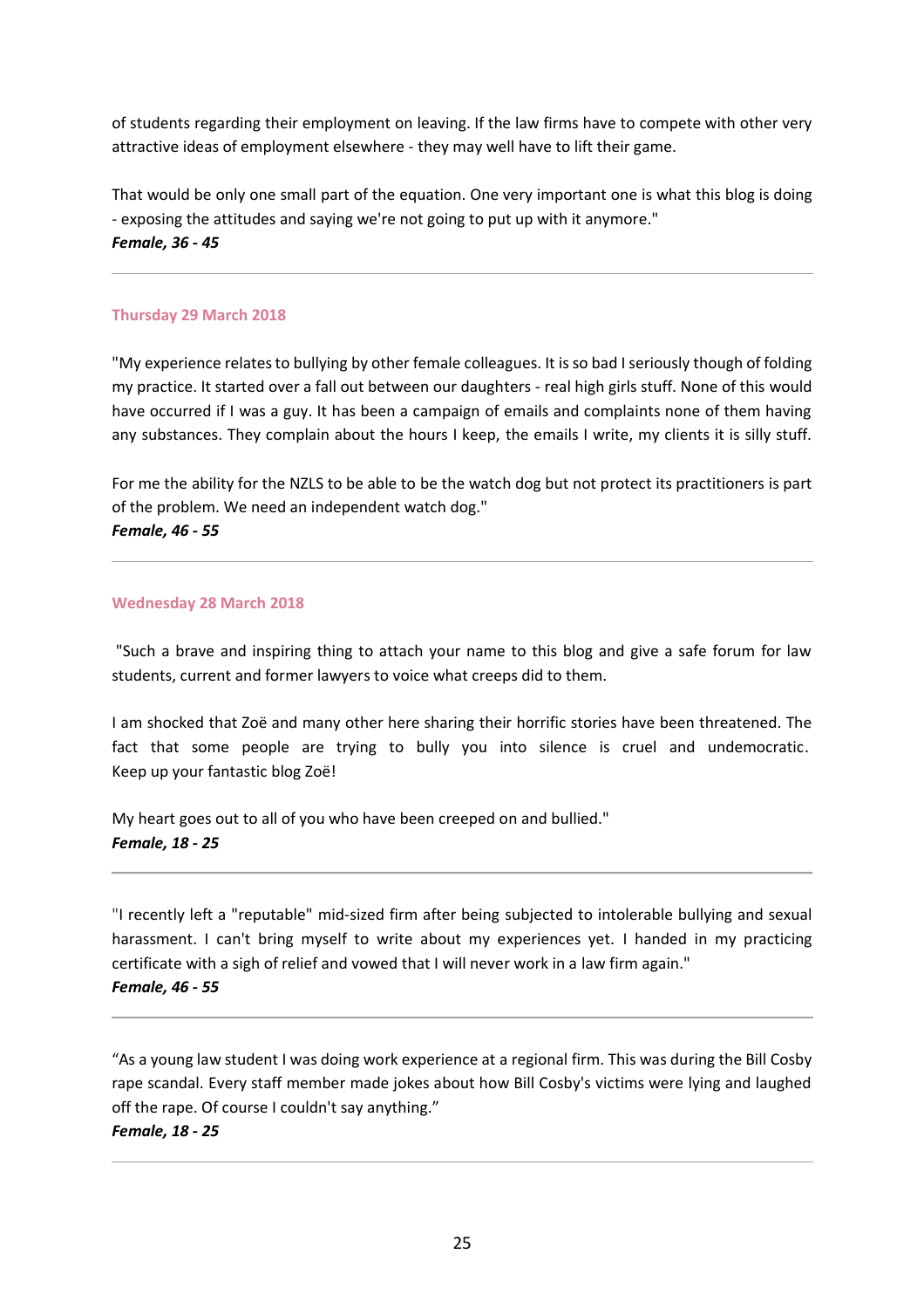of students regarding their employment on leaving. If the law firms have to compete with other very attractive ideas of employment elsewhere - they may well have to lift their game.

That would be only one small part of the equation. One very important one is what this blog is doing - exposing the attitudes and saying we're not going to put up with it anymore."
***Female, 36 - 45***

---

#### Thursday 29 March 2018

"My experience relates to bullying by other female colleagues. It is so bad I seriously though of folding my practice. It started over a fall out between our daughters - real high girls stuff. None of this would have occurred if I was a guy. It has been a campaign of emails and complaints none of them having any substances. They complain about the hours I keep, the emails I write, my clients it is silly stuff.

For me the ability for the NZLS to be able to be the watch dog but not protect its practitioners is part of the problem. We need an independent watch dog."
***Female, 46 - 55***

---

#### Wednesday 28 March 2018

"Such a brave and inspiring thing to attach your name to this blog and give a safe forum for law students, current and former lawyers to voice what creeps did to them.

I am shocked that Zoë and many other here sharing their horrific stories have been threatened. The fact that some people are trying to bully you into silence is cruel and undemocratic. Keep up your fantastic blog Zoë!

My heart goes out to all of you who have been creeped on and bullied."
***Female, 18 - 25***

---

"I recently left a "reputable" mid-sized firm after being subjected to intolerable bullying and sexual harassment. I can't bring myself to write about my experiences yet. I handed in my practicing certificate with a sigh of relief and vowed that I will never work in a law firm again."
***Female, 46 - 55***

---

"As a young law student I was doing work experience at a regional firm. This was during the Bill Cosby rape scandal. Every staff member made jokes about how Bill Cosby's victims were lying and laughed off the rape. Of course I couldn't say anything."
***Female, 18 - 25***

---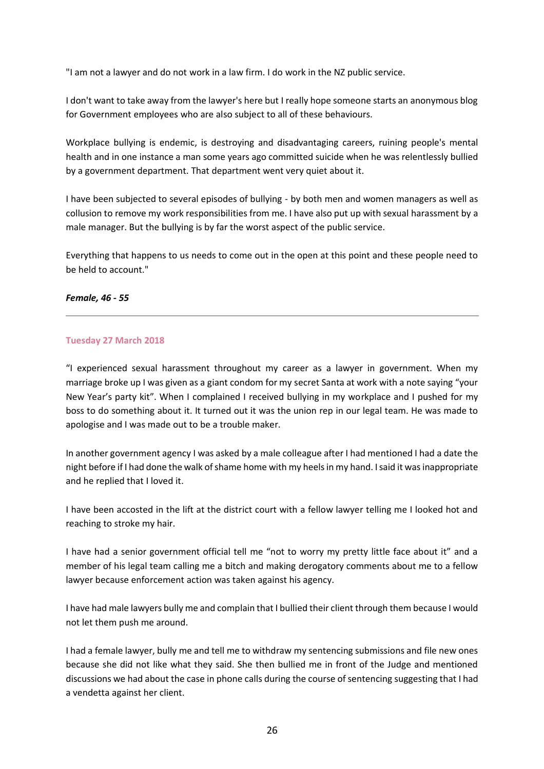"I am not a lawyer and do not work in a law firm. I do work in the NZ public service.

I don't want to take away from the lawyer's here but I really hope someone starts an anonymous blog for Government employees who are also subject to all of these behaviours.

Workplace bullying is endemic, is destroying and disadvantaging careers, ruining people's mental health and in one instance a man some years ago committed suicide when he was relentlessly bullied by a government department. That department went very quiet about it.

I have been subjected to several episodes of bullying - by both men and women managers as well as collusion to remove my work responsibilities from me. I have also put up with sexual harassment by a male manager. But the bullying is by far the worst aspect of the public service.

Everything that happens to us needs to come out in the open at this point and these people need to be held to account."

***Female, 46 - 55***

---

**Tuesday 27 March 2018**

“I experienced sexual harassment throughout my career as a lawyer in government. When my marriage broke up I was given as a giant condom for my secret Santa at work with a note saying “your New Year’s party kit”. When I complained I received bullying in my workplace and I pushed for my boss to do something about it. It turned out it was the union rep in our legal team. He was made to apologise and I was made out to be a trouble maker.

In another government agency I was asked by a male colleague after I had mentioned I had a date the night before if I had done the walk of shame home with my heels in my hand. I said it was inappropriate and he replied that I loved it.

I have been accosted in the lift at the district court with a fellow lawyer telling me I looked hot and reaching to stroke my hair.

I have had a senior government official tell me “not to worry my pretty little face about it” and a member of his legal team calling me a bitch and making derogatory comments about me to a fellow lawyer because enforcement action was taken against his agency.

I have had male lawyers bully me and complain that I bullied their client through them because I would not let them push me around.

I had a female lawyer, bully me and tell me to withdraw my sentencing submissions and file new ones because she did not like what they said. She then bullied me in front of the Judge and mentioned discussions we had about the case in phone calls during the course of sentencing suggesting that I had a vendetta against her client.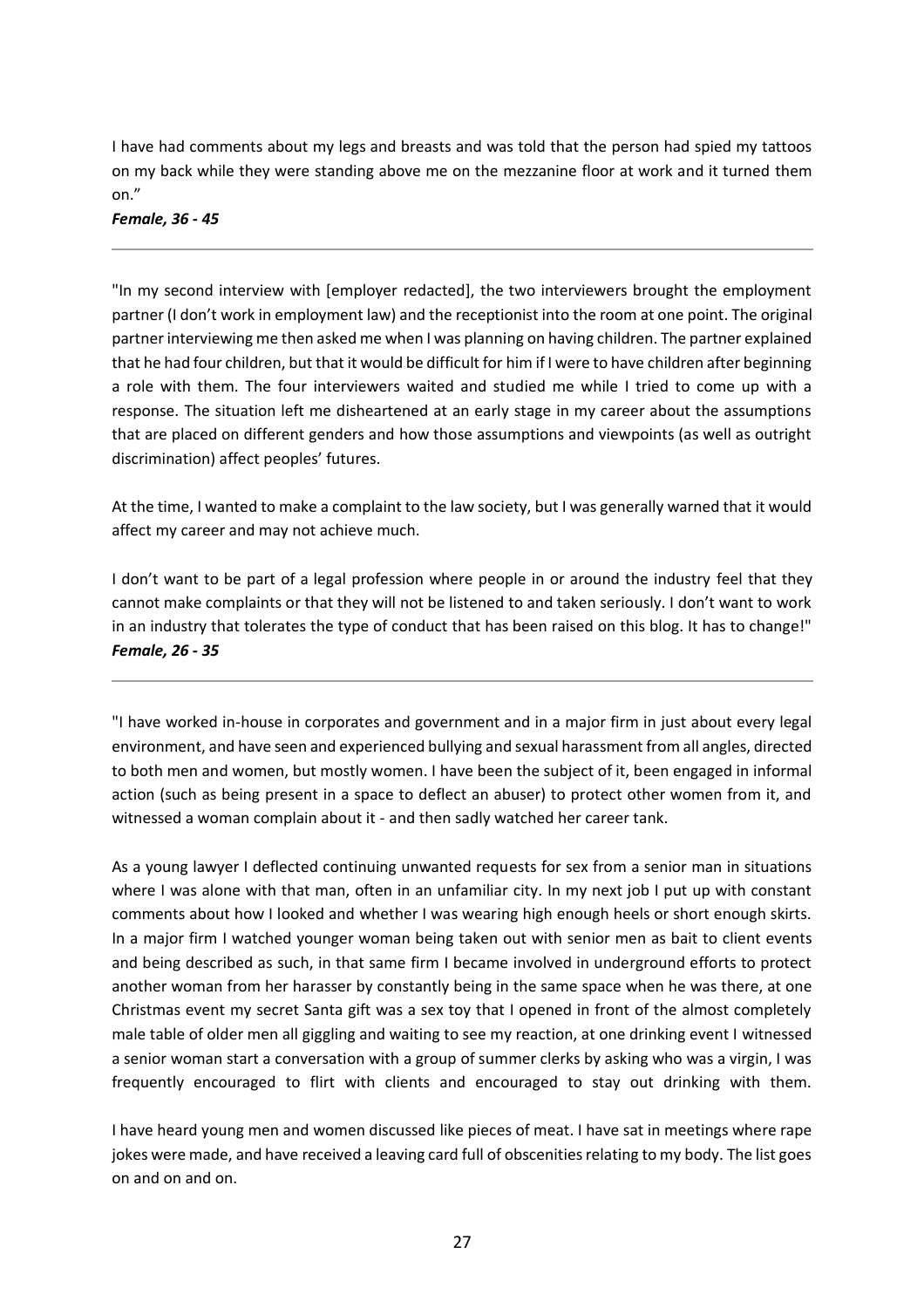I have had comments about my legs and breasts and was told that the person had spied my tattoos on my back while they were standing above me on the mezzanine floor at work and it turned them on."

***Female, 36 - 45***

---

"In my second interview with [employer redacted], the two interviewers brought the employment partner (I don't work in employment law) and the receptionist into the room at one point. The original partner interviewing me then asked me when I was planning on having children. The partner explained that he had four children, but that it would be difficult for him if I were to have children after beginning a role with them. The four interviewers waited and studied me while I tried to come up with a response. The situation left me disheartened at an early stage in my career about the assumptions that are placed on different genders and how those assumptions and viewpoints (as well as outright discrimination) affect peoples' futures.

At the time, I wanted to make a complaint to the law society, but I was generally warned that it would affect my career and may not achieve much.

I don't want to be part of a legal profession where people in or around the industry feel that they cannot make complaints or that they will not be listened to and taken seriously. I don't want to work in an industry that tolerates the type of conduct that has been raised on this blog. It has to change!"

***Female, 26 - 35***

---

"I have worked in-house in corporates and government and in a major firm in just about every legal environment, and have seen and experienced bullying and sexual harassment from all angles, directed to both men and women, but mostly women. I have been the subject of it, been engaged in informal action (such as being present in a space to deflect an abuser) to protect other women from it, and witnessed a woman complain about it - and then sadly watched her career tank.

As a young lawyer I deflected continuing unwanted requests for sex from a senior man in situations where I was alone with that man, often in an unfamiliar city. In my next job I put up with constant comments about how I looked and whether I was wearing high enough heels or short enough skirts. In a major firm I watched younger woman being taken out with senior men as bait to client events and being described as such, in that same firm I became involved in underground efforts to protect another woman from her harasser by constantly being in the same space when he was there, at one Christmas event my secret Santa gift was a sex toy that I opened in front of the almost completely male table of older men all giggling and waiting to see my reaction, at one drinking event I witnessed a senior woman start a conversation with a group of summer clerks by asking who was a virgin, I was frequently encouraged to flirt with clients and encouraged to stay out drinking with them.

I have heard young men and women discussed like pieces of meat. I have sat in meetings where rape jokes were made, and have received a leaving card full of obscenities relating to my body. The list goes on and on and on.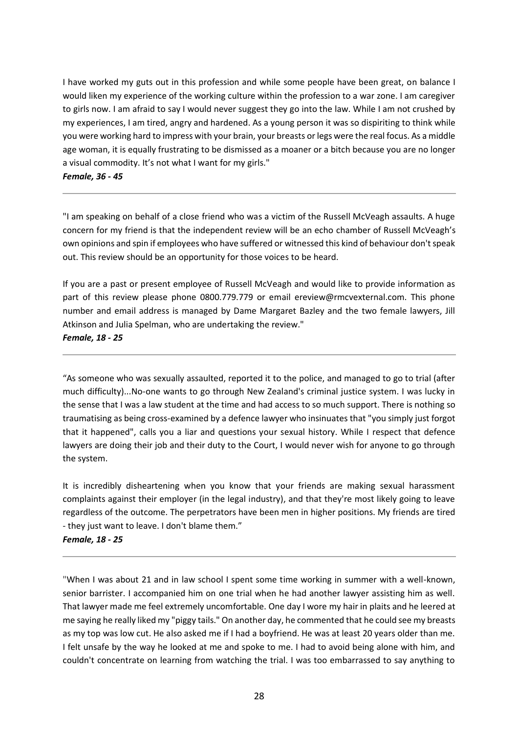I have worked my guts out in this profession and while some people have been great, on balance I would liken my experience of the working culture within the profession to a war zone. I am caregiver to girls now. I am afraid to say I would never suggest they go into the law. While I am not crushed by my experiences, I am tired, angry and hardened. As a young person it was so dispiriting to think while you were working hard to impress with your brain, your breasts or legs were the real focus. As a middle age woman, it is equally frustrating to be dismissed as a moaner or a bitch because you are no longer a visual commodity. It's not what I want for my girls."

***Female, 36 - 45***

---

"I am speaking on behalf of a close friend who was a victim of the Russell McVeagh assaults. A huge concern for my friend is that the independent review will be an echo chamber of Russell McVeagh's own opinions and spin if employees who have suffered or witnessed this kind of behaviour don't speak out. This review should be an opportunity for those voices to be heard.

If you are a past or present employee of Russell McVeagh and would like to provide information as part of this review please phone 0800.779.779 or email ereview@rmcvexternal.com. This phone number and email address is managed by Dame Margaret Bazley and the two female lawyers, Jill Atkinson and Julia Spelman, who are undertaking the review."

***Female, 18 - 25***

---

"As someone who was sexually assaulted, reported it to the police, and managed to go to trial (after much difficulty)...No-one wants to go through New Zealand's criminal justice system. I was lucky in the sense that I was a law student at the time and had access to so much support. There is nothing so traumatising as being cross-examined by a defence lawyer who insinuates that "you simply just forgot that it happened", calls you a liar and questions your sexual history. While I respect that defence lawyers are doing their job and their duty to the Court, I would never wish for anyone to go through the system.

It is incredibly disheartening when you know that your friends are making sexual harassment complaints against their employer (in the legal industry), and that they're most likely going to leave regardless of the outcome. The perpetrators have been men in higher positions. My friends are tired - they just want to leave. I don't blame them."

***Female, 18 - 25***

---

"When I was about 21 and in law school I spent some time working in summer with a well-known, senior barrister. I accompanied him on one trial when he had another lawyer assisting him as well. That lawyer made me feel extremely uncomfortable. One day I wore my hair in plaits and he leered at me saying he really liked my "piggy tails." On another day, he commented that he could see my breasts as my top was low cut. He also asked me if I had a boyfriend. He was at least 20 years older than me. I felt unsafe by the way he looked at me and spoke to me. I had to avoid being alone with him, and couldn't concentrate on learning from watching the trial. I was too embarrassed to say anything to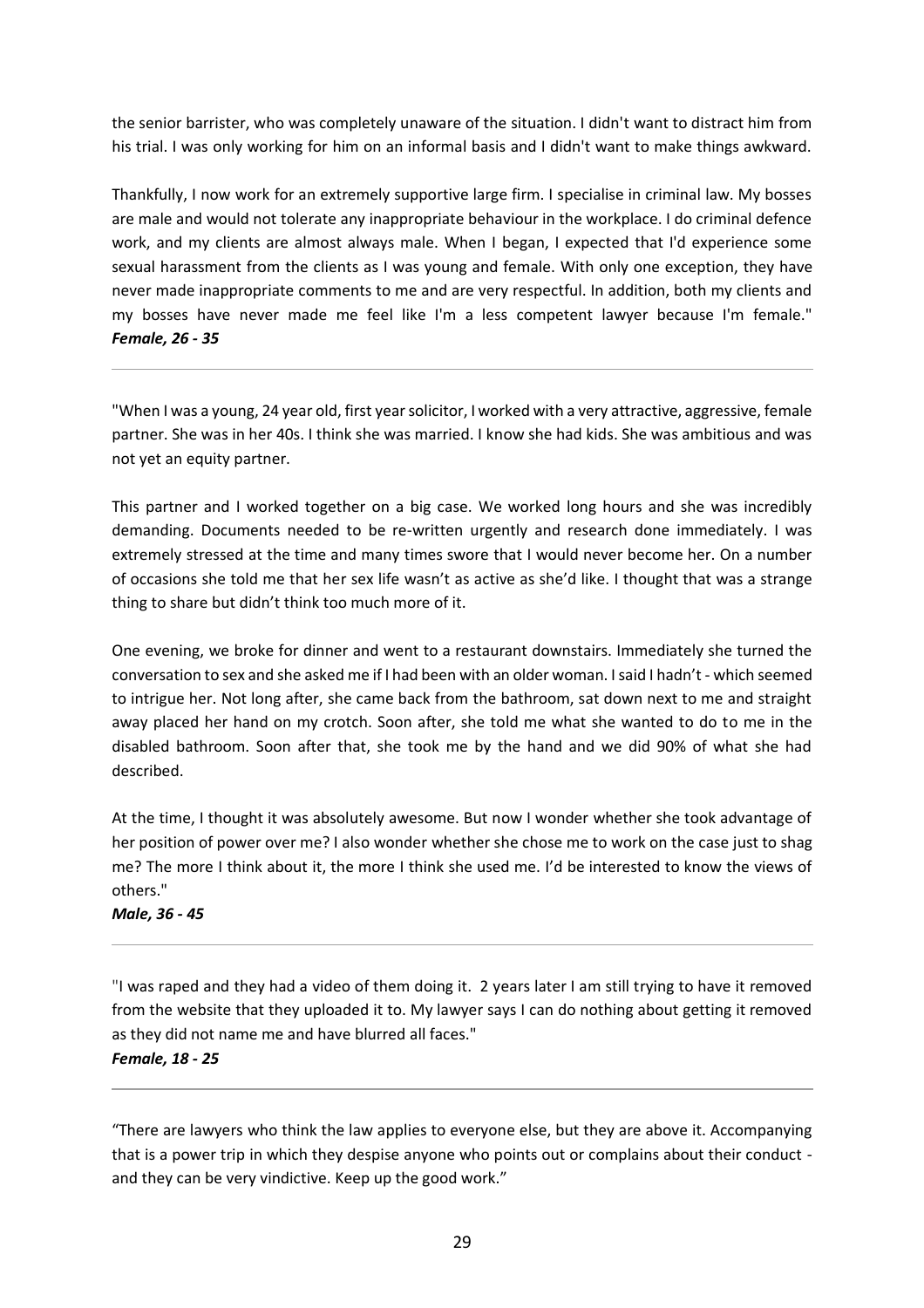the senior barrister, who was completely unaware of the situation. I didn't want to distract him from his trial. I was only working for him on an informal basis and I didn't want to make things awkward.

Thankfully, I now work for an extremely supportive large firm. I specialise in criminal law. My bosses are male and would not tolerate any inappropriate behaviour in the workplace. I do criminal defence work, and my clients are almost always male. When I began, I expected that I'd experience some sexual harassment from the clients as I was young and female. With only one exception, they have never made inappropriate comments to me and are very respectful. In addition, both my clients and my bosses have never made me feel like I'm a less competent lawyer because I'm female."
***Female, 26 - 35***

---

"When I was a young, 24 year old, first year solicitor, I worked with a very attractive, aggressive, female partner. She was in her 40s. I think she was married. I know she had kids. She was ambitious and was not yet an equity partner.

This partner and I worked together on a big case. We worked long hours and she was incredibly demanding. Documents needed to be re-written urgently and research done immediately. I was extremely stressed at the time and many times swore that I would never become her. On a number of occasions she told me that her sex life wasn't as active as she'd like. I thought that was a strange thing to share but didn't think too much more of it.

One evening, we broke for dinner and went to a restaurant downstairs. Immediately she turned the conversation to sex and she asked me if I had been with an older woman. I said I hadn't - which seemed to intrigue her. Not long after, she came back from the bathroom, sat down next to me and straight away placed her hand on my crotch. Soon after, she told me what she wanted to do to me in the disabled bathroom. Soon after that, she took me by the hand and we did 90% of what she had described.

At the time, I thought it was absolutely awesome. But now I wonder whether she took advantage of her position of power over me? I also wonder whether she chose me to work on the case just to shag me? The more I think about it, the more I think she used me. I'd be interested to know the views of others."
***Male, 36 - 45***

---

"I was raped and they had a video of them doing it. 2 years later I am still trying to have it removed from the website that they uploaded it to. My lawyer says I can do nothing about getting it removed as they did not name me and have blurred all faces."
***Female, 18 - 25***

---

"There are lawyers who think the law applies to everyone else, but they are above it. Accompanying that is a power trip in which they despise anyone who points out or complains about their conduct - and they can be very vindictive. Keep up the good work."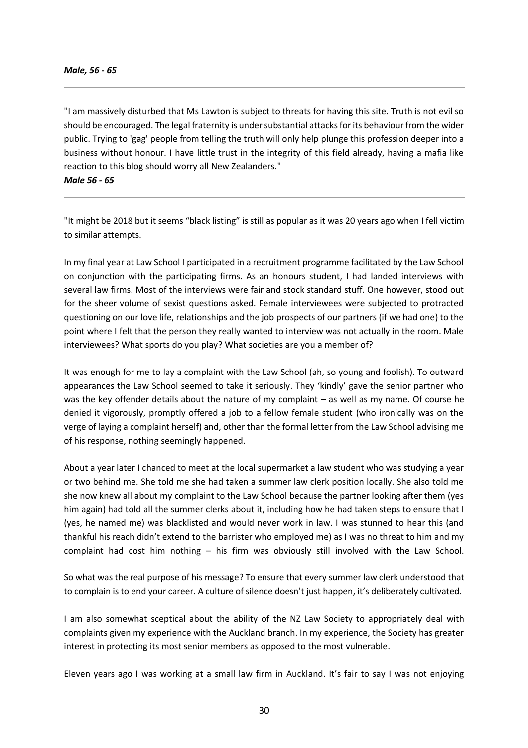***Male, 56 - 65***

---

"I am massively disturbed that Ms Lawton is subject to threats for having this site. Truth is not evil so should be encouraged. The legal fraternity is under substantial attacks for its behaviour from the wider public. Trying to 'gag' people from telling the truth will only help plunge this profession deeper into a business without honour. I have little trust in the integrity of this field already, having a mafia like reaction to this blog should worry all New Zealanders."

***Male 56 - 65***

---

"It might be 2018 but it seems "black listing" is still as popular as it was 20 years ago when I fell victim to similar attempts.

In my final year at Law School I participated in a recruitment programme facilitated by the Law School on conjunction with the participating firms. As an honours student, I had landed interviews with several law firms. Most of the interviews were fair and stock standard stuff. One however, stood out for the sheer volume of sexist questions asked. Female interviewees were subjected to protracted questioning on our love life, relationships and the job prospects of our partners (if we had one) to the point where I felt that the person they really wanted to interview was not actually in the room. Male interviewees? What sports do you play? What societies are you a member of?

It was enough for me to lay a complaint with the Law School (ah, so young and foolish). To outward appearances the Law School seemed to take it seriously. They 'kindly' gave the senior partner who was the key offender details about the nature of my complaint – as well as my name. Of course he denied it vigorously, promptly offered a job to a fellow female student (who ironically was on the verge of laying a complaint herself) and, other than the formal letter from the Law School advising me of his response, nothing seemingly happened.

About a year later I chanced to meet at the local supermarket a law student who was studying a year or two behind me. She told me she had taken a summer law clerk position locally. She also told me she now knew all about my complaint to the Law School because the partner looking after them (yes him again) had told all the summer clerks about it, including how he had taken steps to ensure that I (yes, he named me) was blacklisted and would never work in law. I was stunned to hear this (and thankful his reach didn't extend to the barrister who employed me) as I was no threat to him and my complaint had cost him nothing – his firm was obviously still involved with the Law School.

So what was the real purpose of his message? To ensure that every summer law clerk understood that to complain is to end your career. A culture of silence doesn't just happen, it's deliberately cultivated.

I am also somewhat sceptical about the ability of the NZ Law Society to appropriately deal with complaints given my experience with the Auckland branch. In my experience, the Society has greater interest in protecting its most senior members as opposed to the most vulnerable.

Eleven years ago I was working at a small law firm in Auckland. It's fair to say I was not enjoying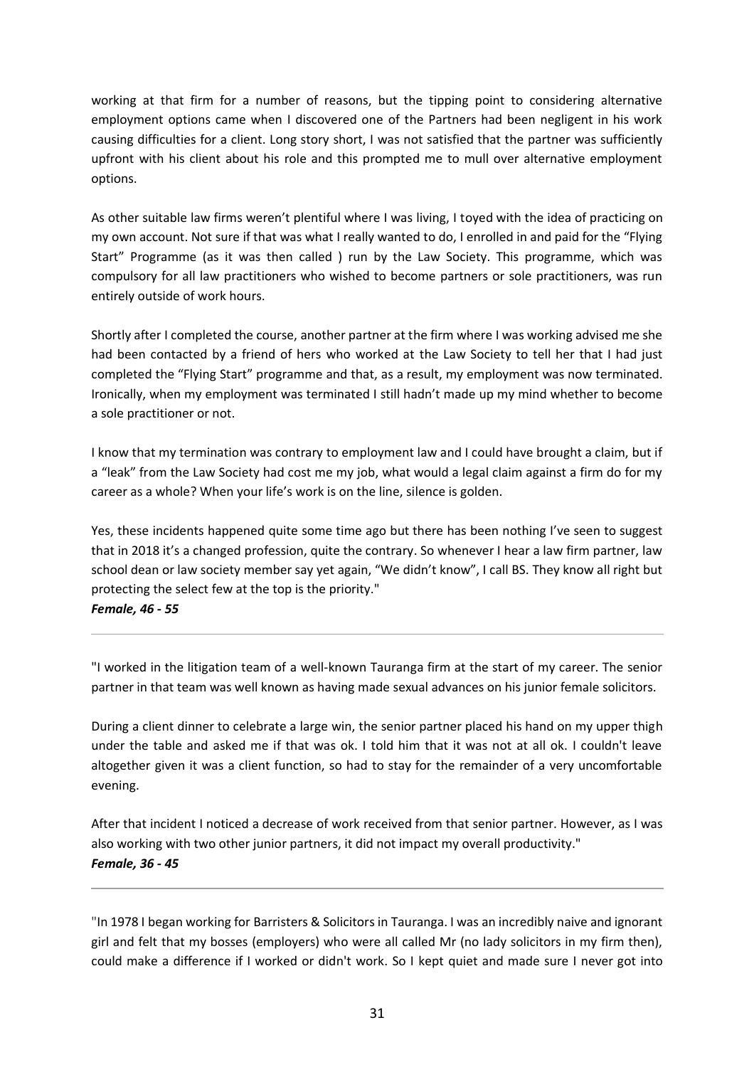working at that firm for a number of reasons, but the tipping point to considering alternative employment options came when I discovered one of the Partners had been negligent in his work causing difficulties for a client. Long story short, I was not satisfied that the partner was sufficiently upfront with his client about his role and this prompted me to mull over alternative employment options.

As other suitable law firms weren't plentiful where I was living, I toyed with the idea of practicing on my own account. Not sure if that was what I really wanted to do, I enrolled in and paid for the "Flying Start" Programme (as it was then called ) run by the Law Society. This programme, which was compulsory for all law practitioners who wished to become partners or sole practitioners, was run entirely outside of work hours.

Shortly after I completed the course, another partner at the firm where I was working advised me she had been contacted by a friend of hers who worked at the Law Society to tell her that I had just completed the "Flying Start" programme and that, as a result, my employment was now terminated. Ironically, when my employment was terminated I still hadn't made up my mind whether to become a sole practitioner or not.

I know that my termination was contrary to employment law and I could have brought a claim, but if a "leak" from the Law Society had cost me my job, what would a legal claim against a firm do for my career as a whole? When your life's work is on the line, silence is golden.

Yes, these incidents happened quite some time ago but there has been nothing I've seen to suggest that in 2018 it's a changed profession, quite the contrary. So whenever I hear a law firm partner, law school dean or law society member say yet again, "We didn't know", I call BS. They know all right but protecting the select few at the top is the priority."

***Female, 46 - 55***

---

"I worked in the litigation team of a well-known Tauranga firm at the start of my career. The senior partner in that team was well known as having made sexual advances on his junior female solicitors.

During a client dinner to celebrate a large win, the senior partner placed his hand on my upper thigh under the table and asked me if that was ok. I told him that it was not at all ok. I couldn't leave altogether given it was a client function, so had to stay for the remainder of a very uncomfortable evening.

After that incident I noticed a decrease of work received from that senior partner. However, as I was also working with two other junior partners, it did not impact my overall productivity."

***Female, 36 - 45***

---

"In 1978 I began working for Barristers & Solicitors in Tauranga. I was an incredibly naive and ignorant girl and felt that my bosses (employers) who were all called Mr (no lady solicitors in my firm then), could make a difference if I worked or didn't work. So I kept quiet and made sure I never got into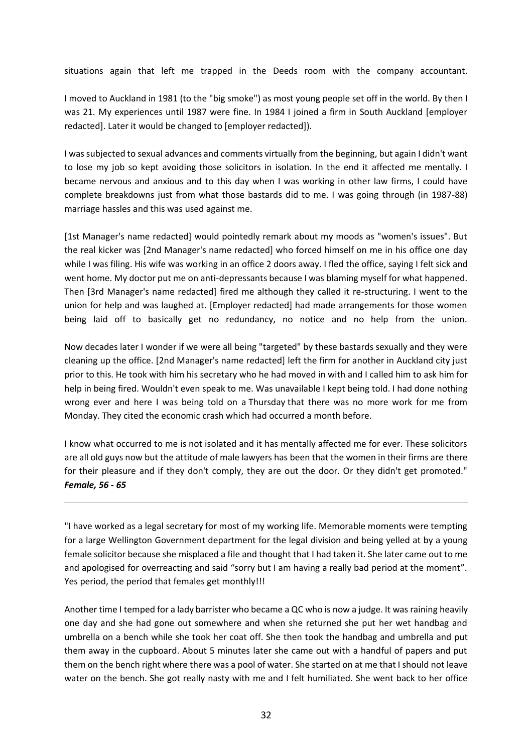situations again that left me trapped in the Deeds room with the company accountant.

I moved to Auckland in 1981 (to the "big smoke") as most young people set off in the world. By then I was 21. My experiences until 1987 were fine. In 1984 I joined a firm in South Auckland [employer redacted]. Later it would be changed to [employer redacted]).

I was subjected to sexual advances and comments virtually from the beginning, but again I didn't want to lose my job so kept avoiding those solicitors in isolation. In the end it affected me mentally. I became nervous and anxious and to this day when I was working in other law firms, I could have complete breakdowns just from what those bastards did to me. I was going through (in 1987-88) marriage hassles and this was used against me.

[1st Manager's name redacted] would pointedly remark about my moods as "women's issues". But the real kicker was [2nd Manager's name redacted] who forced himself on me in his office one day while I was filing. His wife was working in an office 2 doors away. I fled the office, saying I felt sick and went home. My doctor put me on anti-depressants because I was blaming myself for what happened. Then [3rd Manager's name redacted] fired me although they called it re-structuring. I went to the union for help and was laughed at. [Employer redacted] had made arrangements for those women being laid off to basically get no redundancy, no notice and no help from the union.

Now decades later I wonder if we were all being "targeted" by these bastards sexually and they were cleaning up the office. [2nd Manager's name redacted] left the firm for another in Auckland city just prior to this. He took with him his secretary who he had moved in with and I called him to ask him for help in being fired. Wouldn't even speak to me. Was unavailable I kept being told. I had done nothing wrong ever and here I was being told on a Thursday that there was no more work for me from Monday. They cited the economic crash which had occurred a month before.

I know what occurred to me is not isolated and it has mentally affected me for ever. These solicitors are all old guys now but the attitude of male lawyers has been that the women in their firms are there for their pleasure and if they don't comply, they are out the door. Or they didn't get promoted." ***Female, 56 - 65***

---

"I have worked as a legal secretary for most of my working life. Memorable moments were tempting for a large Wellington Government department for the legal division and being yelled at by a young female solicitor because she misplaced a file and thought that I had taken it. She later came out to me and apologised for overreacting and said "sorry but I am having a really bad period at the moment". Yes period, the period that females get monthly!!!

Another time I temped for a lady barrister who became a QC who is now a judge. It was raining heavily one day and she had gone out somewhere and when she returned she put her wet handbag and umbrella on a bench while she took her coat off. She then took the handbag and umbrella and put them away in the cupboard. About 5 minutes later she came out with a handful of papers and put them on the bench right where there was a pool of water. She started on at me that I should not leave water on the bench. She got really nasty with me and I felt humiliated. She went back to her office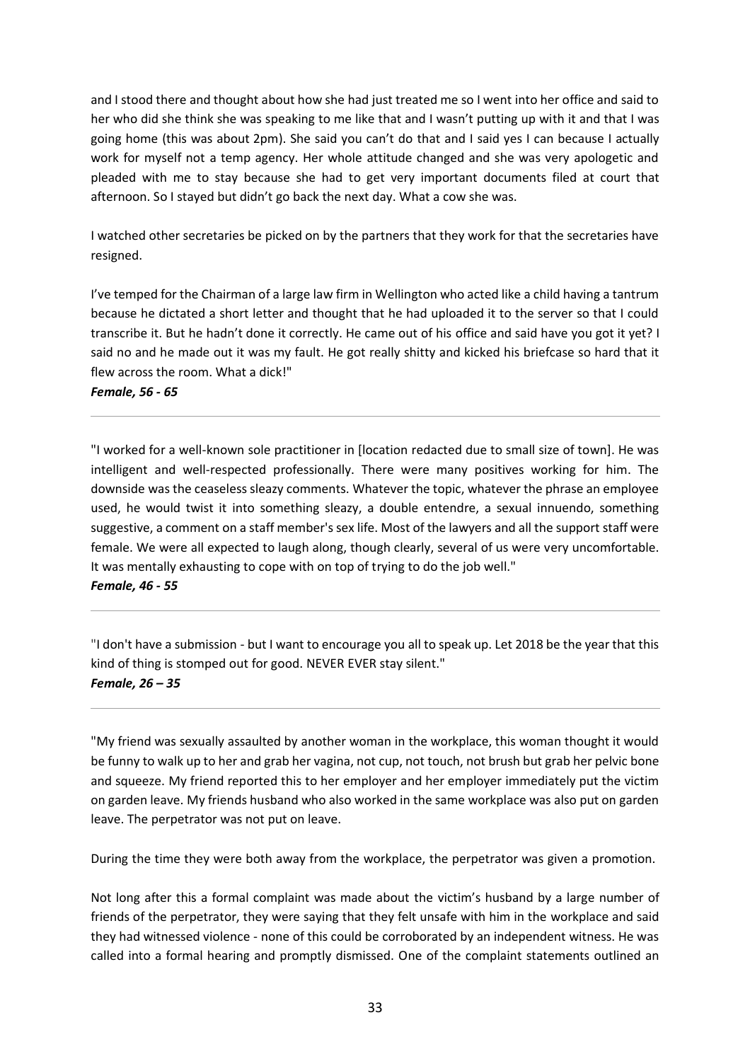and I stood there and thought about how she had just treated me so I went into her office and said to her who did she think she was speaking to me like that and I wasn't putting up with it and that I was going home (this was about 2pm). She said you can't do that and I said yes I can because I actually work for myself not a temp agency. Her whole attitude changed and she was very apologetic and pleaded with me to stay because she had to get very important documents filed at court that afternoon. So I stayed but didn't go back the next day. What a cow she was.

I watched other secretaries be picked on by the partners that they work for that the secretaries have resigned.

I've temped for the Chairman of a large law firm in Wellington who acted like a child having a tantrum because he dictated a short letter and thought that he had uploaded it to the server so that I could transcribe it. But he hadn't done it correctly. He came out of his office and said have you got it yet? I said no and he made out it was my fault. He got really shitty and kicked his briefcase so hard that it flew across the room. What a dick!"

***Female, 56 - 65***

---

"I worked for a well-known sole practitioner in [location redacted due to small size of town]. He was intelligent and well-respected professionally. There were many positives working for him. The downside was the ceaseless sleazy comments. Whatever the topic, whatever the phrase an employee used, he would twist it into something sleazy, a double entendre, a sexual innuendo, something suggestive, a comment on a staff member's sex life. Most of the lawyers and all the support staff were female. We were all expected to laugh along, though clearly, several of us were very uncomfortable. It was mentally exhausting to cope with on top of trying to do the job well."

***Female, 46 - 55***

---

"I don't have a submission - but I want to encourage you all to speak up. Let 2018 be the year that this kind of thing is stomped out for good. NEVER EVER stay silent."

***Female, 26 – 35***

---

"My friend was sexually assaulted by another woman in the workplace, this woman thought it would be funny to walk up to her and grab her vagina, not cup, not touch, not brush but grab her pelvic bone and squeeze. My friend reported this to her employer and her employer immediately put the victim on garden leave. My friends husband who also worked in the same workplace was also put on garden leave. The perpetrator was not put on leave.

During the time they were both away from the workplace, the perpetrator was given a promotion.

Not long after this a formal complaint was made about the victim's husband by a large number of friends of the perpetrator, they were saying that they felt unsafe with him in the workplace and said they had witnessed violence - none of this could be corroborated by an independent witness. He was called into a formal hearing and promptly dismissed. One of the complaint statements outlined an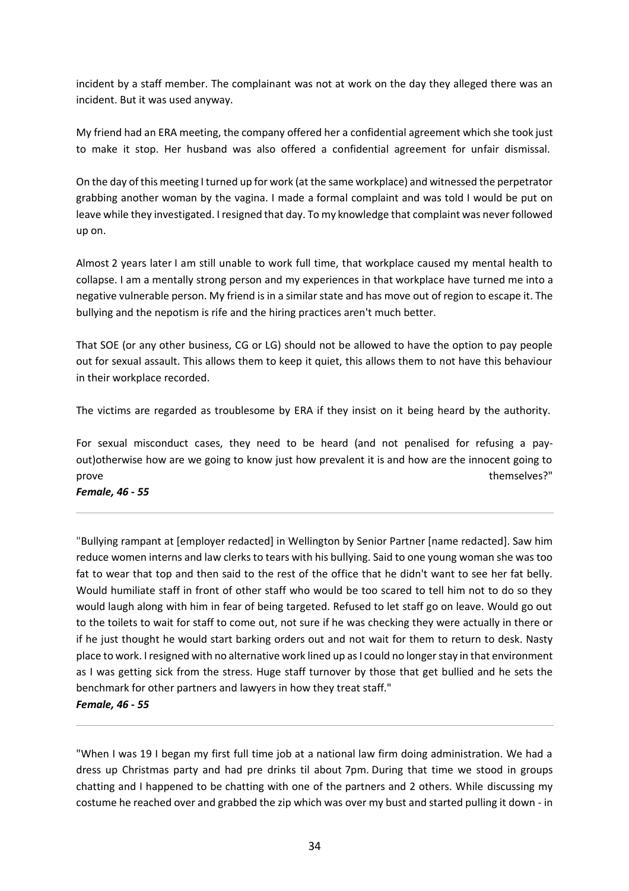incident by a staff member. The complainant was not at work on the day they alleged there was an incident. But it was used anyway.

My friend had an ERA meeting, the company offered her a confidential agreement which she took just to make it stop. Her husband was also offered a confidential agreement for unfair dismissal.

On the day of this meeting I turned up for work (at the same workplace) and witnessed the perpetrator grabbing another woman by the vagina. I made a formal complaint and was told I would be put on leave while they investigated. I resigned that day. To my knowledge that complaint was never followed up on.

Almost 2 years later I am still unable to work full time, that workplace caused my mental health to collapse. I am a mentally strong person and my experiences in that workplace have turned me into a negative vulnerable person. My friend is in a similar state and has move out of region to escape it. The bullying and the nepotism is rife and the hiring practices aren't much better.

That SOE (or any other business, CG or LG) should not be allowed to have the option to pay people out for sexual assault. This allows them to keep it quiet, this allows them to not have this behaviour in their workplace recorded.

The victims are regarded as troublesome by ERA if they insist on it being heard by the authority.

For sexual misconduct cases, they need to be heard (and not penalised for refusing a pay-out)otherwise how are we going to know just how prevalent it is and how are the innocent going to prove themselves?"

***Female, 46 - 55***

---

"Bullying rampant at [employer redacted] in Wellington by Senior Partner [name redacted]. Saw him reduce women interns and law clerks to tears with his bullying. Said to one young woman she was too fat to wear that top and then said to the rest of the office that he didn't want to see her fat belly. Would humiliate staff in front of other staff who would be too scared to tell him not to do so they would laugh along with him in fear of being targeted. Refused to let staff go on leave. Would go out to the toilets to wait for staff to come out, not sure if he was checking they were actually in there or if he just thought he would start barking orders out and not wait for them to return to desk. Nasty place to work. I resigned with no alternative work lined up as I could no longer stay in that environment as I was getting sick from the stress. Huge staff turnover by those that get bullied and he sets the benchmark for other partners and lawyers in how they treat staff."

***Female, 46 - 55***

---

"When I was 19 I began my first full time job at a national law firm doing administration. We had a dress up Christmas party and had pre drinks til about 7pm. During that time we stood in groups chatting and I happened to be chatting with one of the partners and 2 others. While discussing my costume he reached over and grabbed the zip which was over my bust and started pulling it down - in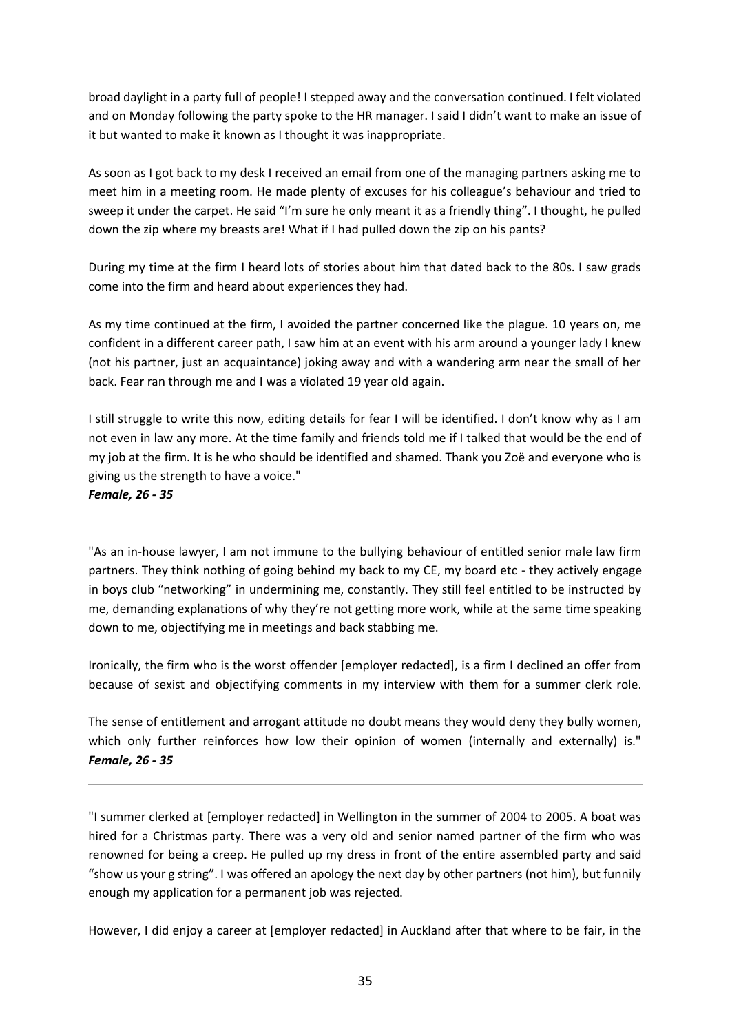broad daylight in a party full of people! I stepped away and the conversation continued. I felt violated and on Monday following the party spoke to the HR manager. I said I didn't want to make an issue of it but wanted to make it known as I thought it was inappropriate.

As soon as I got back to my desk I received an email from one of the managing partners asking me to meet him in a meeting room. He made plenty of excuses for his colleague's behaviour and tried to sweep it under the carpet. He said "I'm sure he only meant it as a friendly thing". I thought, he pulled down the zip where my breasts are! What if I had pulled down the zip on his pants?

During my time at the firm I heard lots of stories about him that dated back to the 80s. I saw grads come into the firm and heard about experiences they had.

As my time continued at the firm, I avoided the partner concerned like the plague. 10 years on, me confident in a different career path, I saw him at an event with his arm around a younger lady I knew (not his partner, just an acquaintance) joking away and with a wandering arm near the small of her back. Fear ran through me and I was a violated 19 year old again.

I still struggle to write this now, editing details for fear I will be identified. I don't know why as I am not even in law any more. At the time family and friends told me if I talked that would be the end of my job at the firm. It is he who should be identified and shamed. Thank you Zoë and everyone who is giving us the strength to have a voice."
***Female, 26 - 35***

---

"As an in-house lawyer, I am not immune to the bullying behaviour of entitled senior male law firm partners. They think nothing of going behind my back to my CE, my board etc - they actively engage in boys club "networking" in undermining me, constantly. They still feel entitled to be instructed by me, demanding explanations of why they're not getting more work, while at the same time speaking down to me, objectifying me in meetings and back stabbing me.

Ironically, the firm who is the worst offender [employer redacted], is a firm I declined an offer from because of sexist and objectifying comments in my interview with them for a summer clerk role.

The sense of entitlement and arrogant attitude no doubt means they would deny they bully women, which only further reinforces how low their opinion of women (internally and externally) is."
***Female, 26 - 35***

---

"I summer clerked at [employer redacted] in Wellington in the summer of 2004 to 2005. A boat was hired for a Christmas party. There was a very old and senior named partner of the firm who was renowned for being a creep. He pulled up my dress in front of the entire assembled party and said "show us your g string". I was offered an apology the next day by other partners (not him), but funnily enough my application for a permanent job was rejected.

However, I did enjoy a career at [employer redacted] in Auckland after that where to be fair, in the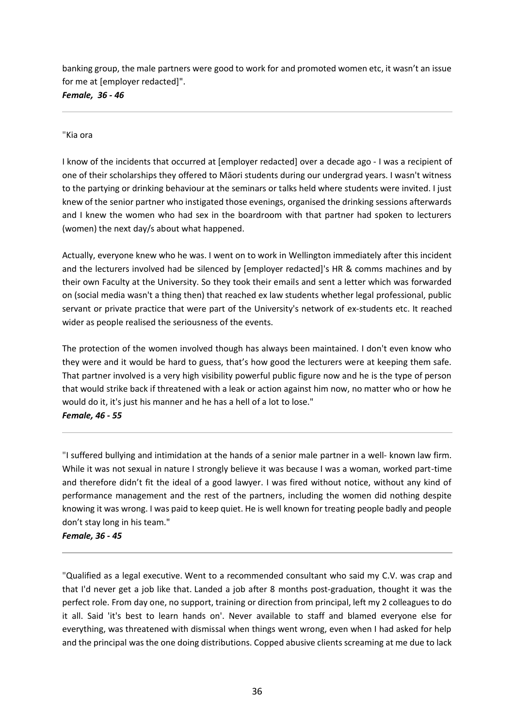banking group, the male partners were good to work for and promoted women etc, it wasn't an issue for me at [employer redacted]".

***Female, 36 - 46***

---

"Kia ora

I know of the incidents that occurred at [employer redacted] over a decade ago - I was a recipient of one of their scholarships they offered to Māori students during our undergrad years. I wasn't witness to the partying or drinking behaviour at the seminars or talks held where students were invited. I just knew of the senior partner who instigated those evenings, organised the drinking sessions afterwards and I knew the women who had sex in the boardroom with that partner had spoken to lecturers (women) the next day/s about what happened.

Actually, everyone knew who he was. I went on to work in Wellington immediately after this incident and the lecturers involved had be silenced by [employer redacted]'s HR & comms machines and by their own Faculty at the University. So they took their emails and sent a letter which was forwarded on (social media wasn't a thing then) that reached ex law students whether legal professional, public servant or private practice that were part of the University's network of ex-students etc. It reached wider as people realised the seriousness of the events.

The protection of the women involved though has always been maintained. I don't even know who they were and it would be hard to guess, that's how good the lecturers were at keeping them safe. That partner involved is a very high visibility powerful public figure now and he is the type of person that would strike back if threatened with a leak or action against him now, no matter who or how he would do it, it's just his manner and he has a hell of a lot to lose."

***Female, 46 - 55***

---

"I suffered bullying and intimidation at the hands of a senior male partner in a well- known law firm. While it was not sexual in nature I strongly believe it was because I was a woman, worked part-time and therefore didn't fit the ideal of a good lawyer. I was fired without notice, without any kind of performance management and the rest of the partners, including the women did nothing despite knowing it was wrong. I was paid to keep quiet. He is well known for treating people badly and people don't stay long in his team."

***Female, 36 - 45***

---

"Qualified as a legal executive. Went to a recommended consultant who said my C.V. was crap and that I'd never get a job like that. Landed a job after 8 months post-graduation, thought it was the perfect role. From day one, no support, training or direction from principal, left my 2 colleagues to do it all. Said 'it's best to learn hands on'. Never available to staff and blamed everyone else for everything, was threatened with dismissal when things went wrong, even when I had asked for help and the principal was the one doing distributions. Copped abusive clients screaming at me due to lack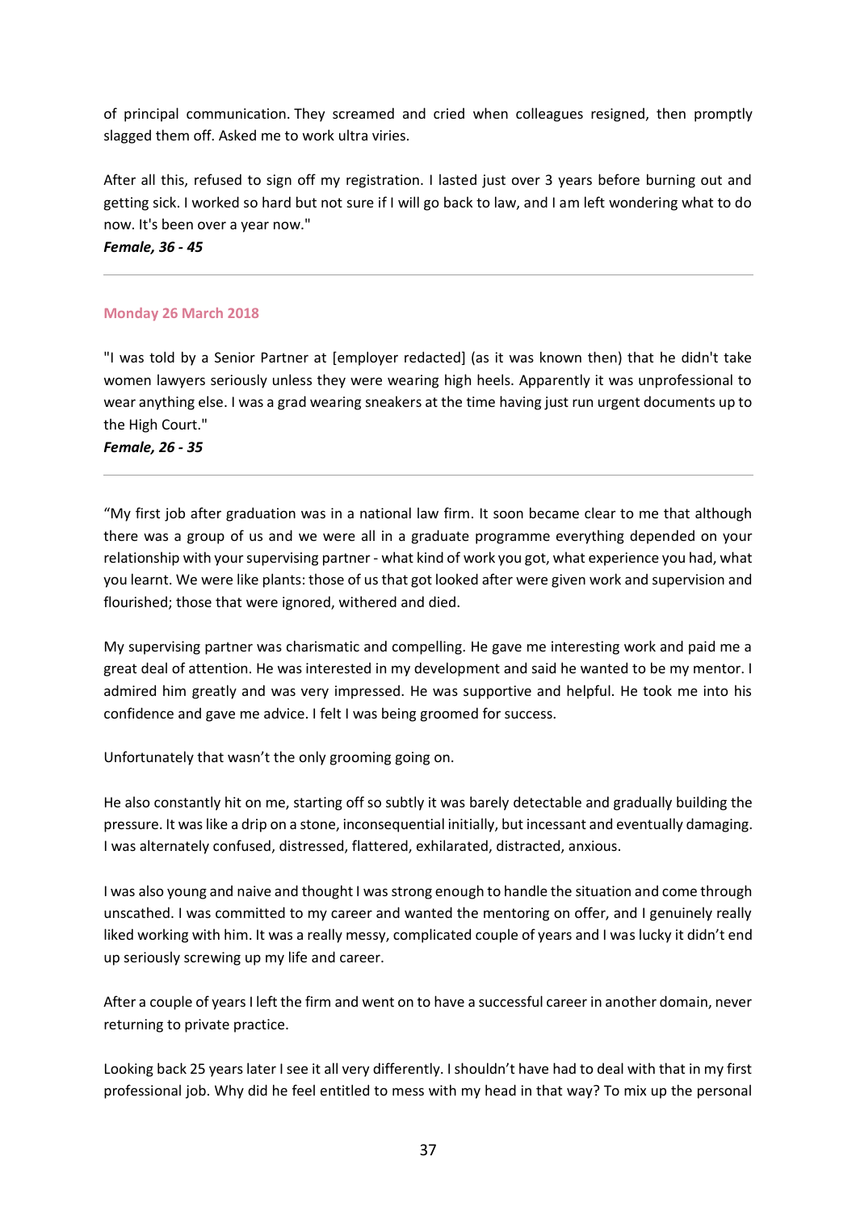of principal communication. They screamed and cried when colleagues resigned, then promptly slagged them off. Asked me to work ultra viries.

After all this, refused to sign off my registration. I lasted just over 3 years before burning out and getting sick. I worked so hard but not sure if I will go back to law, and I am left wondering what to do now. It's been over a year now."

***Female, 36 - 45***

---

#### Monday 26 March 2018

"I was told by a Senior Partner at [employer redacted] (as it was known then) that he didn't take women lawyers seriously unless they were wearing high heels. Apparently it was unprofessional to wear anything else. I was a grad wearing sneakers at the time having just run urgent documents up to the High Court."

***Female, 26 - 35***

---

"My first job after graduation was in a national law firm. It soon became clear to me that although there was a group of us and we were all in a graduate programme everything depended on your relationship with your supervising partner - what kind of work you got, what experience you had, what you learnt. We were like plants: those of us that got looked after were given work and supervision and flourished; those that were ignored, withered and died.

My supervising partner was charismatic and compelling. He gave me interesting work and paid me a great deal of attention. He was interested in my development and said he wanted to be my mentor. I admired him greatly and was very impressed. He was supportive and helpful. He took me into his confidence and gave me advice. I felt I was being groomed for success.

Unfortunately that wasn't the only grooming going on.

He also constantly hit on me, starting off so subtly it was barely detectable and gradually building the pressure. It was like a drip on a stone, inconsequential initially, but incessant and eventually damaging. I was alternately confused, distressed, flattered, exhilarated, distracted, anxious.

I was also young and naive and thought I was strong enough to handle the situation and come through unscathed. I was committed to my career and wanted the mentoring on offer, and I genuinely really liked working with him. It was a really messy, complicated couple of years and I was lucky it didn't end up seriously screwing up my life and career.

After a couple of years I left the firm and went on to have a successful career in another domain, never returning to private practice.

Looking back 25 years later I see it all very differently. I shouldn't have had to deal with that in my first professional job. Why did he feel entitled to mess with my head in that way? To mix up the personal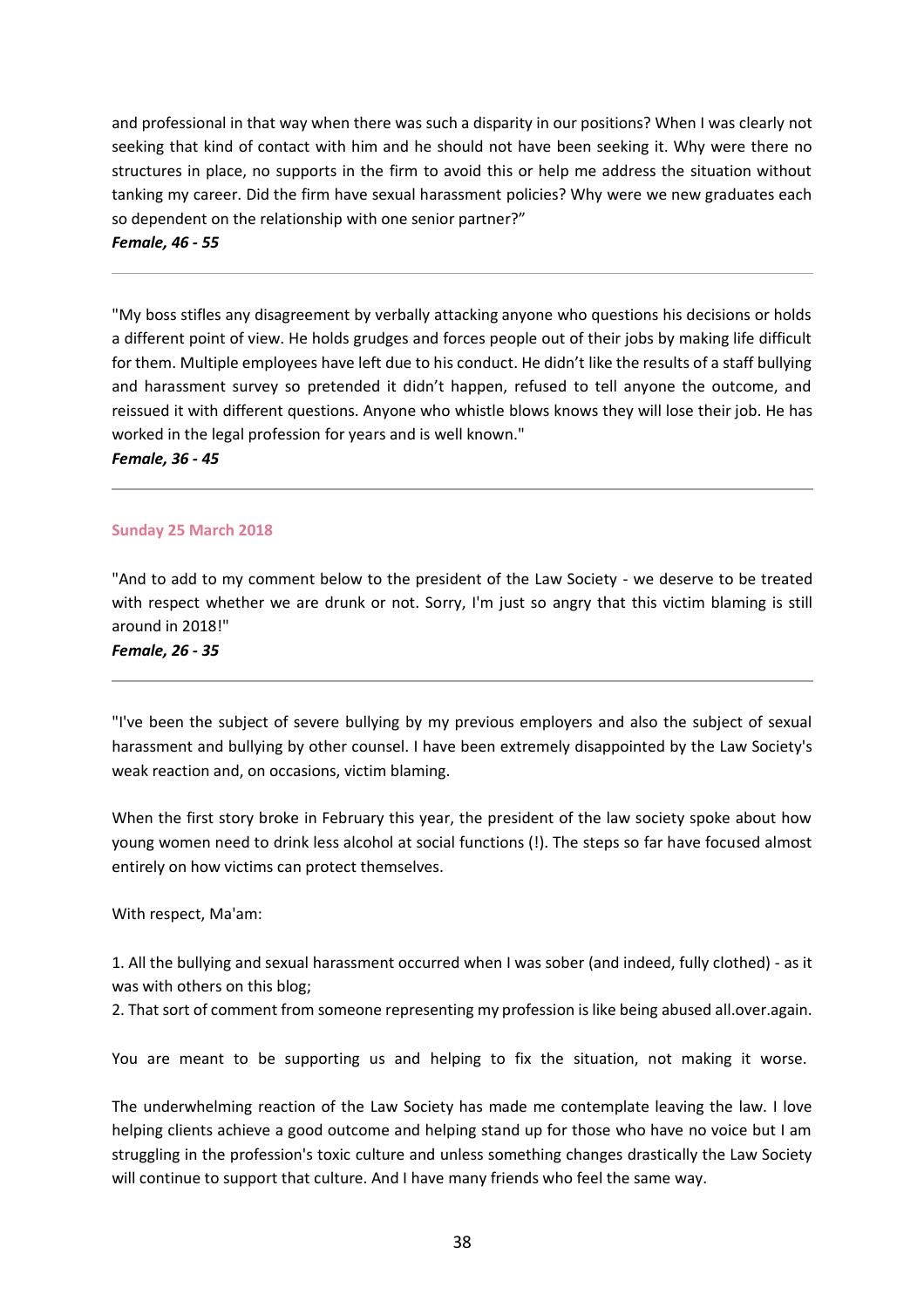and professional in that way when there was such a disparity in our positions? When I was clearly not seeking that kind of contact with him and he should not have been seeking it. Why were there no structures in place, no supports in the firm to avoid this or help me address the situation without tanking my career. Did the firm have sexual harassment policies? Why were we new graduates each so dependent on the relationship with one senior partner?"

***Female, 46 - 55***

---

"My boss stifles any disagreement by verbally attacking anyone who questions his decisions or holds a different point of view. He holds grudges and forces people out of their jobs by making life difficult for them. Multiple employees have left due to his conduct. He didn't like the results of a staff bullying and harassment survey so pretended it didn't happen, refused to tell anyone the outcome, and reissued it with different questions. Anyone who whistle blows knows they will lose their job. He has worked in the legal profession for years and is well known."

***Female, 36 - 45***

---

**Sunday 25 March 2018**

"And to add to my comment below to the president of the Law Society - we deserve to be treated with respect whether we are drunk or not. Sorry, I'm just so angry that this victim blaming is still around in 2018!"

***Female, 26 - 35***

---

"I've been the subject of severe bullying by my previous employers and also the subject of sexual harassment and bullying by other counsel. I have been extremely disappointed by the Law Society's weak reaction and, on occasions, victim blaming.

When the first story broke in February this year, the president of the law society spoke about how young women need to drink less alcohol at social functions (!). The steps so far have focused almost entirely on how victims can protect themselves.

With respect, Ma'am:

1. All the bullying and sexual harassment occurred when I was sober (and indeed, fully clothed) - as it was with others on this blog;
2. That sort of comment from someone representing my profession is like being abused all.over.again.

You are meant to be supporting us and helping to fix the situation, not making it worse.

The underwhelming reaction of the Law Society has made me contemplate leaving the law. I love helping clients achieve a good outcome and helping stand up for those who have no voice but I am struggling in the profession's toxic culture and unless something changes drastically the Law Society will continue to support that culture. And I have many friends who feel the same way.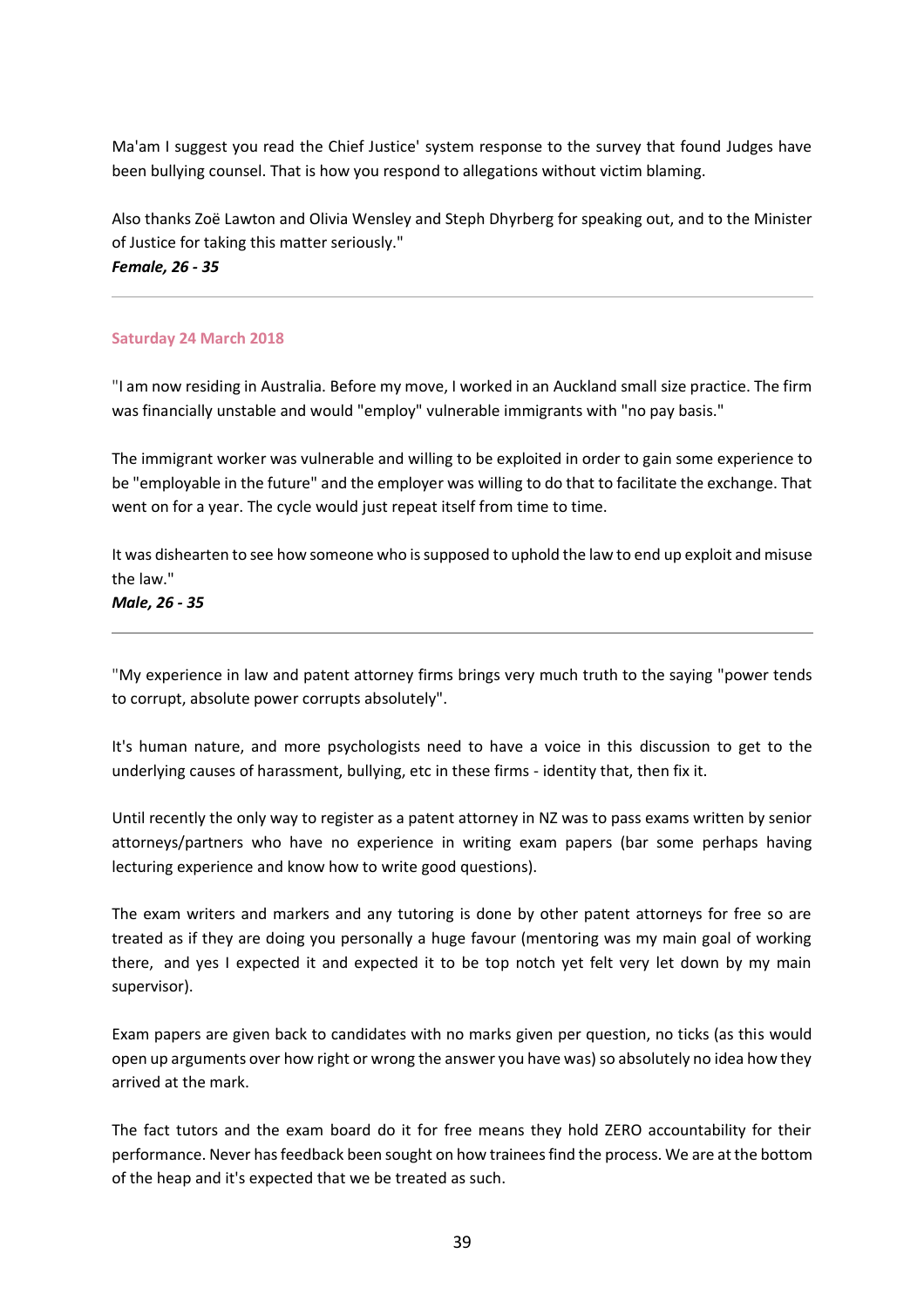Ma'am I suggest you read the Chief Justice' system response to the survey that found Judges have been bullying counsel. That is how you respond to allegations without victim blaming.

Also thanks Zoë Lawton and Olivia Wensley and Steph Dhyrberg for speaking out, and to the Minister of Justice for taking this matter seriously."

***Female, 26 - 35***

---

#### Saturday 24 March 2018

"I am now residing in Australia. Before my move, I worked in an Auckland small size practice. The firm was financially unstable and would "employ" vulnerable immigrants with "no pay basis."

The immigrant worker was vulnerable and willing to be exploited in order to gain some experience to be "employable in the future" and the employer was willing to do that to facilitate the exchange. That went on for a year. The cycle would just repeat itself from time to time.

It was dishearten to see how someone who is supposed to uphold the law to end up exploit and misuse the law."

***Male, 26 - 35***

---

"My experience in law and patent attorney firms brings very much truth to the saying "power tends to corrupt, absolute power corrupts absolutely".

It's human nature, and more psychologists need to have a voice in this discussion to get to the underlying causes of harassment, bullying, etc in these firms - identity that, then fix it.

Until recently the only way to register as a patent attorney in NZ was to pass exams written by senior attorneys/partners who have no experience in writing exam papers (bar some perhaps having lecturing experience and know how to write good questions).

The exam writers and markers and any tutoring is done by other patent attorneys for free so are treated as if they are doing you personally a huge favour (mentoring was my main goal of working there, and yes I expected it and expected it to be top notch yet felt very let down by my main supervisor).

Exam papers are given back to candidates with no marks given per question, no ticks (as this would open up arguments over how right or wrong the answer you have was) so absolutely no idea how they arrived at the mark.

The fact tutors and the exam board do it for free means they hold ZERO accountability for their performance. Never has feedback been sought on how trainees find the process. We are at the bottom of the heap and it's expected that we be treated as such.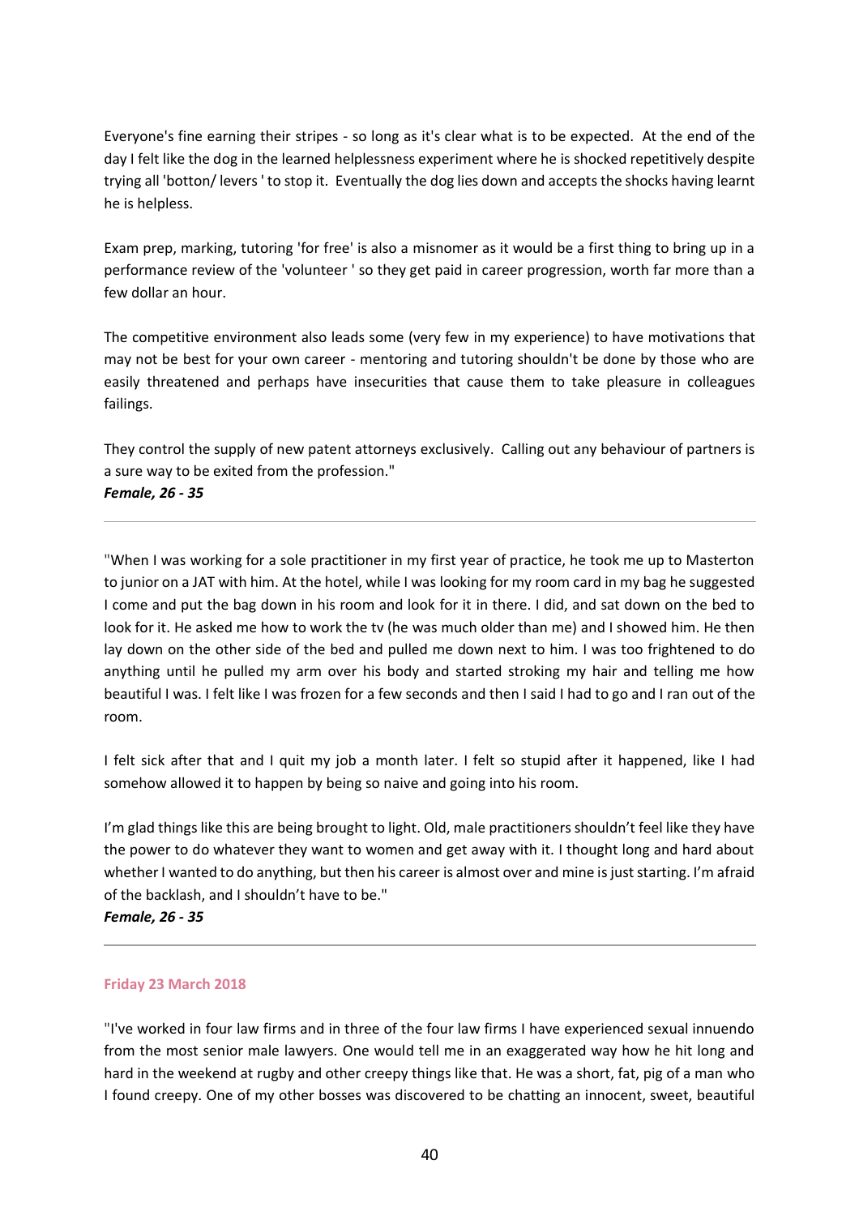Everyone's fine earning their stripes - so long as it's clear what is to be expected. At the end of the day I felt like the dog in the learned helplessness experiment where he is shocked repetitively despite trying all 'botton/ levers ' to stop it. Eventually the dog lies down and accepts the shocks having learnt he is helpless.

Exam prep, marking, tutoring 'for free' is also a misnomer as it would be a first thing to bring up in a performance review of the 'volunteer ' so they get paid in career progression, worth far more than a few dollar an hour.

The competitive environment also leads some (very few in my experience) to have motivations that may not be best for your own career - mentoring and tutoring shouldn't be done by those who are easily threatened and perhaps have insecurities that cause them to take pleasure in colleagues failings.

They control the supply of new patent attorneys exclusively. Calling out any behaviour of partners is a sure way to be exited from the profession."
***Female, 26 - 35***

---

"When I was working for a sole practitioner in my first year of practice, he took me up to Masterton to junior on a JAT with him. At the hotel, while I was looking for my room card in my bag he suggested I come and put the bag down in his room and look for it in there. I did, and sat down on the bed to look for it. He asked me how to work the tv (he was much older than me) and I showed him. He then lay down on the other side of the bed and pulled me down next to him. I was too frightened to do anything until he pulled my arm over his body and started stroking my hair and telling me how beautiful I was. I felt like I was frozen for a few seconds and then I said I had to go and I ran out of the room.

I felt sick after that and I quit my job a month later. I felt so stupid after it happened, like I had somehow allowed it to happen by being so naive and going into his room.

I'm glad things like this are being brought to light. Old, male practitioners shouldn't feel like they have the power to do whatever they want to women and get away with it. I thought long and hard about whether I wanted to do anything, but then his career is almost over and mine is just starting. I'm afraid of the backlash, and I shouldn't have to be."
***Female, 26 - 35***

---

**Friday 23 March 2018**

"I've worked in four law firms and in three of the four law firms I have experienced sexual innuendo from the most senior male lawyers. One would tell me in an exaggerated way how he hit long and hard in the weekend at rugby and other creepy things like that. He was a short, fat, pig of a man who I found creepy. One of my other bosses was discovered to be chatting an innocent, sweet, beautiful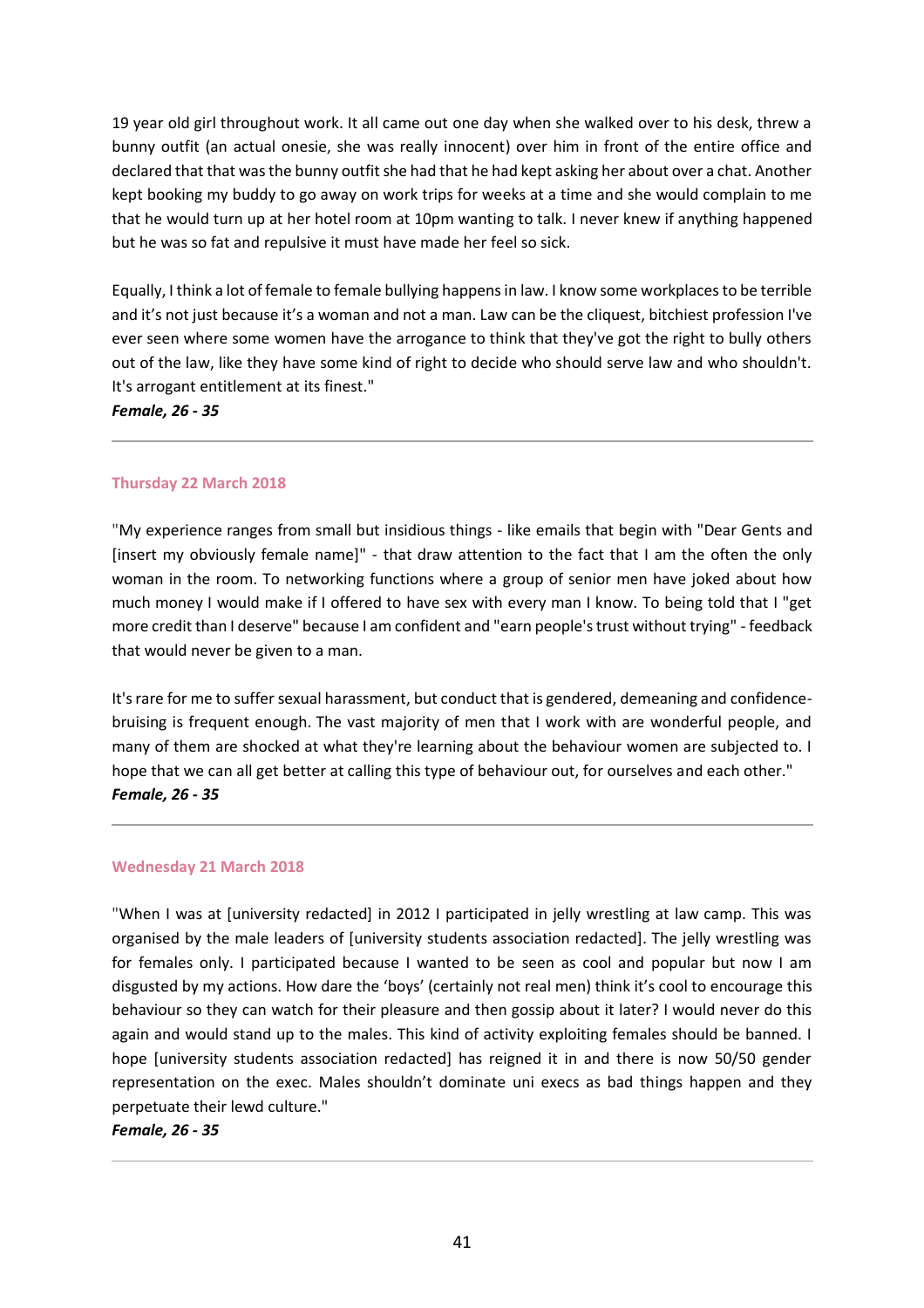19 year old girl throughout work. It all came out one day when she walked over to his desk, threw a bunny outfit (an actual onesie, she was really innocent) over him in front of the entire office and declared that that was the bunny outfit she had that he had kept asking her about over a chat. Another kept booking my buddy to go away on work trips for weeks at a time and she would complain to me that he would turn up at her hotel room at 10pm wanting to talk. I never knew if anything happened but he was so fat and repulsive it must have made her feel so sick.

Equally, I think a lot of female to female bullying happens in law. I know some workplaces to be terrible and it's not just because it's a woman and not a man. Law can be the cliquest, bitchiest profession I've ever seen where some women have the arrogance to think that they've got the right to bully others out of the law, like they have some kind of right to decide who should serve law and who shouldn't. It's arrogant entitlement at its finest."

***Female, 26 - 35***

---

#### Thursday 22 March 2018

"My experience ranges from small but insidious things - like emails that begin with "Dear Gents and [insert my obviously female name]" - that draw attention to the fact that I am the often the only woman in the room. To networking functions where a group of senior men have joked about how much money I would make if I offered to have sex with every man I know. To being told that I "get more credit than I deserve" because I am confident and "earn people's trust without trying" - feedback that would never be given to a man.

It's rare for me to suffer sexual harassment, but conduct that is gendered, demeaning and confidence-bruising is frequent enough. The vast majority of men that I work with are wonderful people, and many of them are shocked at what they're learning about the behaviour women are subjected to. I hope that we can all get better at calling this type of behaviour out, for ourselves and each other."

***Female, 26 - 35***

---

#### Wednesday 21 March 2018

"When I was at [university redacted] in 2012 I participated in jelly wrestling at law camp. This was organised by the male leaders of [university students association redacted]. The jelly wrestling was for females only. I participated because I wanted to be seen as cool and popular but now I am disgusted by my actions. How dare the 'boys' (certainly not real men) think it's cool to encourage this behaviour so they can watch for their pleasure and then gossip about it later? I would never do this again and would stand up to the males. This kind of activity exploiting females should be banned. I hope [university students association redacted] has reigned it in and there is now 50/50 gender representation on the exec. Males shouldn't dominate uni execs as bad things happen and they perpetuate their lewd culture."

***Female, 26 - 35***

---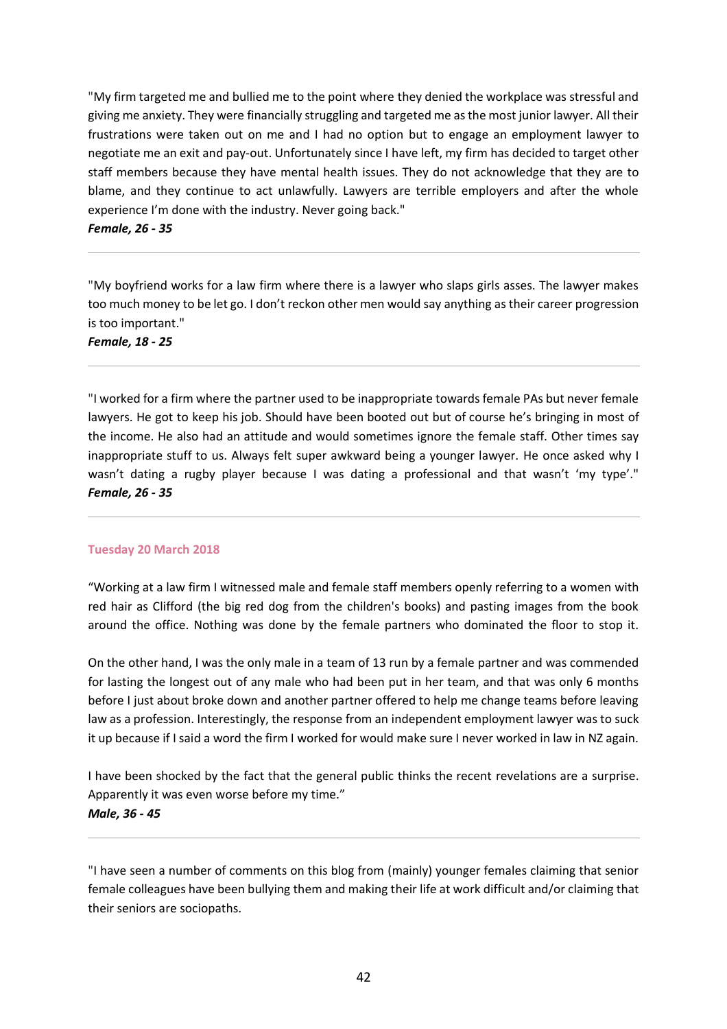"My firm targeted me and bullied me to the point where they denied the workplace was stressful and giving me anxiety. They were financially struggling and targeted me as the most junior lawyer. All their frustrations were taken out on me and I had no option but to engage an employment lawyer to negotiate me an exit and pay-out. Unfortunately since I have left, my firm has decided to target other staff members because they have mental health issues. They do not acknowledge that they are to blame, and they continue to act unlawfully. Lawyers are terrible employers and after the whole experience I'm done with the industry. Never going back."
***Female, 26 - 35***

---

"My boyfriend works for a law firm where there is a lawyer who slaps girls asses. The lawyer makes too much money to be let go. I don't reckon other men would say anything as their career progression is too important."
***Female, 18 - 25***

---

"I worked for a firm where the partner used to be inappropriate towards female PAs but never female lawyers. He got to keep his job. Should have been booted out but of course he's bringing in most of the income. He also had an attitude and would sometimes ignore the female staff. Other times say inappropriate stuff to us. Always felt super awkward being a younger lawyer. He once asked why I wasn't dating a rugby player because I was dating a professional and that wasn't 'my type'."
***Female, 26 - 35***

---

#### Tuesday 20 March 2018

"Working at a law firm I witnessed male and female staff members openly referring to a women with red hair as Clifford (the big red dog from the children's books) and pasting images from the book around the office. Nothing was done by the female partners who dominated the floor to stop it.

On the other hand, I was the only male in a team of 13 run by a female partner and was commended for lasting the longest out of any male who had been put in her team, and that was only 6 months before I just about broke down and another partner offered to help me change teams before leaving law as a profession. Interestingly, the response from an independent employment lawyer was to suck it up because if I said a word the firm I worked for would make sure I never worked in law in NZ again.

I have been shocked by the fact that the general public thinks the recent revelations are a surprise. Apparently it was even worse before my time."
***Male, 36 - 45***

---

"I have seen a number of comments on this blog from (mainly) younger females claiming that senior female colleagues have been bullying them and making their life at work difficult and/or claiming that their seniors are sociopaths.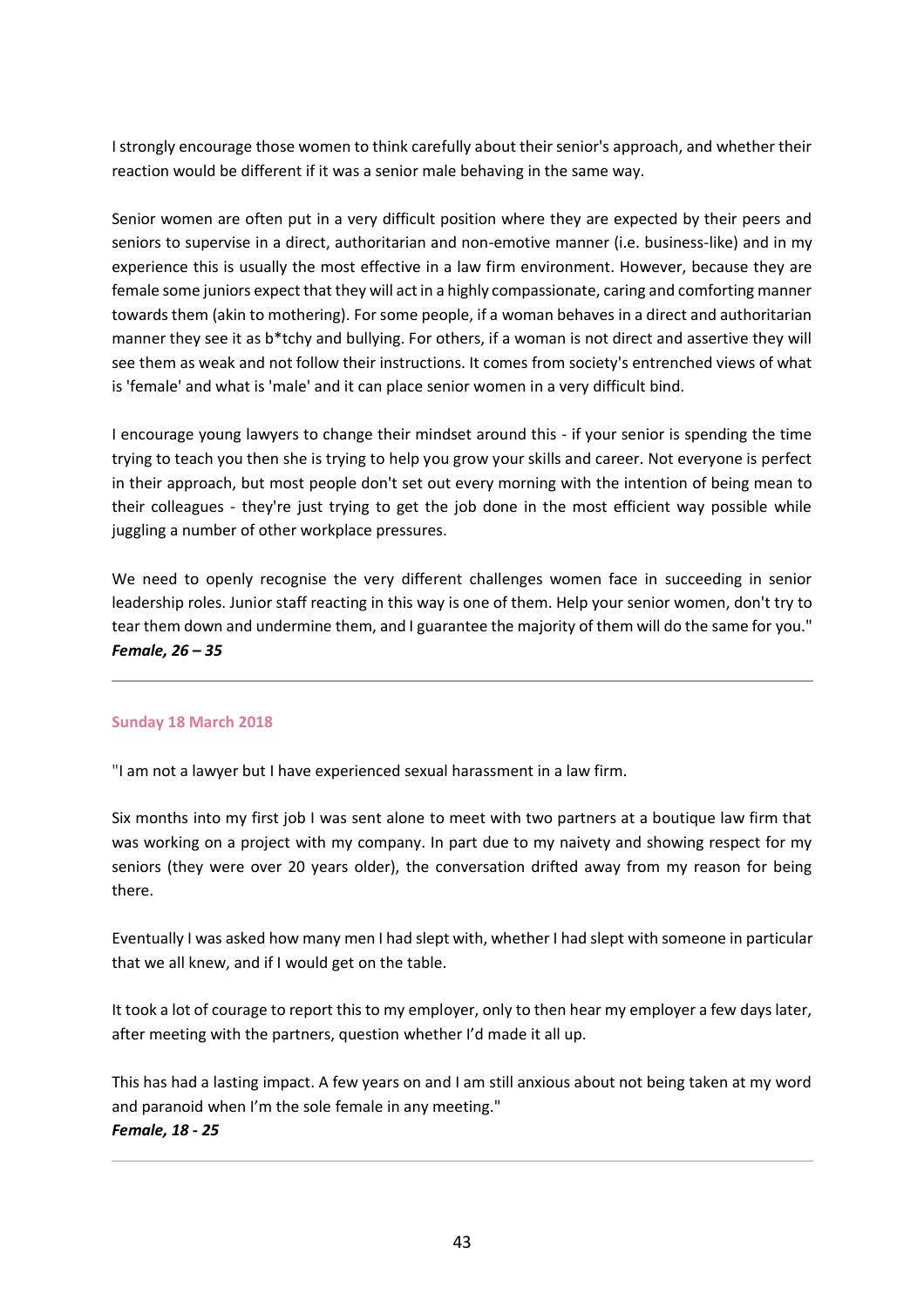I strongly encourage those women to think carefully about their senior's approach, and whether their reaction would be different if it was a senior male behaving in the same way.

Senior women are often put in a very difficult position where they are expected by their peers and seniors to supervise in a direct, authoritarian and non-emotive manner (i.e. business-like) and in my experience this is usually the most effective in a law firm environment. However, because they are female some juniors expect that they will act in a highly compassionate, caring and comforting manner towards them (akin to mothering). For some people, if a woman behaves in a direct and authoritarian manner they see it as b*tchy and bullying. For others, if a woman is not direct and assertive they will see them as weak and not follow their instructions. It comes from society's entrenched views of what is 'female' and what is 'male' and it can place senior women in a very difficult bind.

I encourage young lawyers to change their mindset around this - if your senior is spending the time trying to teach you then she is trying to help you grow your skills and career. Not everyone is perfect in their approach, but most people don't set out every morning with the intention of being mean to their colleagues - they're just trying to get the job done in the most efficient way possible while juggling a number of other workplace pressures.

We need to openly recognise the very different challenges women face in succeeding in senior leadership roles. Junior staff reacting in this way is one of them. Help your senior women, don't try to tear them down and undermine them, and I guarantee the majority of them will do the same for you."
***Female, 26 – 35***

---

**Sunday 18 March 2018**

"I am not a lawyer but I have experienced sexual harassment in a law firm.

Six months into my first job I was sent alone to meet with two partners at a boutique law firm that was working on a project with my company. In part due to my naivety and showing respect for my seniors (they were over 20 years older), the conversation drifted away from my reason for being there.

Eventually I was asked how many men I had slept with, whether I had slept with someone in particular that we all knew, and if I would get on the table.

It took a lot of courage to report this to my employer, only to then hear my employer a few days later, after meeting with the partners, question whether I'd made it all up.

This has had a lasting impact. A few years on and I am still anxious about not being taken at my word and paranoid when I'm the sole female in any meeting."
***Female, 18 - 25***

---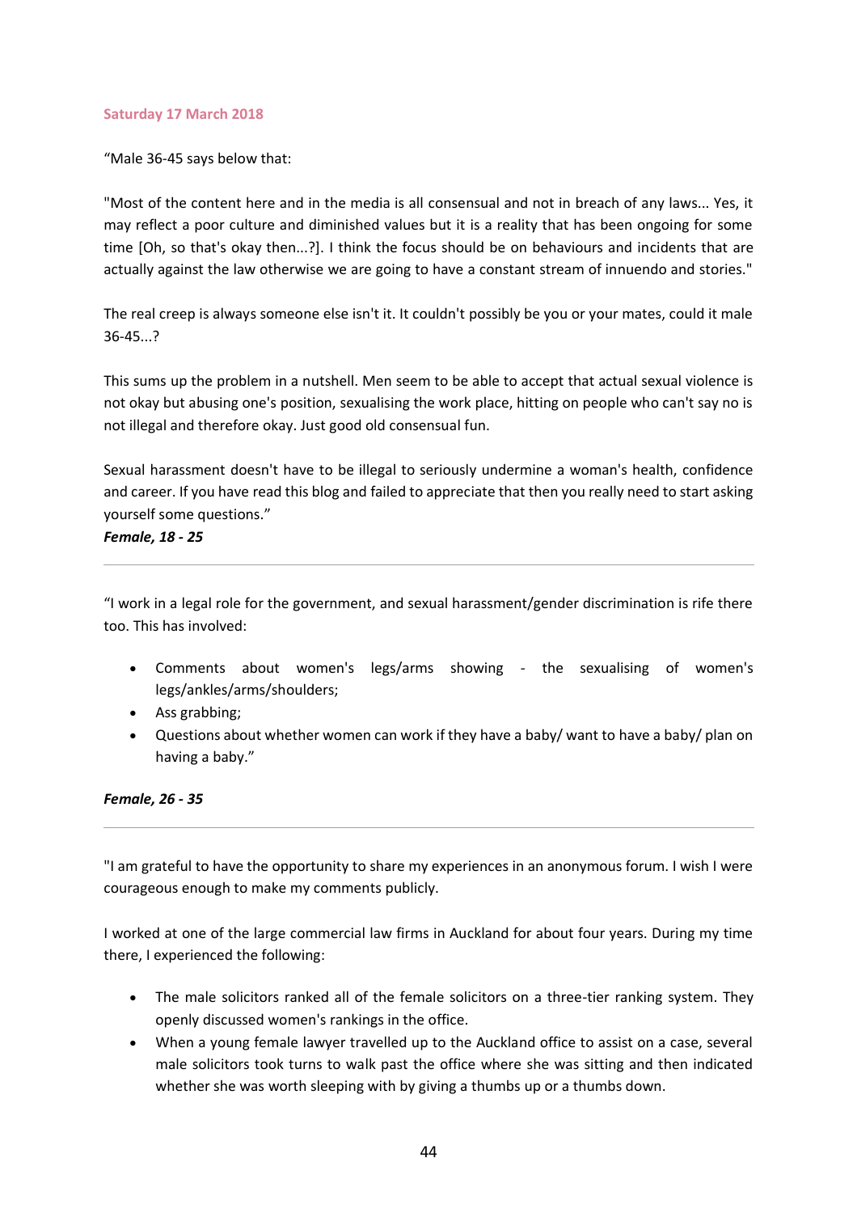**Saturday 17 March 2018**

"Male 36-45 says below that:

"Most of the content here and in the media is all consensual and not in breach of any laws... Yes, it may reflect a poor culture and diminished values but it is a reality that has been ongoing for some time [Oh, so that's okay then...?]. I think the focus should be on behaviours and incidents that are actually against the law otherwise we are going to have a constant stream of innuendo and stories."

The real creep is always someone else isn't it. It couldn't possibly be you or your mates, could it male 36-45...?

This sums up the problem in a nutshell. Men seem to be able to accept that actual sexual violence is not okay but abusing one's position, sexualising the work place, hitting on people who can't say no is not illegal and therefore okay. Just good old consensual fun.

Sexual harassment doesn't have to be illegal to seriously undermine a woman's health, confidence and career. If you have read this blog and failed to appreciate that then you really need to start asking yourself some questions."

***Female, 18 - 25***

---

"I work in a legal role for the government, and sexual harassment/gender discrimination is rife there too. This has involved:

- Comments about women's legs/arms showing - the sexualising of women's legs/ankles/arms/shoulders;
- Ass grabbing;
- Questions about whether women can work if they have a baby/ want to have a baby/ plan on having a baby."

***Female, 26 - 35***

---

"I am grateful to have the opportunity to share my experiences in an anonymous forum. I wish I were courageous enough to make my comments publicly.

I worked at one of the large commercial law firms in Auckland for about four years. During my time there, I experienced the following:

- The male solicitors ranked all of the female solicitors on a three-tier ranking system. They openly discussed women's rankings in the office.
- When a young female lawyer travelled up to the Auckland office to assist on a case, several male solicitors took turns to walk past the office where she was sitting and then indicated whether she was worth sleeping with by giving a thumbs up or a thumbs down.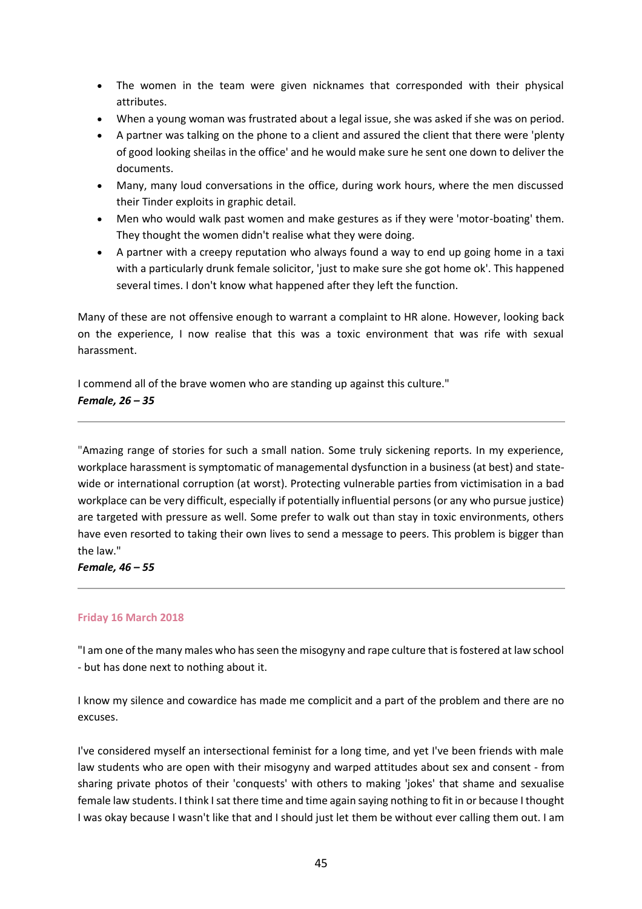- The women in the team were given nicknames that corresponded with their physical attributes.
- When a young woman was frustrated about a legal issue, she was asked if she was on period.
- A partner was talking on the phone to a client and assured the client that there were 'plenty of good looking sheilas in the office' and he would make sure he sent one down to deliver the documents.
- Many, many loud conversations in the office, during work hours, where the men discussed their Tinder exploits in graphic detail.
- Men who would walk past women and make gestures as if they were 'motor-boating' them. They thought the women didn't realise what they were doing.
- A partner with a creepy reputation who always found a way to end up going home in a taxi with a particularly drunk female solicitor, 'just to make sure she got home ok'. This happened several times. I don't know what happened after they left the function.

Many of these are not offensive enough to warrant a complaint to HR alone. However, looking back on the experience, I now realise that this was a toxic environment that was rife with sexual harassment.

I commend all of the brave women who are standing up against this culture."
***Female, 26 – 35***

---

"Amazing range of stories for such a small nation. Some truly sickening reports. In my experience, workplace harassment is symptomatic of managemental dysfunction in a business (at best) and state-wide or international corruption (at worst). Protecting vulnerable parties from victimisation in a bad workplace can be very difficult, especially if potentially influential persons (or any who pursue justice) are targeted with pressure as well. Some prefer to walk out than stay in toxic environments, others have even resorted to taking their own lives to send a message to peers. This problem is bigger than the law."
***Female, 46 – 55***

---

#### Friday 16 March 2018

"I am one of the many males who has seen the misogyny and rape culture that is fostered at law school - but has done next to nothing about it.

I know my silence and cowardice has made me complicit and a part of the problem and there are no excuses.

I've considered myself an intersectional feminist for a long time, and yet I've been friends with male law students who are open with their misogyny and warped attitudes about sex and consent - from sharing private photos of their 'conquests' with others to making 'jokes' that shame and sexualise female law students. I think I sat there time and time again saying nothing to fit in or because I thought I was okay because I wasn't like that and I should just let them be without ever calling them out. I am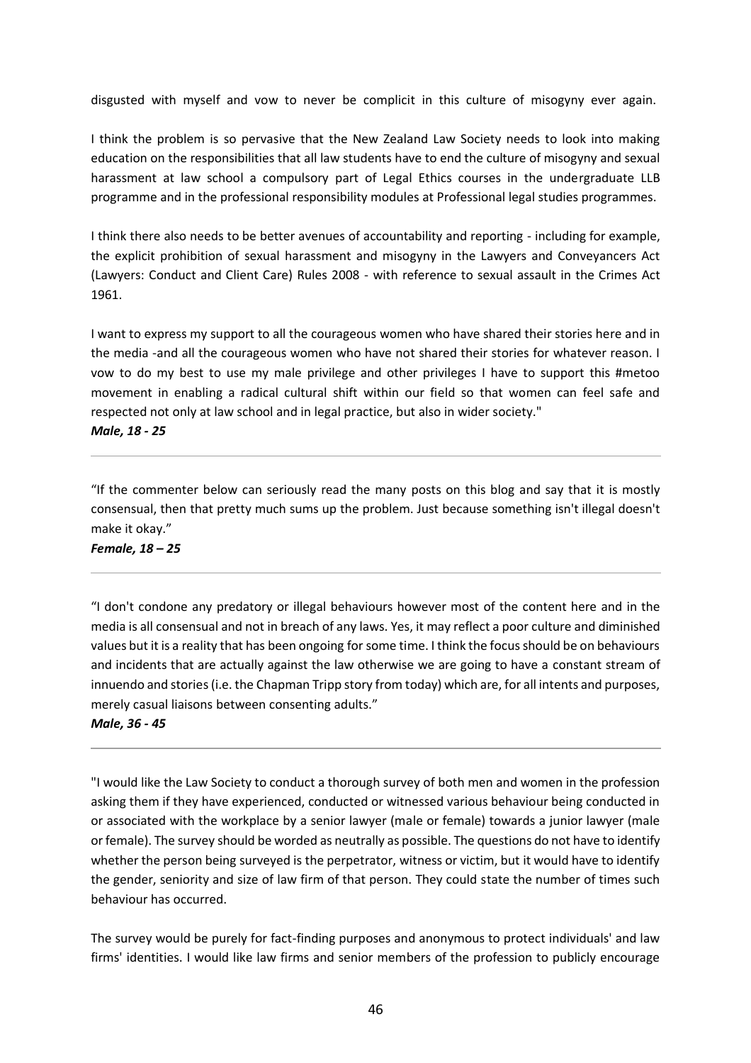disgusted with myself and vow to never be complicit in this culture of misogyny ever again.

I think the problem is so pervasive that the New Zealand Law Society needs to look into making education on the responsibilities that all law students have to end the culture of misogyny and sexual harassment at law school a compulsory part of Legal Ethics courses in the undergraduate LLB programme and in the professional responsibility modules at Professional legal studies programmes.

I think there also needs to be better avenues of accountability and reporting - including for example, the explicit prohibition of sexual harassment and misogyny in the Lawyers and Conveyancers Act (Lawyers: Conduct and Client Care) Rules 2008 - with reference to sexual assault in the Crimes Act 1961.

I want to express my support to all the courageous women who have shared their stories here and in the media -and all the courageous women who have not shared their stories for whatever reason. I vow to do my best to use my male privilege and other privileges I have to support this #metoo movement in enabling a radical cultural shift within our field so that women can feel safe and respected not only at law school and in legal practice, but also in wider society."

***Male, 18 - 25***

---

"If the commenter below can seriously read the many posts on this blog and say that it is mostly consensual, then that pretty much sums up the problem. Just because something isn't illegal doesn't make it okay."

***Female, 18 – 25***

---

"I don't condone any predatory or illegal behaviours however most of the content here and in the media is all consensual and not in breach of any laws. Yes, it may reflect a poor culture and diminished values but it is a reality that has been ongoing for some time. I think the focus should be on behaviours and incidents that are actually against the law otherwise we are going to have a constant stream of innuendo and stories (i.e. the Chapman Tripp story from today) which are, for all intents and purposes, merely casual liaisons between consenting adults."

***Male, 36 - 45***

---

"I would like the Law Society to conduct a thorough survey of both men and women in the profession asking them if they have experienced, conducted or witnessed various behaviour being conducted in or associated with the workplace by a senior lawyer (male or female) towards a junior lawyer (male or female). The survey should be worded as neutrally as possible. The questions do not have to identify whether the person being surveyed is the perpetrator, witness or victim, but it would have to identify the gender, seniority and size of law firm of that person. They could state the number of times such behaviour has occurred.

The survey would be purely for fact-finding purposes and anonymous to protect individuals' and law firms' identities. I would like law firms and senior members of the profession to publicly encourage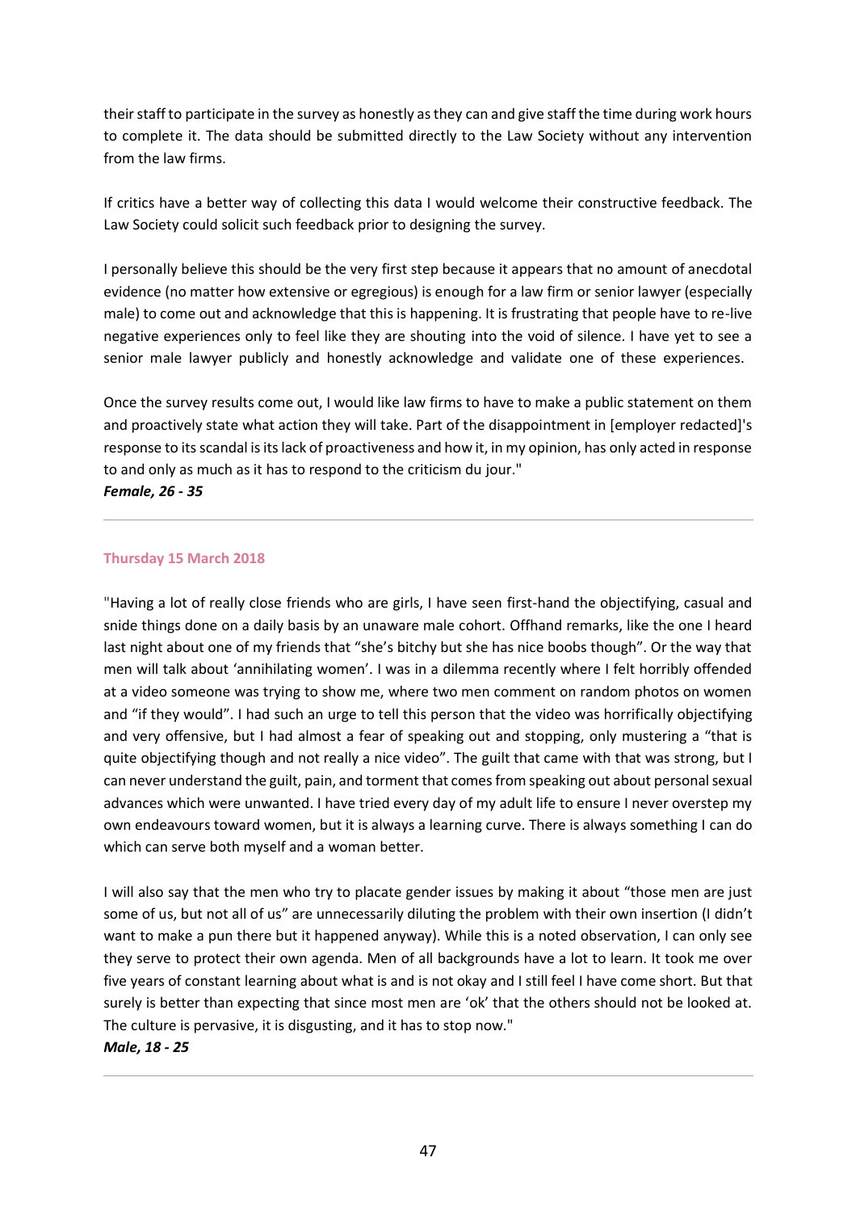their staff to participate in the survey as honestly as they can and give staff the time during work hours to complete it. The data should be submitted directly to the Law Society without any intervention from the law firms.

If critics have a better way of collecting this data I would welcome their constructive feedback. The Law Society could solicit such feedback prior to designing the survey.

I personally believe this should be the very first step because it appears that no amount of anecdotal evidence (no matter how extensive or egregious) is enough for a law firm or senior lawyer (especially male) to come out and acknowledge that this is happening. It is frustrating that people have to re-live negative experiences only to feel like they are shouting into the void of silence. I have yet to see a senior male lawyer publicly and honestly acknowledge and validate one of these experiences.

Once the survey results come out, I would like law firms to have to make a public statement on them and proactively state what action they will take. Part of the disappointment in [employer redacted]'s response to its scandal is its lack of proactiveness and how it, in my opinion, has only acted in response to and only as much as it has to respond to the criticism du jour."

***Female, 26 - 35***

---

#### Thursday 15 March 2018

"Having a lot of really close friends who are girls, I have seen first-hand the objectifying, casual and snide things done on a daily basis by an unaware male cohort. Offhand remarks, like the one I heard last night about one of my friends that "she's bitchy but she has nice boobs though". Or the way that men will talk about 'annihilating women'. I was in a dilemma recently where I felt horribly offended at a video someone was trying to show me, where two men comment on random photos on women and "if they would". I had such an urge to tell this person that the video was horrifically objectifying and very offensive, but I had almost a fear of speaking out and stopping, only mustering a "that is quite objectifying though and not really a nice video". The guilt that came with that was strong, but I can never understand the guilt, pain, and torment that comes from speaking out about personal sexual advances which were unwanted. I have tried every day of my adult life to ensure I never overstep my own endeavours toward women, but it is always a learning curve. There is always something I can do which can serve both myself and a woman better.

I will also say that the men who try to placate gender issues by making it about "those men are just some of us, but not all of us" are unnecessarily diluting the problem with their own insertion (I didn't want to make a pun there but it happened anyway). While this is a noted observation, I can only see they serve to protect their own agenda. Men of all backgrounds have a lot to learn. It took me over five years of constant learning about what is and is not okay and I still feel I have come short. But that surely is better than expecting that since most men are 'ok' that the others should not be looked at. The culture is pervasive, it is disgusting, and it has to stop now."

***Male, 18 - 25***

---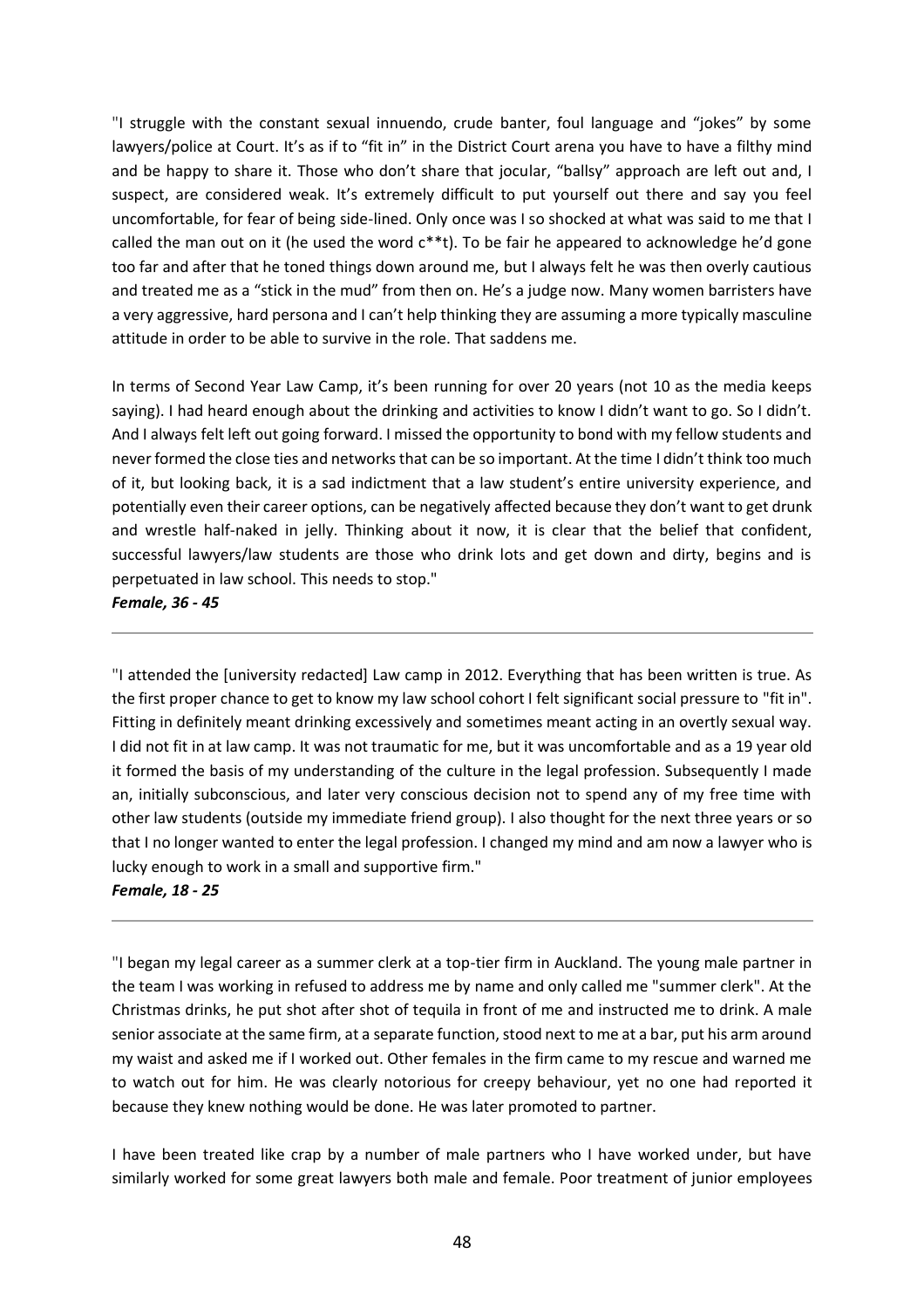"I struggle with the constant sexual innuendo, crude banter, foul language and "jokes" by some lawyers/police at Court. It's as if to "fit in" in the District Court arena you have to have a filthy mind and be happy to share it. Those who don't share that jocular, "ballsy" approach are left out and, I suspect, are considered weak. It's extremely difficult to put yourself out there and say you feel uncomfortable, for fear of being side-lined. Only once was I so shocked at what was said to me that I called the man out on it (he used the word c**t). To be fair he appeared to acknowledge he'd gone too far and after that he toned things down around me, but I always felt he was then overly cautious and treated me as a "stick in the mud" from then on. He's a judge now. Many women barristers have a very aggressive, hard persona and I can't help thinking they are assuming a more typically masculine attitude in order to be able to survive in the role. That saddens me.

In terms of Second Year Law Camp, it's been running for over 20 years (not 10 as the media keeps saying). I had heard enough about the drinking and activities to know I didn't want to go. So I didn't. And I always felt left out going forward. I missed the opportunity to bond with my fellow students and never formed the close ties and networks that can be so important. At the time I didn't think too much of it, but looking back, it is a sad indictment that a law student's entire university experience, and potentially even their career options, can be negatively affected because they don't want to get drunk and wrestle half-naked in jelly. Thinking about it now, it is clear that the belief that confident, successful lawyers/law students are those who drink lots and get down and dirty, begins and is perpetuated in law school. This needs to stop."

***Female, 36 - 45***

---

"I attended the [university redacted] Law camp in 2012. Everything that has been written is true. As the first proper chance to get to know my law school cohort I felt significant social pressure to "fit in". Fitting in definitely meant drinking excessively and sometimes meant acting in an overtly sexual way. I did not fit in at law camp. It was not traumatic for me, but it was uncomfortable and as a 19 year old it formed the basis of my understanding of the culture in the legal profession. Subsequently I made an, initially subconscious, and later very conscious decision not to spend any of my free time with other law students (outside my immediate friend group). I also thought for the next three years or so that I no longer wanted to enter the legal profession. I changed my mind and am now a lawyer who is lucky enough to work in a small and supportive firm."

***Female, 18 - 25***

---

"I began my legal career as a summer clerk at a top-tier firm in Auckland. The young male partner in the team I was working in refused to address me by name and only called me "summer clerk". At the Christmas drinks, he put shot after shot of tequila in front of me and instructed me to drink. A male senior associate at the same firm, at a separate function, stood next to me at a bar, put his arm around my waist and asked me if I worked out. Other females in the firm came to my rescue and warned me to watch out for him. He was clearly notorious for creepy behaviour, yet no one had reported it because they knew nothing would be done. He was later promoted to partner.

I have been treated like crap by a number of male partners who I have worked under, but have similarly worked for some great lawyers both male and female. Poor treatment of junior employees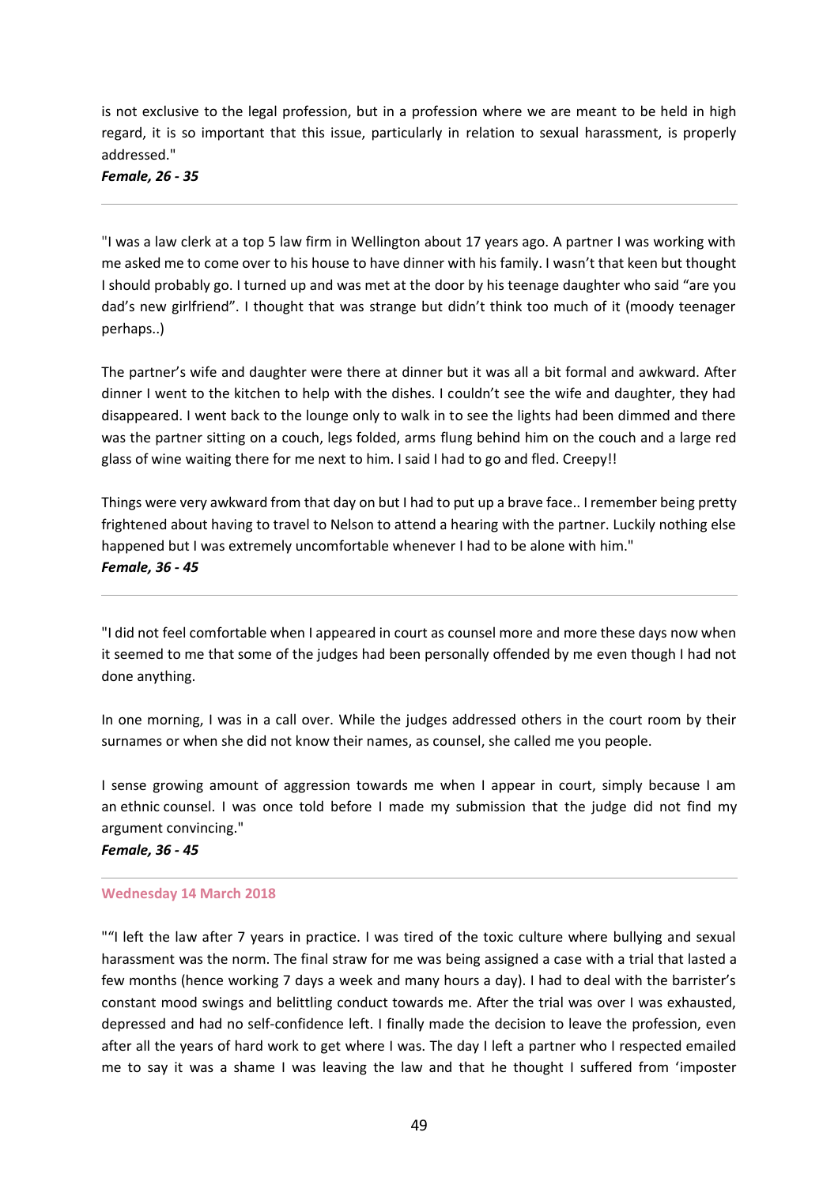is not exclusive to the legal profession, but in a profession where we are meant to be held in high regard, it is so important that this issue, particularly in relation to sexual harassment, is properly addressed."

***Female, 26 - 35***

---

"I was a law clerk at a top 5 law firm in Wellington about 17 years ago. A partner I was working with me asked me to come over to his house to have dinner with his family. I wasn't that keen but thought I should probably go. I turned up and was met at the door by his teenage daughter who said "are you dad's new girlfriend". I thought that was strange but didn't think too much of it (moody teenager perhaps..)

The partner's wife and daughter were there at dinner but it was all a bit formal and awkward. After dinner I went to the kitchen to help with the dishes. I couldn't see the wife and daughter, they had disappeared. I went back to the lounge only to walk in to see the lights had been dimmed and there was the partner sitting on a couch, legs folded, arms flung behind him on the couch and a large red glass of wine waiting there for me next to him. I said I had to go and fled. Creepy!!

Things were very awkward from that day on but I had to put up a brave face.. I remember being pretty frightened about having to travel to Nelson to attend a hearing with the partner. Luckily nothing else happened but I was extremely uncomfortable whenever I had to be alone with him."

***Female, 36 - 45***

---

"I did not feel comfortable when I appeared in court as counsel more and more these days now when it seemed to me that some of the judges had been personally offended by me even though I had not done anything.

In one morning, I was in a call over. While the judges addressed others in the court room by their surnames or when she did not know their names, as counsel, she called me you people.

I sense growing amount of aggression towards me when I appear in court, simply because I am an ethnic counsel. I was once told before I made my submission that the judge did not find my argument convincing."

***Female, 36 - 45***

---

**Wednesday 14 March 2018**

""I left the law after 7 years in practice. I was tired of the toxic culture where bullying and sexual harassment was the norm. The final straw for me was being assigned a case with a trial that lasted a few months (hence working 7 days a week and many hours a day). I had to deal with the barrister's constant mood swings and belittling conduct towards me. After the trial was over I was exhausted, depressed and had no self-confidence left. I finally made the decision to leave the profession, even after all the years of hard work to get where I was. The day I left a partner who I respected emailed me to say it was a shame I was leaving the law and that he thought I suffered from 'imposter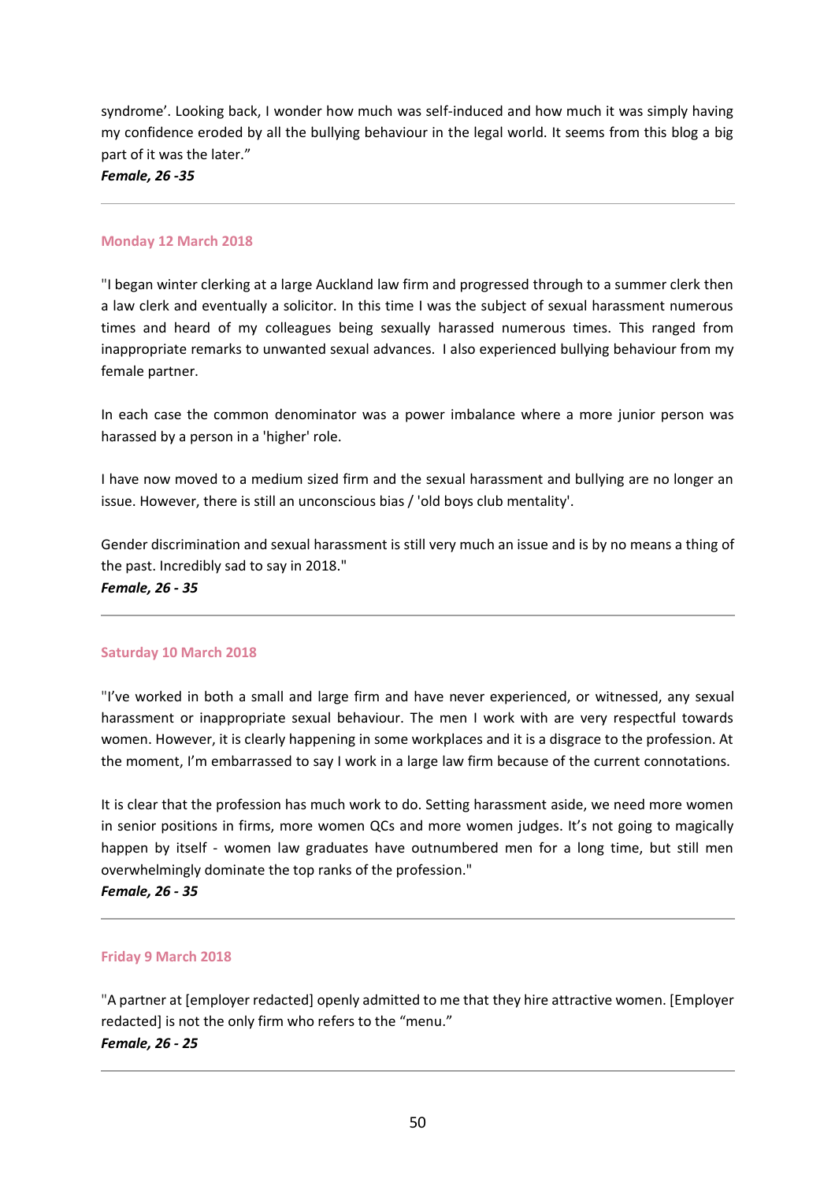syndrome'. Looking back, I wonder how much was self-induced and how much it was simply having my confidence eroded by all the bullying behaviour in the legal world. It seems from this blog a big part of it was the later."

***Female, 26 -35***

---

#### Monday 12 March 2018

"I began winter clerking at a large Auckland law firm and progressed through to a summer clerk then a law clerk and eventually a solicitor. In this time I was the subject of sexual harassment numerous times and heard of my colleagues being sexually harassed numerous times. This ranged from inappropriate remarks to unwanted sexual advances. I also experienced bullying behaviour from my female partner.

In each case the common denominator was a power imbalance where a more junior person was harassed by a person in a 'higher' role.

I have now moved to a medium sized firm and the sexual harassment and bullying are no longer an issue. However, there is still an unconscious bias / 'old boys club mentality'.

Gender discrimination and sexual harassment is still very much an issue and is by no means a thing of the past. Incredibly sad to say in 2018."

***Female, 26 - 35***

---

#### Saturday 10 March 2018

"I've worked in both a small and large firm and have never experienced, or witnessed, any sexual harassment or inappropriate sexual behaviour. The men I work with are very respectful towards women. However, it is clearly happening in some workplaces and it is a disgrace to the profession. At the moment, I'm embarrassed to say I work in a large law firm because of the current connotations.

It is clear that the profession has much work to do. Setting harassment aside, we need more women in senior positions in firms, more women QCs and more women judges. It's not going to magically happen by itself - women law graduates have outnumbered men for a long time, but still men overwhelmingly dominate the top ranks of the profession."

***Female, 26 - 35***

---

#### Friday 9 March 2018

"A partner at [employer redacted] openly admitted to me that they hire attractive women. [Employer redacted] is not the only firm who refers to the "menu."

***Female, 26 - 25***

---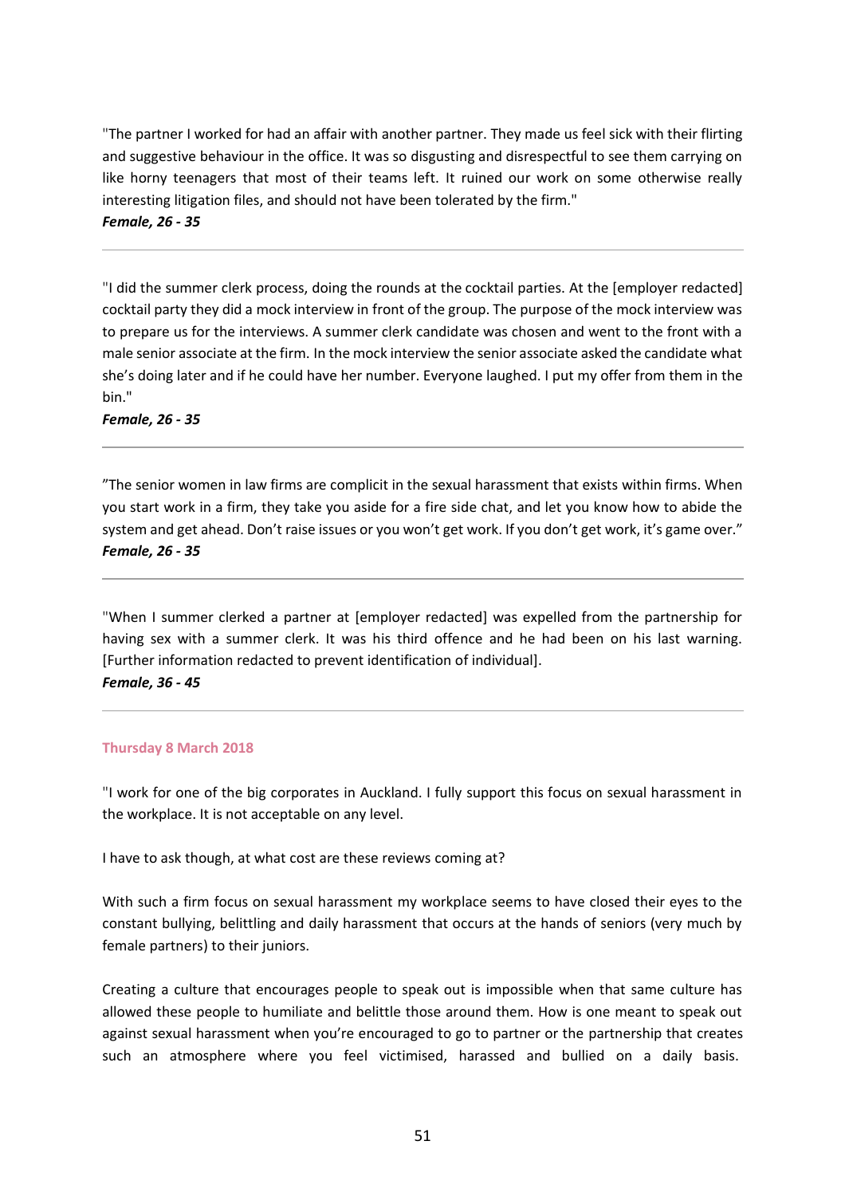"The partner I worked for had an affair with another partner. They made us feel sick with their flirting and suggestive behaviour in the office. It was so disgusting and disrespectful to see them carrying on like horny teenagers that most of their teams left. It ruined our work on some otherwise really interesting litigation files, and should not have been tolerated by the firm."
***Female, 26 - 35***

---

"I did the summer clerk process, doing the rounds at the cocktail parties. At the [employer redacted] cocktail party they did a mock interview in front of the group. The purpose of the mock interview was to prepare us for the interviews. A summer clerk candidate was chosen and went to the front with a male senior associate at the firm. In the mock interview the senior associate asked the candidate what she's doing later and if he could have her number. Everyone laughed. I put my offer from them in the bin."
***Female, 26 - 35***

---

"The senior women in law firms are complicit in the sexual harassment that exists within firms. When you start work in a firm, they take you aside for a fire side chat, and let you know how to abide the system and get ahead. Don't raise issues or you won't get work. If you don't get work, it's game over."
***Female, 26 - 35***

---

"When I summer clerked a partner at [employer redacted] was expelled from the partnership for having sex with a summer clerk. It was his third offence and he had been on his last warning. [Further information redacted to prevent identification of individual].
***Female, 36 - 45***

---

#### Thursday 8 March 2018

"I work for one of the big corporates in Auckland. I fully support this focus on sexual harassment in the workplace. It is not acceptable on any level.

I have to ask though, at what cost are these reviews coming at?

With such a firm focus on sexual harassment my workplace seems to have closed their eyes to the constant bullying, belittling and daily harassment that occurs at the hands of seniors (very much by female partners) to their juniors.

Creating a culture that encourages people to speak out is impossible when that same culture has allowed these people to humiliate and belittle those around them. How is one meant to speak out against sexual harassment when you're encouraged to go to partner or the partnership that creates such an atmosphere where you feel victimised, harassed and bullied on a daily basis.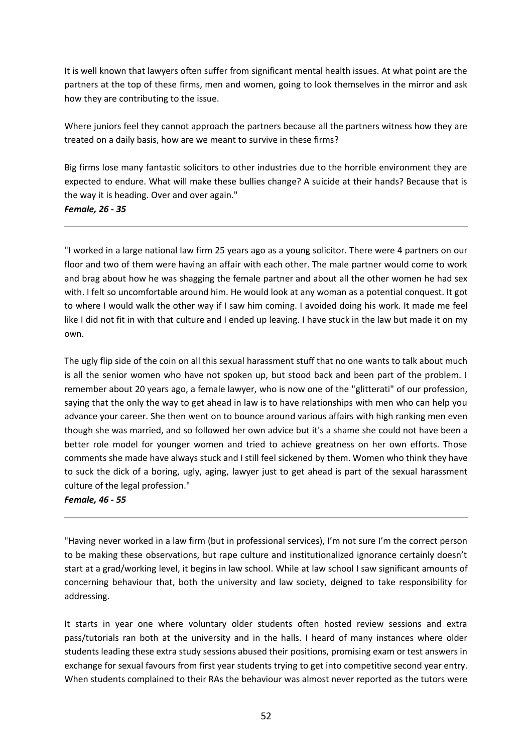It is well known that lawyers often suffer from significant mental health issues. At what point are the partners at the top of these firms, men and women, going to look themselves in the mirror and ask how they are contributing to the issue.

Where juniors feel they cannot approach the partners because all the partners witness how they are treated on a daily basis, how are we meant to survive in these firms?

Big firms lose many fantastic solicitors to other industries due to the horrible environment they are expected to endure. What will make these bullies change? A suicide at their hands? Because that is the way it is heading. Over and over again."

***Female, 26 - 35***

---

"I worked in a large national law firm 25 years ago as a young solicitor. There were 4 partners on our floor and two of them were having an affair with each other. The male partner would come to work and brag about how he was shagging the female partner and about all the other women he had sex with. I felt so uncomfortable around him. He would look at any woman as a potential conquest. It got to where I would walk the other way if I saw him coming. I avoided doing his work. It made me feel like I did not fit in with that culture and I ended up leaving. I have stuck in the law but made it on my own.

The ugly flip side of the coin on all this sexual harassment stuff that no one wants to talk about much is all the senior women who have not spoken up, but stood back and been part of the problem. I remember about 20 years ago, a female lawyer, who is now one of the "glitterati" of our profession, saying that the only the way to get ahead in law is to have relationships with men who can help you advance your career. She then went on to bounce around various affairs with high ranking men even though she was married, and so followed her own advice but it's a shame she could not have been a better role model for younger women and tried to achieve greatness on her own efforts. Those comments she made have always stuck and I still feel sickened by them. Women who think they have to suck the dick of a boring, ugly, aging, lawyer just to get ahead is part of the sexual harassment culture of the legal profession."

***Female, 46 - 55***

---

"Having never worked in a law firm (but in professional services), I'm not sure I'm the correct person to be making these observations, but rape culture and institutionalized ignorance certainly doesn't start at a grad/working level, it begins in law school. While at law school I saw significant amounts of concerning behaviour that, both the university and law society, deigned to take responsibility for addressing.

It starts in year one where voluntary older students often hosted review sessions and extra pass/tutorials ran both at the university and in the halls. I heard of many instances where older students leading these extra study sessions abused their positions, promising exam or test answers in exchange for sexual favours from first year students trying to get into competitive second year entry. When students complained to their RAs the behaviour was almost never reported as the tutors were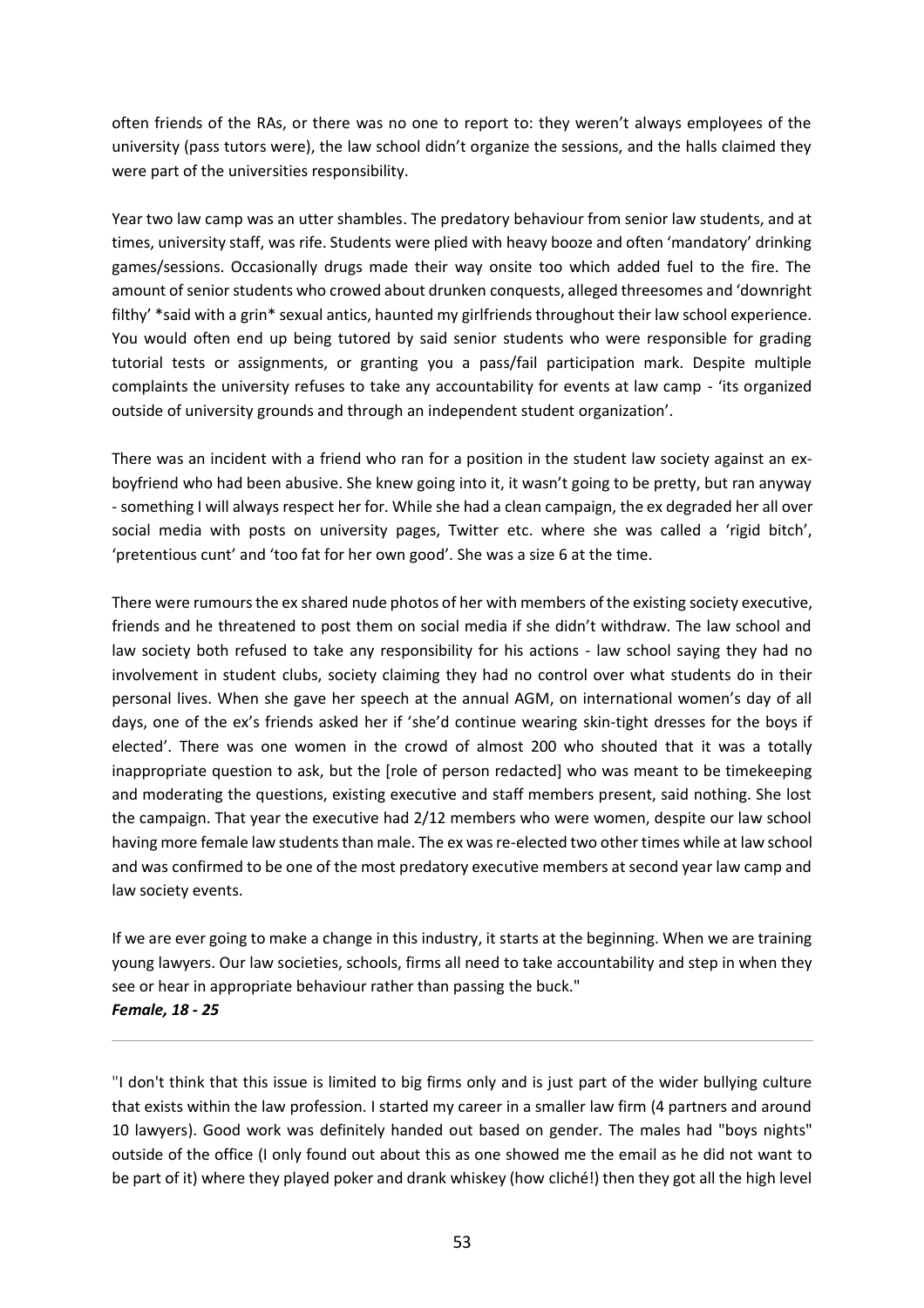often friends of the RAs, or there was no one to report to: they weren't always employees of the university (pass tutors were), the law school didn't organize the sessions, and the halls claimed they were part of the universities responsibility.

Year two law camp was an utter shambles. The predatory behaviour from senior law students, and at times, university staff, was rife. Students were plied with heavy booze and often 'mandatory' drinking games/sessions. Occasionally drugs made their way onsite too which added fuel to the fire. The amount of senior students who crowed about drunken conquests, alleged threesomes and 'downright filthy' *said with a grin* sexual antics, haunted my girlfriends throughout their law school experience. You would often end up being tutored by said senior students who were responsible for grading tutorial tests or assignments, or granting you a pass/fail participation mark. Despite multiple complaints the university refuses to take any accountability for events at law camp - 'its organized outside of university grounds and through an independent student organization'.

There was an incident with a friend who ran for a position in the student law society against an ex-boyfriend who had been abusive. She knew going into it, it wasn't going to be pretty, but ran anyway - something I will always respect her for. While she had a clean campaign, the ex degraded her all over social media with posts on university pages, Twitter etc. where she was called a 'rigid bitch', 'pretentious cunt' and 'too fat for her own good'. She was a size 6 at the time.

There were rumours the ex shared nude photos of her with members of the existing society executive, friends and he threatened to post them on social media if she didn't withdraw. The law school and law society both refused to take any responsibility for his actions - law school saying they had no involvement in student clubs, society claiming they had no control over what students do in their personal lives. When she gave her speech at the annual AGM, on international women's day of all days, one of the ex's friends asked her if 'she'd continue wearing skin-tight dresses for the boys if elected'. There was one women in the crowd of almost 200 who shouted that it was a totally inappropriate question to ask, but the [role of person redacted] who was meant to be timekeeping and moderating the questions, existing executive and staff members present, said nothing. She lost the campaign. That year the executive had 2/12 members who were women, despite our law school having more female law students than male. The ex was re-elected two other times while at law school and was confirmed to be one of the most predatory executive members at second year law camp and law society events.

If we are ever going to make a change in this industry, it starts at the beginning. When we are training young lawyers. Our law societies, schools, firms all need to take accountability and step in when they see or hear in appropriate behaviour rather than passing the buck."
***Female, 18 - 25***

---

"I don't think that this issue is limited to big firms only and is just part of the wider bullying culture that exists within the law profession. I started my career in a smaller law firm (4 partners and around 10 lawyers). Good work was definitely handed out based on gender. The males had "boys nights" outside of the office (I only found out about this as one showed me the email as he did not want to be part of it) where they played poker and drank whiskey (how cliché!) then they got all the high level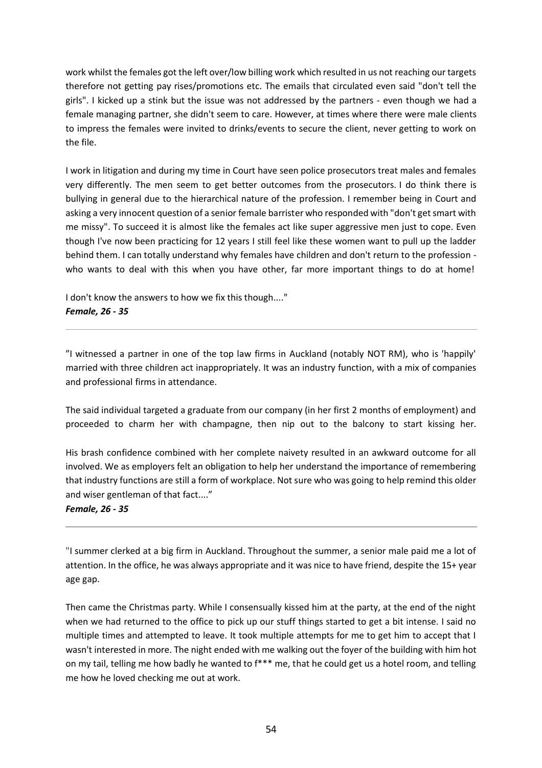work whilst the females got the left over/low billing work which resulted in us not reaching our targets therefore not getting pay rises/promotions etc. The emails that circulated even said "don't tell the girls". I kicked up a stink but the issue was not addressed by the partners - even though we had a female managing partner, she didn't seem to care. However, at times where there were male clients to impress the females were invited to drinks/events to secure the client, never getting to work on the file.

I work in litigation and during my time in Court have seen police prosecutors treat males and females very differently. The men seem to get better outcomes from the prosecutors. I do think there is bullying in general due to the hierarchical nature of the profession. I remember being in Court and asking a very innocent question of a senior female barrister who responded with "don't get smart with me missy". To succeed it is almost like the females act like super aggressive men just to cope. Even though I've now been practicing for 12 years I still feel like these women want to pull up the ladder behind them. I can totally understand why females have children and don't return to the profession - who wants to deal with this when you have other, far more important things to do at home!

I don't know the answers to how we fix this though...."
***Female, 26 - 35***

---

"I witnessed a partner in one of the top law firms in Auckland (notably NOT RM), who is 'happily' married with three children act inappropriately. It was an industry function, with a mix of companies and professional firms in attendance.

The said individual targeted a graduate from our company (in her first 2 months of employment) and proceeded to charm her with champagne, then nip out to the balcony to start kissing her.

His brash confidence combined with her complete naivety resulted in an awkward outcome for all involved. We as employers felt an obligation to help her understand the importance of remembering that industry functions are still a form of workplace. Not sure who was going to help remind this older and wiser gentleman of that fact...."
***Female, 26 - 35***

---

"I summer clerked at a big firm in Auckland. Throughout the summer, a senior male paid me a lot of attention. In the office, he was always appropriate and it was nice to have friend, despite the 15+ year age gap.

Then came the Christmas party. While I consensually kissed him at the party, at the end of the night when we had returned to the office to pick up our stuff things started to get a bit intense. I said no multiple times and attempted to leave. It took multiple attempts for me to get him to accept that I wasn't interested in more. The night ended with me walking out the foyer of the building with him hot on my tail, telling me how badly he wanted to f*** me, that he could get us a hotel room, and telling me how he loved checking me out at work.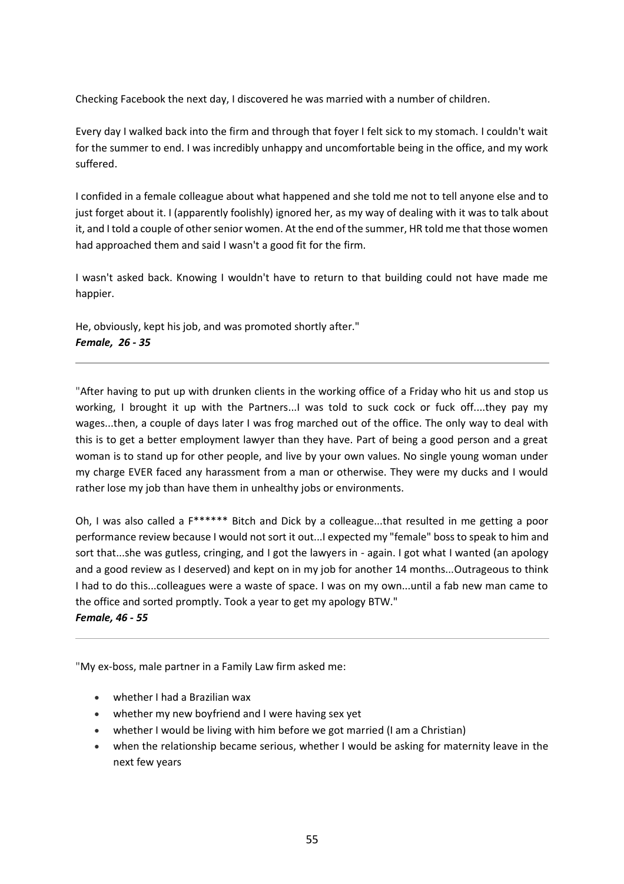Checking Facebook the next day, I discovered he was married with a number of children.

Every day I walked back into the firm and through that foyer I felt sick to my stomach. I couldn't wait for the summer to end. I was incredibly unhappy and uncomfortable being in the office, and my work suffered.

I confided in a female colleague about what happened and she told me not to tell anyone else and to just forget about it. I (apparently foolishly) ignored her, as my way of dealing with it was to talk about it, and I told a couple of other senior women. At the end of the summer, HR told me that those women had approached them and said I wasn't a good fit for the firm.

I wasn't asked back. Knowing I wouldn't have to return to that building could not have made me happier.

He, obviously, kept his job, and was promoted shortly after."
***Female, 26 - 35***

---

"After having to put up with drunken clients in the working office of a Friday who hit us and stop us working, I brought it up with the Partners...I was told to suck cock or fuck off....they pay my wages...then, a couple of days later I was frog marched out of the office. The only way to deal with this is to get a better employment lawyer than they have. Part of being a good person and a great woman is to stand up for other people, and live by your own values. No single young woman under my charge EVER faced any harassment from a man or otherwise. They were my ducks and I would rather lose my job than have them in unhealthy jobs or environments.

Oh, I was also called a F****** Bitch and Dick by a colleague...that resulted in me getting a poor performance review because I would not sort it out...I expected my "female" boss to speak to him and sort that...she was gutless, cringing, and I got the lawyers in - again. I got what I wanted (an apology and a good review as I deserved) and kept on in my job for another 14 months...Outrageous to think I had to do this...colleagues were a waste of space. I was on my own...until a fab new man came to the office and sorted promptly. Took a year to get my apology BTW."
***Female, 46 - 55***

---

"My ex-boss, male partner in a Family Law firm asked me:

- whether I had a Brazilian wax
- whether my new boyfriend and I were having sex yet
- whether I would be living with him before we got married (I am a Christian)
- when the relationship became serious, whether I would be asking for maternity leave in the next few years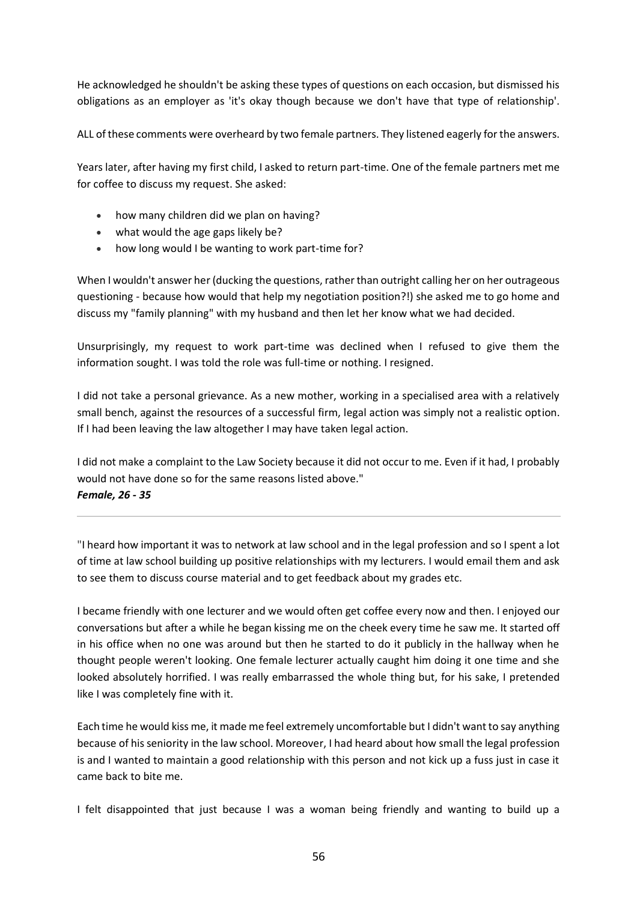He acknowledged he shouldn't be asking these types of questions on each occasion, but dismissed his obligations as an employer as 'it's okay though because we don't have that type of relationship'.

ALL of these comments were overheard by two female partners. They listened eagerly for the answers.

Years later, after having my first child, I asked to return part-time. One of the female partners met me for coffee to discuss my request. She asked:

- how many children did we plan on having?
- what would the age gaps likely be?
- how long would I be wanting to work part-time for?

When I wouldn't answer her (ducking the questions, rather than outright calling her on her outrageous questioning - because how would that help my negotiation position?!) she asked me to go home and discuss my "family planning" with my husband and then let her know what we had decided.

Unsurprisingly, my request to work part-time was declined when I refused to give them the information sought. I was told the role was full-time or nothing. I resigned.

I did not take a personal grievance. As a new mother, working in a specialised area with a relatively small bench, against the resources of a successful firm, legal action was simply not a realistic option. If I had been leaving the law altogether I may have taken legal action.

I did not make a complaint to the Law Society because it did not occur to me. Even if it had, I probably would not have done so for the same reasons listed above."
***Female, 26 - 35***

---

"I heard how important it was to network at law school and in the legal profession and so I spent a lot of time at law school building up positive relationships with my lecturers. I would email them and ask to see them to discuss course material and to get feedback about my grades etc.

I became friendly with one lecturer and we would often get coffee every now and then. I enjoyed our conversations but after a while he began kissing me on the cheek every time he saw me. It started off in his office when no one was around but then he started to do it publicly in the hallway when he thought people weren't looking. One female lecturer actually caught him doing it one time and she looked absolutely horrified. I was really embarrassed the whole thing but, for his sake, I pretended like I was completely fine with it.

Each time he would kiss me, it made me feel extremely uncomfortable but I didn't want to say anything because of his seniority in the law school. Moreover, I had heard about how small the legal profession is and I wanted to maintain a good relationship with this person and not kick up a fuss just in case it came back to bite me.

I felt disappointed that just because I was a woman being friendly and wanting to build up a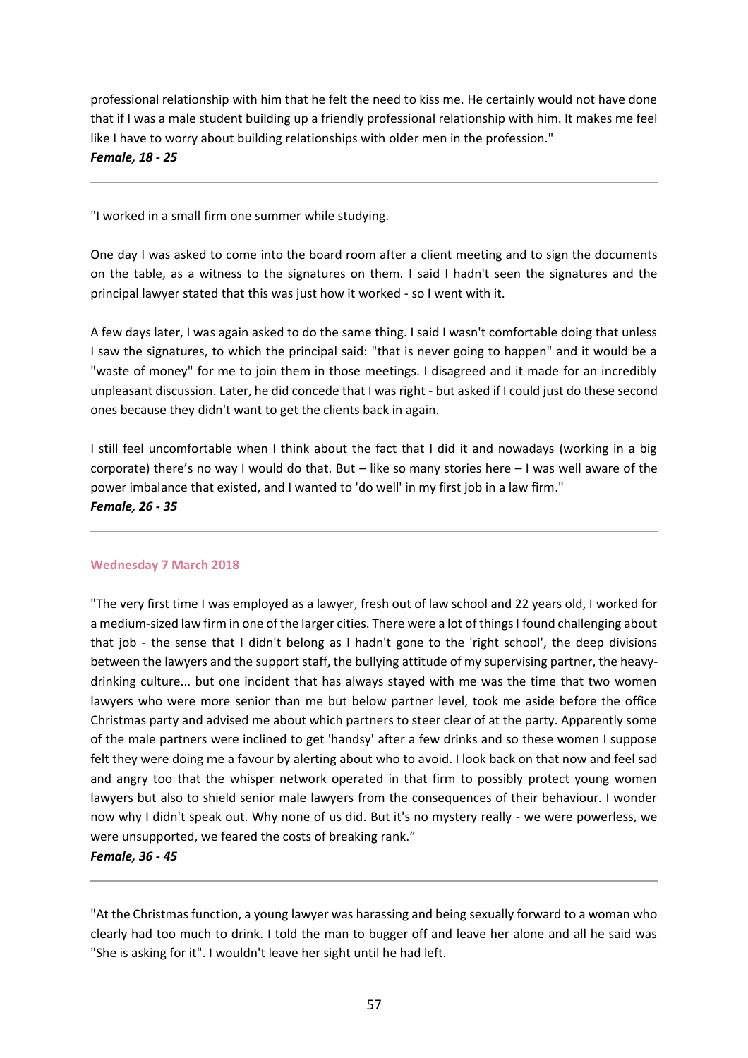professional relationship with him that he felt the need to kiss me. He certainly would not have done that if I was a male student building up a friendly professional relationship with him. It makes me feel like I have to worry about building relationships with older men in the profession."
***Female, 18 - 25***

---

"I worked in a small firm one summer while studying.

One day I was asked to come into the board room after a client meeting and to sign the documents on the table, as a witness to the signatures on them. I said I hadn't seen the signatures and the principal lawyer stated that this was just how it worked - so I went with it.

A few days later, I was again asked to do the same thing. I said I wasn't comfortable doing that unless I saw the signatures, to which the principal said: "that is never going to happen" and it would be a "waste of money" for me to join them in those meetings. I disagreed and it made for an incredibly unpleasant discussion. Later, he did concede that I was right - but asked if I could just do these second ones because they didn't want to get the clients back in again.

I still feel uncomfortable when I think about the fact that I did it and nowadays (working in a big corporate) there's no way I would do that. But – like so many stories here – I was well aware of the power imbalance that existed, and I wanted to 'do well' in my first job in a law firm."
***Female, 26 - 35***

---

**Wednesday 7 March 2018**

"The very first time I was employed as a lawyer, fresh out of law school and 22 years old, I worked for a medium-sized law firm in one of the larger cities. There were a lot of things I found challenging about that job - the sense that I didn't belong as I hadn't gone to the 'right school', the deep divisions between the lawyers and the support staff, the bullying attitude of my supervising partner, the heavy-drinking culture... but one incident that has always stayed with me was the time that two women lawyers who were more senior than me but below partner level, took me aside before the office Christmas party and advised me about which partners to steer clear of at the party. Apparently some of the male partners were inclined to get 'handsy' after a few drinks and so these women I suppose felt they were doing me a favour by alerting about who to avoid. I look back on that now and feel sad and angry too that the whisper network operated in that firm to possibly protect young women lawyers but also to shield senior male lawyers from the consequences of their behaviour. I wonder now why I didn't speak out. Why none of us did. But it's no mystery really - we were powerless, we were unsupported, we feared the costs of breaking rank."
***Female, 36 - 45***

---

"At the Christmas function, a young lawyer was harassing and being sexually forward to a woman who clearly had too much to drink. I told the man to bugger off and leave her alone and all he said was "She is asking for it". I wouldn't leave her sight until he had left.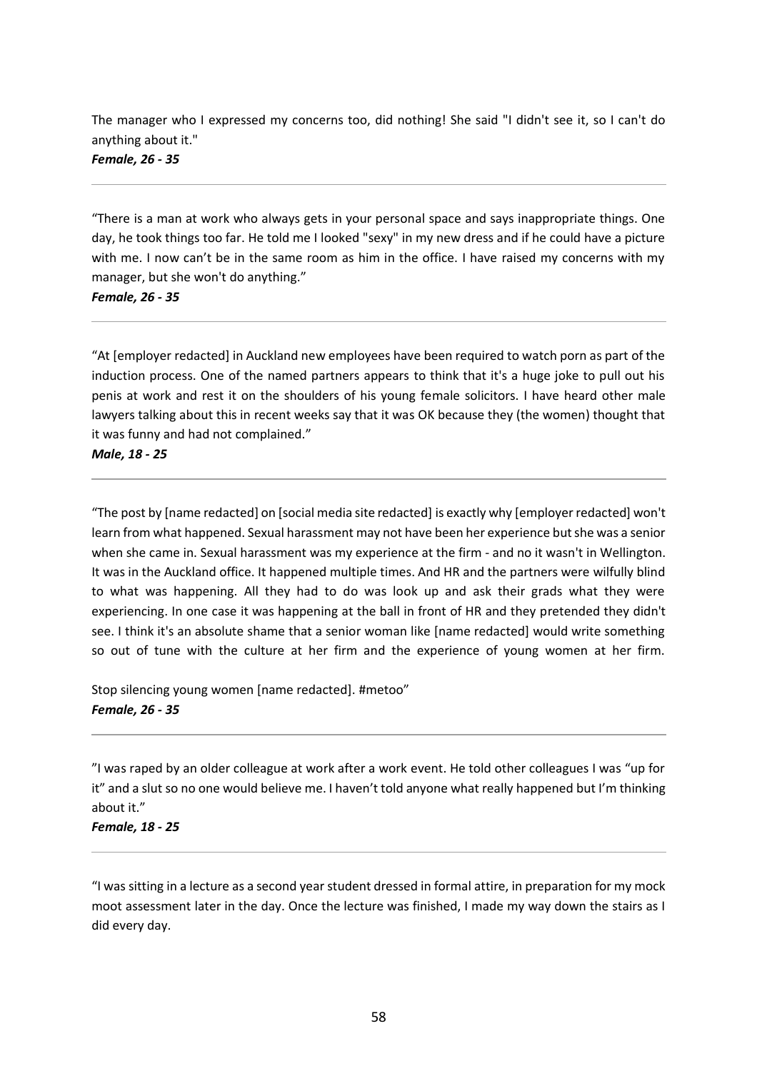The manager who I expressed my concerns too, did nothing! She said "I didn't see it, so I can't do anything about it."
***Female, 26 - 35***

---

"There is a man at work who always gets in your personal space and says inappropriate things. One day, he took things too far. He told me I looked "sexy" in my new dress and if he could have a picture with me. I now can't be in the same room as him in the office. I have raised my concerns with my manager, but she won't do anything."
***Female, 26 - 35***

---

"At [employer redacted] in Auckland new employees have been required to watch porn as part of the induction process. One of the named partners appears to think that it's a huge joke to pull out his penis at work and rest it on the shoulders of his young female solicitors. I have heard other male lawyers talking about this in recent weeks say that it was OK because they (the women) thought that it was funny and had not complained."
***Male, 18 - 25***

---

"The post by [name redacted] on [social media site redacted] is exactly why [employer redacted] won't learn from what happened. Sexual harassment may not have been her experience but she was a senior when she came in. Sexual harassment was my experience at the firm - and no it wasn't in Wellington. It was in the Auckland office. It happened multiple times. And HR and the partners were wilfully blind to what was happening. All they had to do was look up and ask their grads what they were experiencing. In one case it was happening at the ball in front of HR and they pretended they didn't see. I think it's an absolute shame that a senior woman like [name redacted] would write something so out of tune with the culture at her firm and the experience of young women at her firm.

Stop silencing young women [name redacted]. #metoo"
***Female, 26 - 35***

---

"I was raped by an older colleague at work after a work event. He told other colleagues I was "up for it" and a slut so no one would believe me. I haven't told anyone what really happened but I'm thinking about it."
***Female, 18 - 25***

---

"I was sitting in a lecture as a second year student dressed in formal attire, in preparation for my mock moot assessment later in the day. Once the lecture was finished, I made my way down the stairs as I did every day.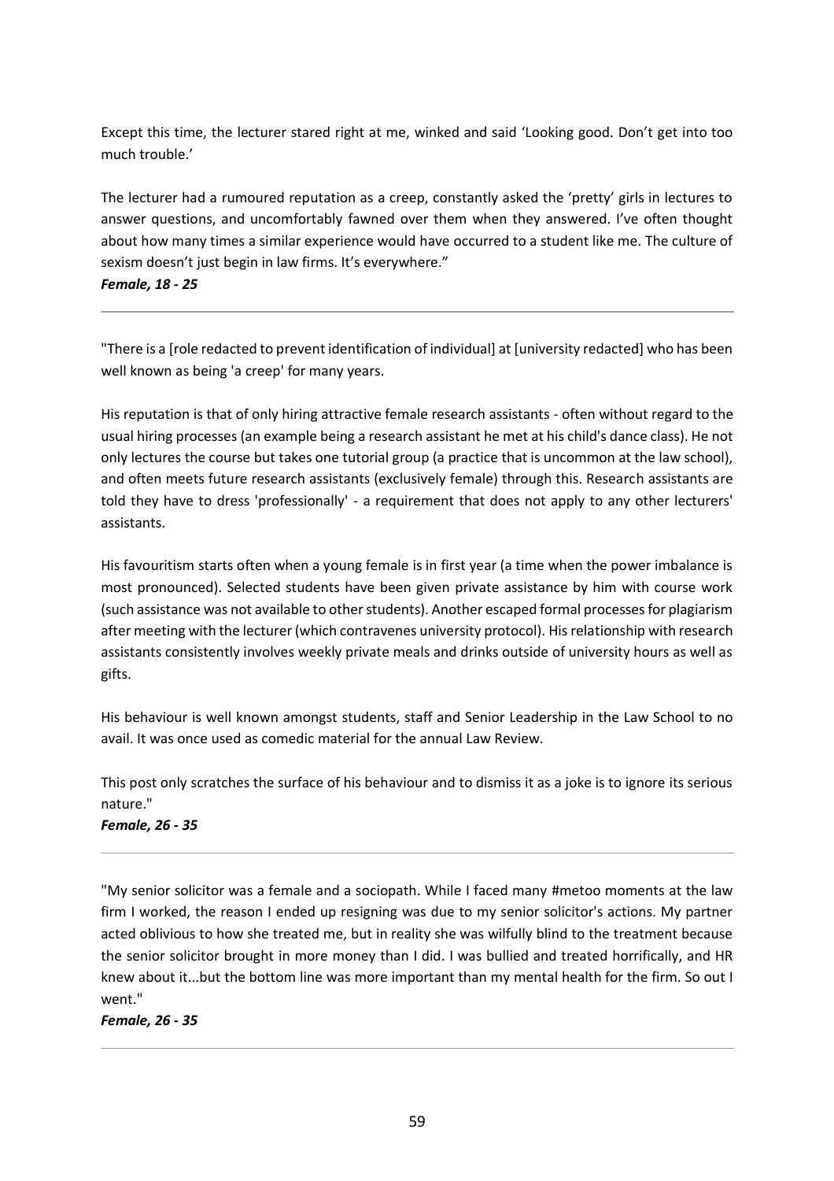Except this time, the lecturer stared right at me, winked and said 'Looking good. Don't get into too much trouble.'

The lecturer had a rumoured reputation as a creep, constantly asked the 'pretty' girls in lectures to answer questions, and uncomfortably fawned over them when they answered. I've often thought about how many times a similar experience would have occurred to a student like me. The culture of sexism doesn't just begin in law firms. It's everywhere."

***Female, 18 - 25***

---

"There is a [role redacted to prevent identification of individual] at [university redacted] who has been well known as being 'a creep' for many years.

His reputation is that of only hiring attractive female research assistants - often without regard to the usual hiring processes (an example being a research assistant he met at his child's dance class). He not only lectures the course but takes one tutorial group (a practice that is uncommon at the law school), and often meets future research assistants (exclusively female) through this. Research assistants are told they have to dress 'professionally' - a requirement that does not apply to any other lecturers' assistants.

His favouritism starts often when a young female is in first year (a time when the power imbalance is most pronounced). Selected students have been given private assistance by him with course work (such assistance was not available to other students). Another escaped formal processes for plagiarism after meeting with the lecturer (which contravenes university protocol). His relationship with research assistants consistently involves weekly private meals and drinks outside of university hours as well as gifts.

His behaviour is well known amongst students, staff and Senior Leadership in the Law School to no avail. It was once used as comedic material for the annual Law Review.

This post only scratches the surface of his behaviour and to dismiss it as a joke is to ignore its serious nature."

***Female, 26 - 35***

---

"My senior solicitor was a female and a sociopath. While I faced many #metoo moments at the law firm I worked, the reason I ended up resigning was due to my senior solicitor's actions. My partner acted oblivious to how she treated me, but in reality she was wilfully blind to the treatment because the senior solicitor brought in more money than I did. I was bullied and treated horrifically, and HR knew about it...but the bottom line was more important than my mental health for the firm. So out I went."

***Female, 26 - 35***

---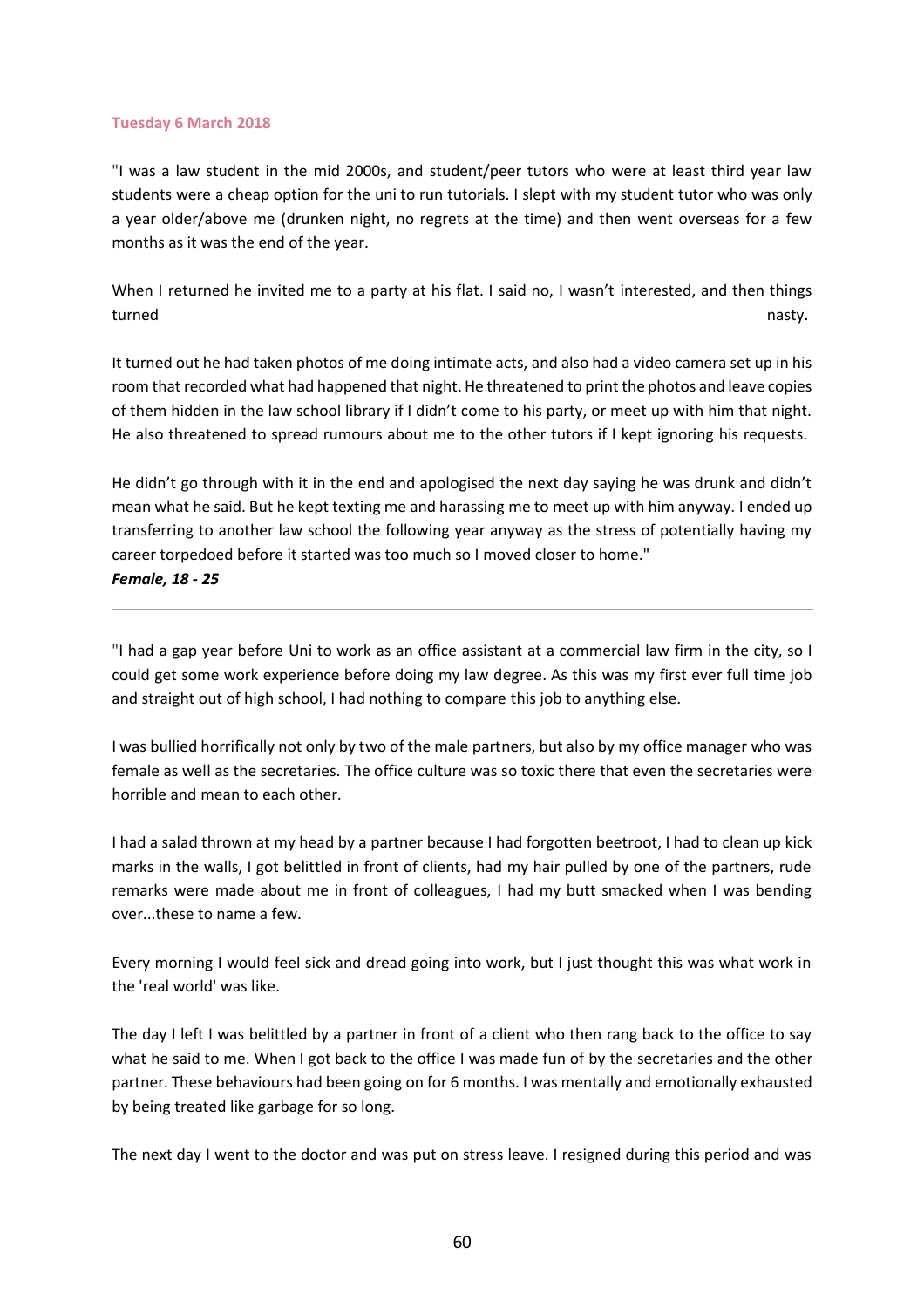**Tuesday 6 March 2018**

"I was a law student in the mid 2000s, and student/peer tutors who were at least third year law students were a cheap option for the uni to run tutorials. I slept with my student tutor who was only a year older/above me (drunken night, no regrets at the time) and then went overseas for a few months as it was the end of the year.

When I returned he invited me to a party at his flat. I said no, I wasn't interested, and then things turned nasty.

It turned out he had taken photos of me doing intimate acts, and also had a video camera set up in his room that recorded what had happened that night. He threatened to print the photos and leave copies of them hidden in the law school library if I didn't come to his party, or meet up with him that night. He also threatened to spread rumours about me to the other tutors if I kept ignoring his requests.

He didn't go through with it in the end and apologised the next day saying he was drunk and didn't mean what he said. But he kept texting me and harassing me to meet up with him anyway. I ended up transferring to another law school the following year anyway as the stress of potentially having my career torpedoed before it started was too much so I moved closer to home."

***Female, 18 - 25***

---

"I had a gap year before Uni to work as an office assistant at a commercial law firm in the city, so I could get some work experience before doing my law degree. As this was my first ever full time job and straight out of high school, I had nothing to compare this job to anything else.

I was bullied horrifically not only by two of the male partners, but also by my office manager who was female as well as the secretaries. The office culture was so toxic there that even the secretaries were horrible and mean to each other.

I had a salad thrown at my head by a partner because I had forgotten beetroot, I had to clean up kick marks in the walls, I got belittled in front of clients, had my hair pulled by one of the partners, rude remarks were made about me in front of colleagues, I had my butt smacked when I was bending over...these to name a few.

Every morning I would feel sick and dread going into work, but I just thought this was what work in the 'real world' was like.

The day I left I was belittled by a partner in front of a client who then rang back to the office to say what he said to me. When I got back to the office I was made fun of by the secretaries and the other partner. These behaviours had been going on for 6 months. I was mentally and emotionally exhausted by being treated like garbage for so long.

The next day I went to the doctor and was put on stress leave. I resigned during this period and was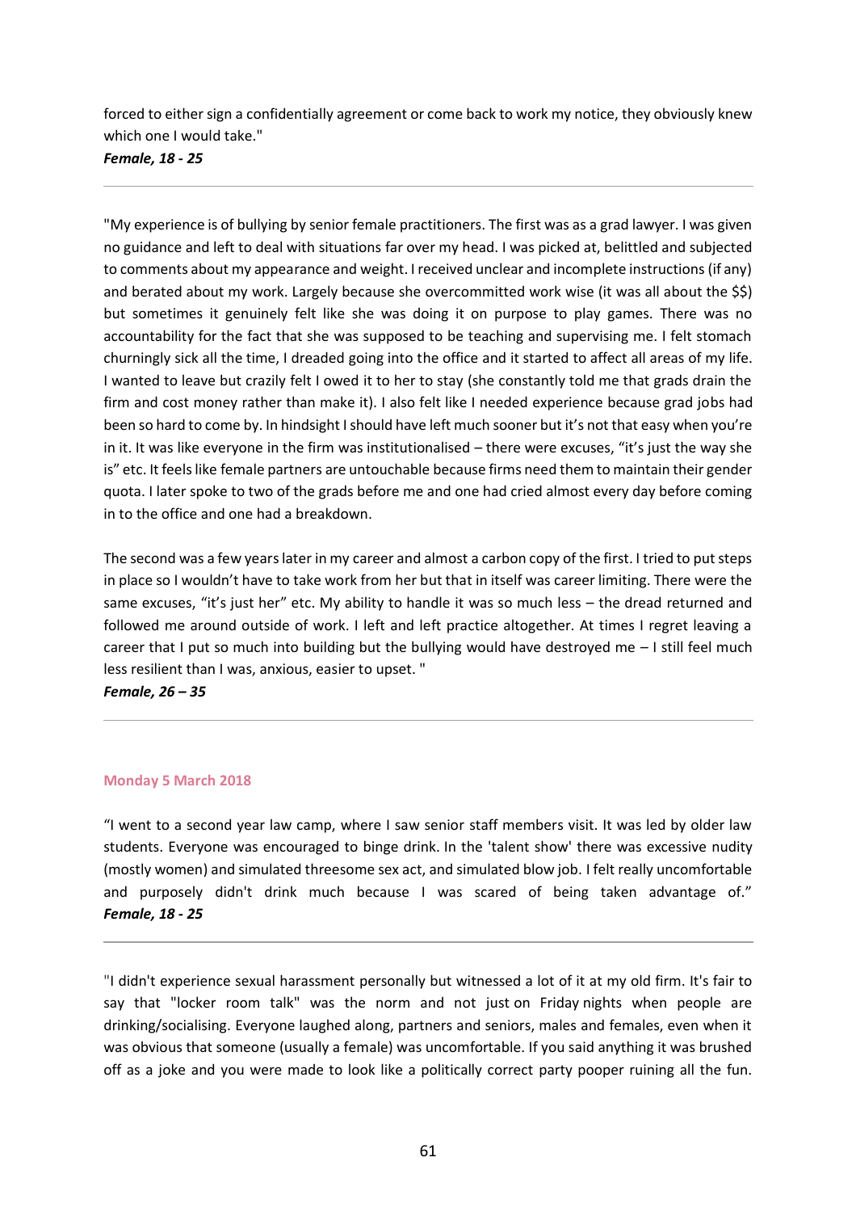forced to either sign a confidentially agreement or come back to work my notice, they obviously knew which one I would take."

***Female, 18 - 25***

---

"My experience is of bullying by senior female practitioners. The first was as a grad lawyer. I was given no guidance and left to deal with situations far over my head. I was picked at, belittled and subjected to comments about my appearance and weight. I received unclear and incomplete instructions (if any) and berated about my work. Largely because she overcommitted work wise (it was all about the $$) but sometimes it genuinely felt like she was doing it on purpose to play games. There was no accountability for the fact that she was supposed to be teaching and supervising me. I felt stomach churningly sick all the time, I dreaded going into the office and it started to affect all areas of my life. I wanted to leave but crazily felt I owed it to her to stay (she constantly told me that grads drain the firm and cost money rather than make it). I also felt like I needed experience because grad jobs had been so hard to come by. In hindsight I should have left much sooner but it's not that easy when you're in it. It was like everyone in the firm was institutionalised – there were excuses, "it's just the way she is" etc. It feels like female partners are untouchable because firms need them to maintain their gender quota. I later spoke to two of the grads before me and one had cried almost every day before coming in to the office and one had a breakdown.

The second was a few years later in my career and almost a carbon copy of the first. I tried to put steps in place so I wouldn't have to take work from her but that in itself was career limiting. There were the same excuses, "it's just her" etc. My ability to handle it was so much less – the dread returned and followed me around outside of work. I left and left practice altogether. At times I regret leaving a career that I put so much into building but the bullying would have destroyed me – I still feel much less resilient than I was, anxious, easier to upset. "

***Female, 26 – 35***

---

**Monday 5 March 2018**

"I went to a second year law camp, where I saw senior staff members visit. It was led by older law students. Everyone was encouraged to binge drink. In the 'talent show' there was excessive nudity (mostly women) and simulated threesome sex act, and simulated blow job. I felt really uncomfortable and purposely didn't drink much because I was scared of being taken advantage of."

***Female, 18 - 25***

---

"I didn't experience sexual harassment personally but witnessed a lot of it at my old firm. It's fair to say that "locker room talk" was the norm and not just on Friday nights when people are drinking/socialising. Everyone laughed along, partners and seniors, males and females, even when it was obvious that someone (usually a female) was uncomfortable. If you said anything it was brushed off as a joke and you were made to look like a politically correct party pooper ruining all the fun.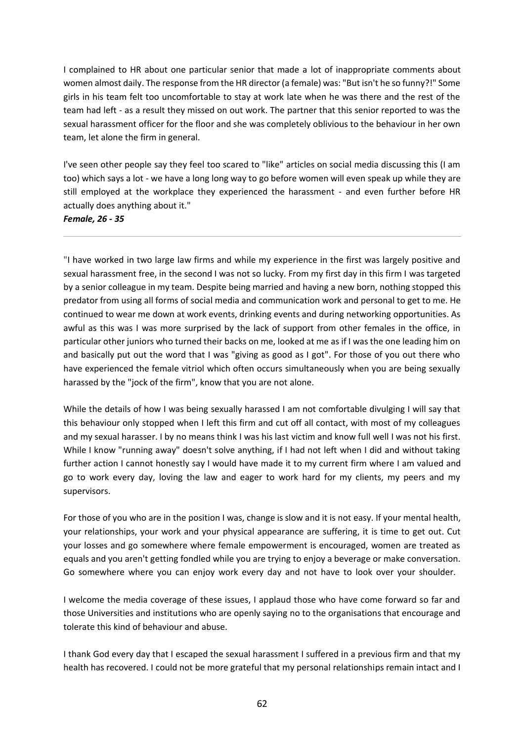I complained to HR about one particular senior that made a lot of inappropriate comments about women almost daily. The response from the HR director (a female) was: "But isn't he so funny?!" Some girls in his team felt too uncomfortable to stay at work late when he was there and the rest of the team had left - as a result they missed on out work. The partner that this senior reported to was the sexual harassment officer for the floor and she was completely oblivious to the behaviour in her own team, let alone the firm in general.

I've seen other people say they feel too scared to "like" articles on social media discussing this (I am too) which says a lot - we have a long long way to go before women will even speak up while they are still employed at the workplace they experienced the harassment - and even further before HR actually does anything about it."

***Female, 26 - 35***

---

"I have worked in two large law firms and while my experience in the first was largely positive and sexual harassment free, in the second I was not so lucky. From my first day in this firm I was targeted by a senior colleague in my team. Despite being married and having a new born, nothing stopped this predator from using all forms of social media and communication work and personal to get to me. He continued to wear me down at work events, drinking events and during networking opportunities. As awful as this was I was more surprised by the lack of support from other females in the office, in particular other juniors who turned their backs on me, looked at me as if I was the one leading him on and basically put out the word that I was "giving as good as I got". For those of you out there who have experienced the female vitriol which often occurs simultaneously when you are being sexually harassed by the "jock of the firm", know that you are not alone.

While the details of how I was being sexually harassed I am not comfortable divulging I will say that this behaviour only stopped when I left this firm and cut off all contact, with most of my colleagues and my sexual harasser. I by no means think I was his last victim and know full well I was not his first. While I know "running away" doesn't solve anything, if I had not left when I did and without taking further action I cannot honestly say I would have made it to my current firm where I am valued and go to work every day, loving the law and eager to work hard for my clients, my peers and my supervisors.

For those of you who are in the position I was, change is slow and it is not easy. If your mental health, your relationships, your work and your physical appearance are suffering, it is time to get out. Cut your losses and go somewhere where female empowerment is encouraged, women are treated as equals and you aren't getting fondled while you are trying to enjoy a beverage or make conversation. Go somewhere where you can enjoy work every day and not have to look over your shoulder.

I welcome the media coverage of these issues, I applaud those who have come forward so far and those Universities and institutions who are openly saying no to the organisations that encourage and tolerate this kind of behaviour and abuse.

I thank God every day that I escaped the sexual harassment I suffered in a previous firm and that my health has recovered. I could not be more grateful that my personal relationships remain intact and I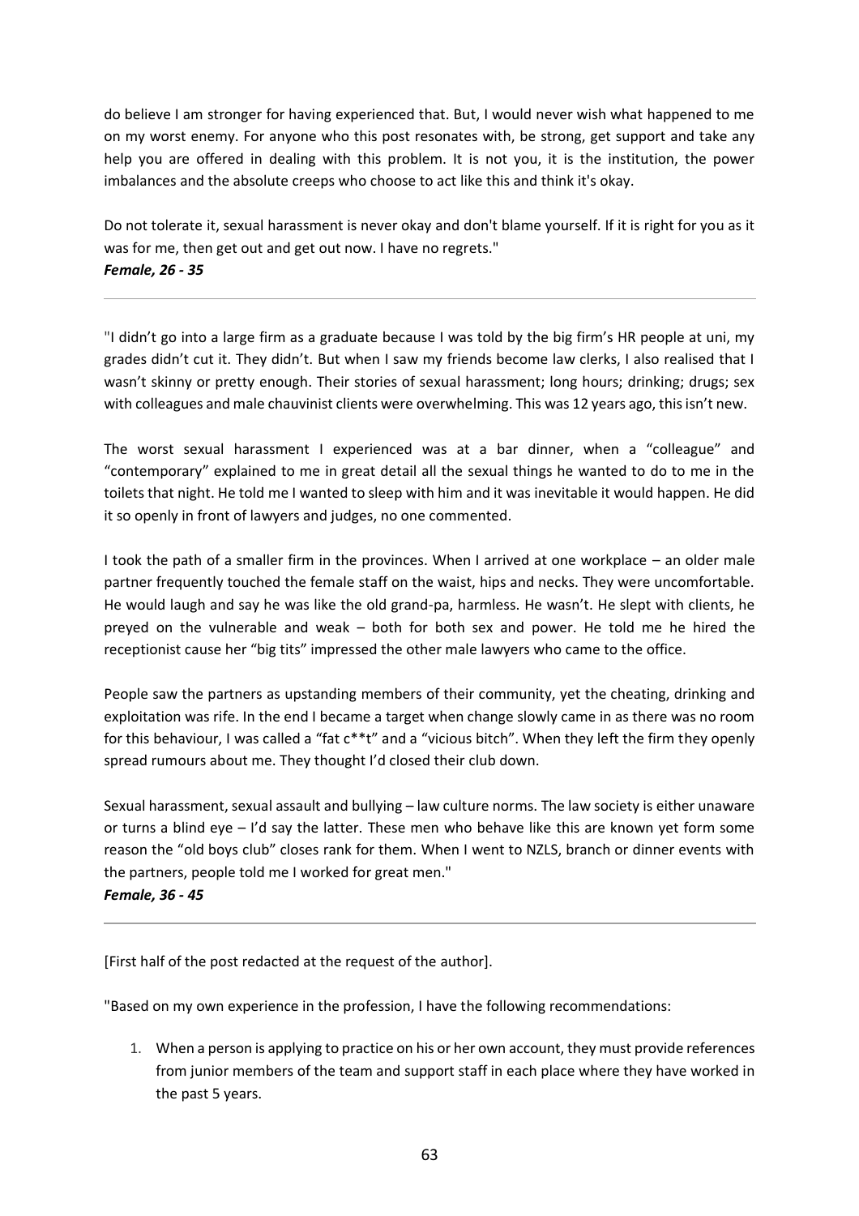do believe I am stronger for having experienced that. But, I would never wish what happened to me on my worst enemy. For anyone who this post resonates with, be strong, get support and take any help you are offered in dealing with this problem. It is not you, it is the institution, the power imbalances and the absolute creeps who choose to act like this and think it's okay.

Do not tolerate it, sexual harassment is never okay and don't blame yourself. If it is right for you as it was for me, then get out and get out now. I have no regrets."

***Female, 26 - 35***

---

"I didn't go into a large firm as a graduate because I was told by the big firm's HR people at uni, my grades didn't cut it. They didn't. But when I saw my friends become law clerks, I also realised that I wasn't skinny or pretty enough. Their stories of sexual harassment; long hours; drinking; drugs; sex with colleagues and male chauvinist clients were overwhelming. This was 12 years ago, this isn't new.

The worst sexual harassment I experienced was at a bar dinner, when a "colleague" and "contemporary" explained to me in great detail all the sexual things he wanted to do to me in the toilets that night. He told me I wanted to sleep with him and it was inevitable it would happen. He did it so openly in front of lawyers and judges, no one commented.

I took the path of a smaller firm in the provinces. When I arrived at one workplace – an older male partner frequently touched the female staff on the waist, hips and necks. They were uncomfortable. He would laugh and say he was like the old grand-pa, harmless. He wasn't. He slept with clients, he preyed on the vulnerable and weak – both for both sex and power. He told me he hired the receptionist cause her "big tits" impressed the other male lawyers who came to the office.

People saw the partners as upstanding members of their community, yet the cheating, drinking and exploitation was rife. In the end I became a target when change slowly came in as there was no room for this behaviour, I was called a "fat c**t" and a "vicious bitch". When they left the firm they openly spread rumours about me. They thought I'd closed their club down.

Sexual harassment, sexual assault and bullying – law culture norms. The law society is either unaware or turns a blind eye – I'd say the latter. These men who behave like this are known yet form some reason the "old boys club" closes rank for them. When I went to NZLS, branch or dinner events with the partners, people told me I worked for great men."

***Female, 36 - 45***

---

[First half of the post redacted at the request of the author].

"Based on my own experience in the profession, I have the following recommendations:

1. When a person is applying to practice on his or her own account, they must provide references from junior members of the team and support staff in each place where they have worked in the past 5 years.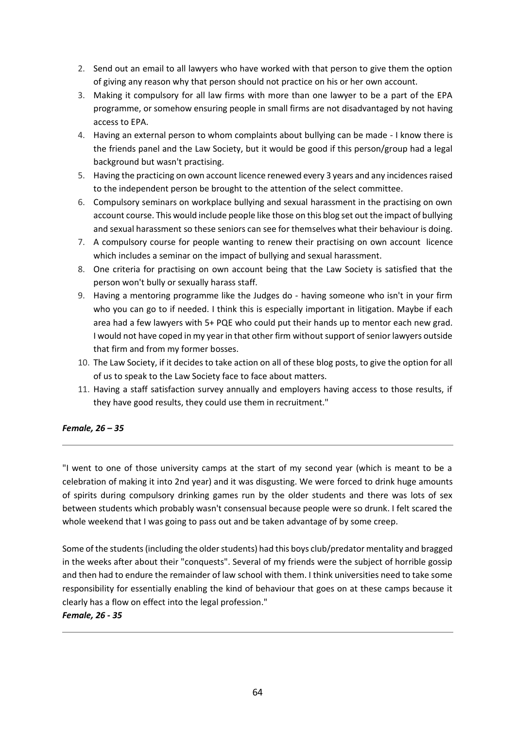2. Send out an email to all lawyers who have worked with that person to give them the option of giving any reason why that person should not practice on his or her own account.
3. Making it compulsory for all law firms with more than one lawyer to be a part of the EPA programme, or somehow ensuring people in small firms are not disadvantaged by not having access to EPA.
4. Having an external person to whom complaints about bullying can be made - I know there is the friends panel and the Law Society, but it would be good if this person/group had a legal background but wasn't practising.
5. Having the practicing on own account licence renewed every 3 years and any incidences raised to the independent person be brought to the attention of the select committee.
6. Compulsory seminars on workplace bullying and sexual harassment in the practising on own account course. This would include people like those on this blog set out the impact of bullying and sexual harassment so these seniors can see for themselves what their behaviour is doing.
7. A compulsory course for people wanting to renew their practising on own account licence which includes a seminar on the impact of bullying and sexual harassment.
8. One criteria for practising on own account being that the Law Society is satisfied that the person won't bully or sexually harass staff.
9. Having a mentoring programme like the Judges do - having someone who isn't in your firm who you can go to if needed. I think this is especially important in litigation. Maybe if each area had a few lawyers with 5+ PQE who could put their hands up to mentor each new grad. I would not have coped in my year in that other firm without support of senior lawyers outside that firm and from my former bosses.
10. The Law Society, if it decides to take action on all of these blog posts, to give the option for all of us to speak to the Law Society face to face about matters.
11. Having a staff satisfaction survey annually and employers having access to those results, if they have good results, they could use them in recruitment."

***Female, 26 – 35***

---

"I went to one of those university camps at the start of my second year (which is meant to be a celebration of making it into 2nd year) and it was disgusting. We were forced to drink huge amounts of spirits during compulsory drinking games run by the older students and there was lots of sex between students which probably wasn't consensual because people were so drunk. I felt scared the whole weekend that I was going to pass out and be taken advantage of by some creep.

Some of the students (including the older students) had this boys club/predator mentality and bragged in the weeks after about their "conquests". Several of my friends were the subject of horrible gossip and then had to endure the remainder of law school with them. I think universities need to take some responsibility for essentially enabling the kind of behaviour that goes on at these camps because it clearly has a flow on effect into the legal profession."

***Female, 26 - 35***

---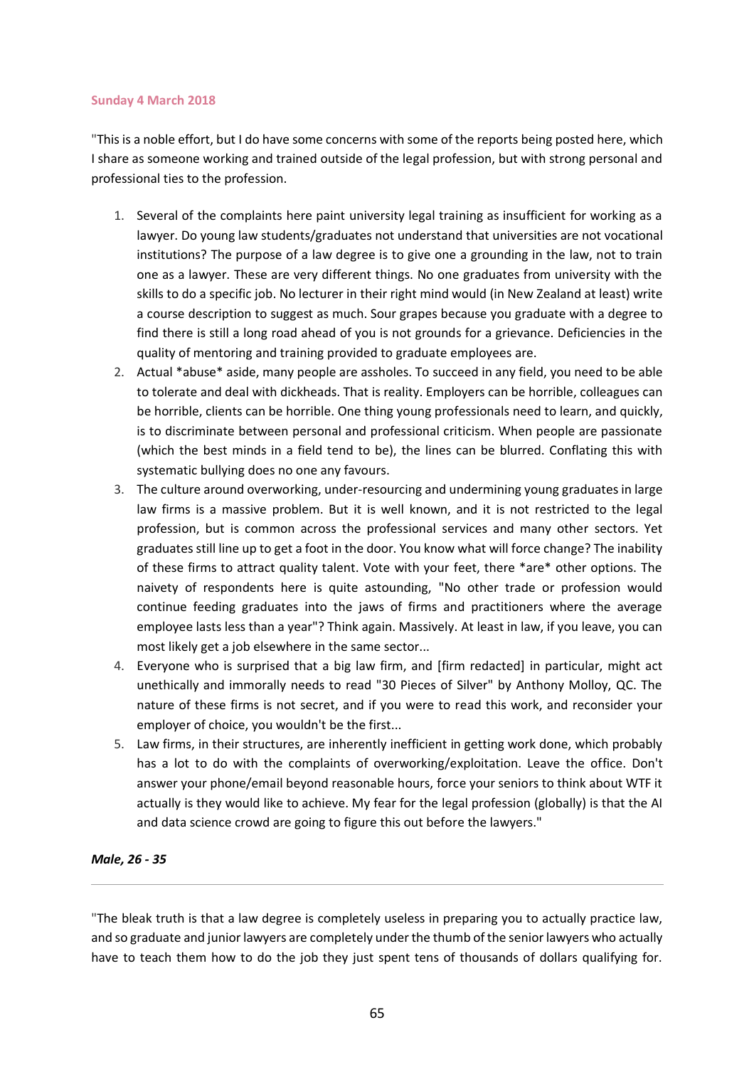**Sunday 4 March 2018**

"This is a noble effort, but I do have some concerns with some of the reports being posted here, which I share as someone working and trained outside of the legal profession, but with strong personal and professional ties to the profession.

1. Several of the complaints here paint university legal training as insufficient for working as a lawyer. Do young law students/graduates not understand that universities are not vocational institutions? The purpose of a law degree is to give one a grounding in the law, not to train one as a lawyer. These are very different things. No one graduates from university with the skills to do a specific job. No lecturer in their right mind would (in New Zealand at least) write a course description to suggest as much. Sour grapes because you graduate with a degree to find there is still a long road ahead of you is not grounds for a grievance. Deficiencies in the quality of mentoring and training provided to graduate employees are.
2. Actual *abuse* aside, many people are assholes. To succeed in any field, you need to be able to tolerate and deal with dickheads. That is reality. Employers can be horrible, colleagues can be horrible, clients can be horrible. One thing young professionals need to learn, and quickly, is to discriminate between personal and professional criticism. When people are passionate (which the best minds in a field tend to be), the lines can be blurred. Conflating this with systematic bullying does no one any favours.
3. The culture around overworking, under-resourcing and undermining young graduates in large law firms is a massive problem. But it is well known, and it is not restricted to the legal profession, but is common across the professional services and many other sectors. Yet graduates still line up to get a foot in the door. You know what will force change? The inability of these firms to attract quality talent. Vote with your feet, there *are* other options. The naivety of respondents here is quite astounding, "No other trade or profession would continue feeding graduates into the jaws of firms and practitioners where the average employee lasts less than a year"? Think again. Massively. At least in law, if you leave, you can most likely get a job elsewhere in the same sector...
4. Everyone who is surprised that a big law firm, and [firm redacted] in particular, might act unethically and immorally needs to read "30 Pieces of Silver" by Anthony Molloy, QC. The nature of these firms is not secret, and if you were to read this work, and reconsider your employer of choice, you wouldn't be the first...
5. Law firms, in their structures, are inherently inefficient in getting work done, which probably has a lot to do with the complaints of overworking/exploitation. Leave the office. Don't answer your phone/email beyond reasonable hours, force your seniors to think about WTF it actually is they would like to achieve. My fear for the legal profession (globally) is that the AI and data science crowd are going to figure this out before the lawyers."

***Male, 26 - 35***

---

"The bleak truth is that a law degree is completely useless in preparing you to actually practice law, and so graduate and junior lawyers are completely under the thumb of the senior lawyers who actually have to teach them how to do the job they just spent tens of thousands of dollars qualifying for.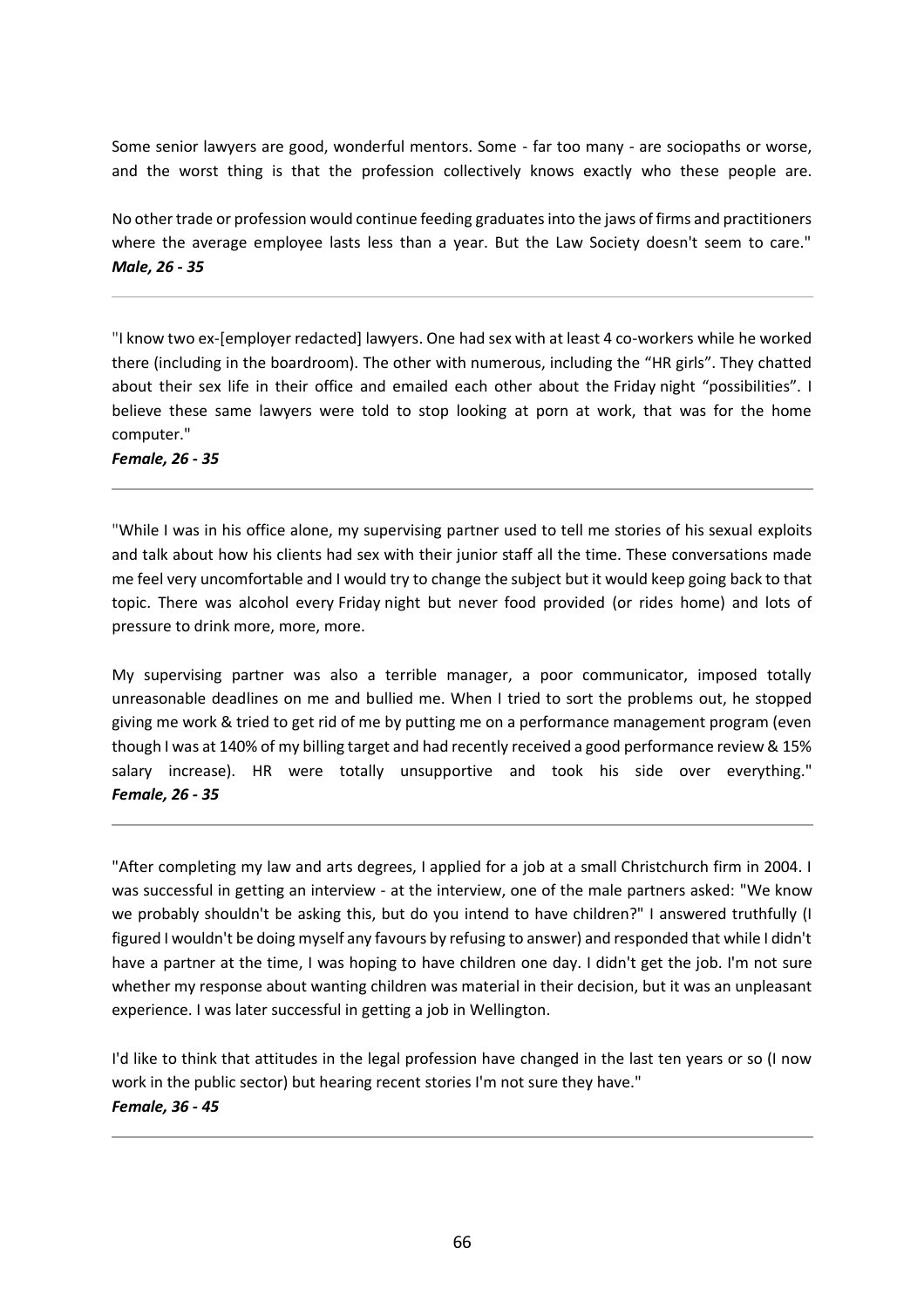Some senior lawyers are good, wonderful mentors. Some - far too many - are sociopaths or worse, and the worst thing is that the profession collectively knows exactly who these people are.

No other trade or profession would continue feeding graduates into the jaws of firms and practitioners where the average employee lasts less than a year. But the Law Society doesn't seem to care."
***Male, 26 - 35***

---

"I know two ex-[employer redacted] lawyers. One had sex with at least 4 co-workers while he worked there (including in the boardroom). The other with numerous, including the "HR girls". They chatted about their sex life in their office and emailed each other about the Friday night "possibilities". I believe these same lawyers were told to stop looking at porn at work, that was for the home computer."
***Female, 26 - 35***

---

"While I was in his office alone, my supervising partner used to tell me stories of his sexual exploits and talk about how his clients had sex with their junior staff all the time. These conversations made me feel very uncomfortable and I would try to change the subject but it would keep going back to that topic. There was alcohol every Friday night but never food provided (or rides home) and lots of pressure to drink more, more, more.

My supervising partner was also a terrible manager, a poor communicator, imposed totally unreasonable deadlines on me and bullied me. When I tried to sort the problems out, he stopped giving me work & tried to get rid of me by putting me on a performance management program (even though I was at 140% of my billing target and had recently received a good performance review & 15% salary increase). HR were totally unsupportive and took his side over everything."
***Female, 26 - 35***

---

"After completing my law and arts degrees, I applied for a job at a small Christchurch firm in 2004. I was successful in getting an interview - at the interview, one of the male partners asked: "We know we probably shouldn't be asking this, but do you intend to have children?" I answered truthfully (I figured I wouldn't be doing myself any favours by refusing to answer) and responded that while I didn't have a partner at the time, I was hoping to have children one day. I didn't get the job. I'm not sure whether my response about wanting children was material in their decision, but it was an unpleasant experience. I was later successful in getting a job in Wellington.

I'd like to think that attitudes in the legal profession have changed in the last ten years or so (I now work in the public sector) but hearing recent stories I'm not sure they have."
***Female, 36 - 45***

---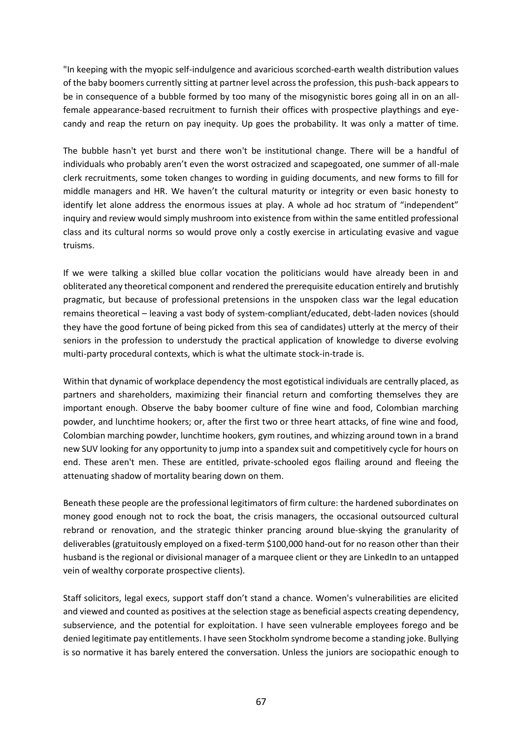"In keeping with the myopic self-indulgence and avaricious scorched-earth wealth distribution values of the baby boomers currently sitting at partner level across the profession, this push-back appears to be in consequence of a bubble formed by too many of the misogynistic bores going all in on an all-female appearance-based recruitment to furnish their offices with prospective playthings and eye-candy and reap the return on pay inequity. Up goes the probability. It was only a matter of time.

The bubble hasn't yet burst and there won't be institutional change. There will be a handful of individuals who probably aren't even the worst ostracized and scapegoated, one summer of all-male clerk recruitments, some token changes to wording in guiding documents, and new forms to fill for middle managers and HR. We haven't the cultural maturity or integrity or even basic honesty to identify let alone address the enormous issues at play. A whole ad hoc stratum of "independent" inquiry and review would simply mushroom into existence from within the same entitled professional class and its cultural norms so would prove only a costly exercise in articulating evasive and vague truisms.

If we were talking a skilled blue collar vocation the politicians would have already been in and obliterated any theoretical component and rendered the prerequisite education entirely and brutishly pragmatic, but because of professional pretensions in the unspoken class war the legal education remains theoretical – leaving a vast body of system-compliant/educated, debt-laden novices (should they have the good fortune of being picked from this sea of candidates) utterly at the mercy of their seniors in the profession to understudy the practical application of knowledge to diverse evolving multi-party procedural contexts, which is what the ultimate stock-in-trade is.

Within that dynamic of workplace dependency the most egotistical individuals are centrally placed, as partners and shareholders, maximizing their financial return and comforting themselves they are important enough. Observe the baby boomer culture of fine wine and food, Colombian marching powder, and lunchtime hookers; or, after the first two or three heart attacks, of fine wine and food, Colombian marching powder, lunchtime hookers, gym routines, and whizzing around town in a brand new SUV looking for any opportunity to jump into a spandex suit and competitively cycle for hours on end. These aren't men. These are entitled, private-schooled egos flailing around and fleeing the attenuating shadow of mortality bearing down on them.

Beneath these people are the professional legitimators of firm culture: the hardened subordinates on money good enough not to rock the boat, the crisis managers, the occasional outsourced cultural rebrand or renovation, and the strategic thinker prancing around blue-skying the granularity of deliverables (gratuitously employed on a fixed-term $100,000 hand-out for no reason other than their husband is the regional or divisional manager of a marquee client or they are LinkedIn to an untapped vein of wealthy corporate prospective clients).

Staff solicitors, legal execs, support staff don't stand a chance. Women's vulnerabilities are elicited and viewed and counted as positives at the selection stage as beneficial aspects creating dependency, subservience, and the potential for exploitation. I have seen vulnerable employees forego and be denied legitimate pay entitlements. I have seen Stockholm syndrome become a standing joke. Bullying is so normative it has barely entered the conversation. Unless the juniors are sociopathic enough to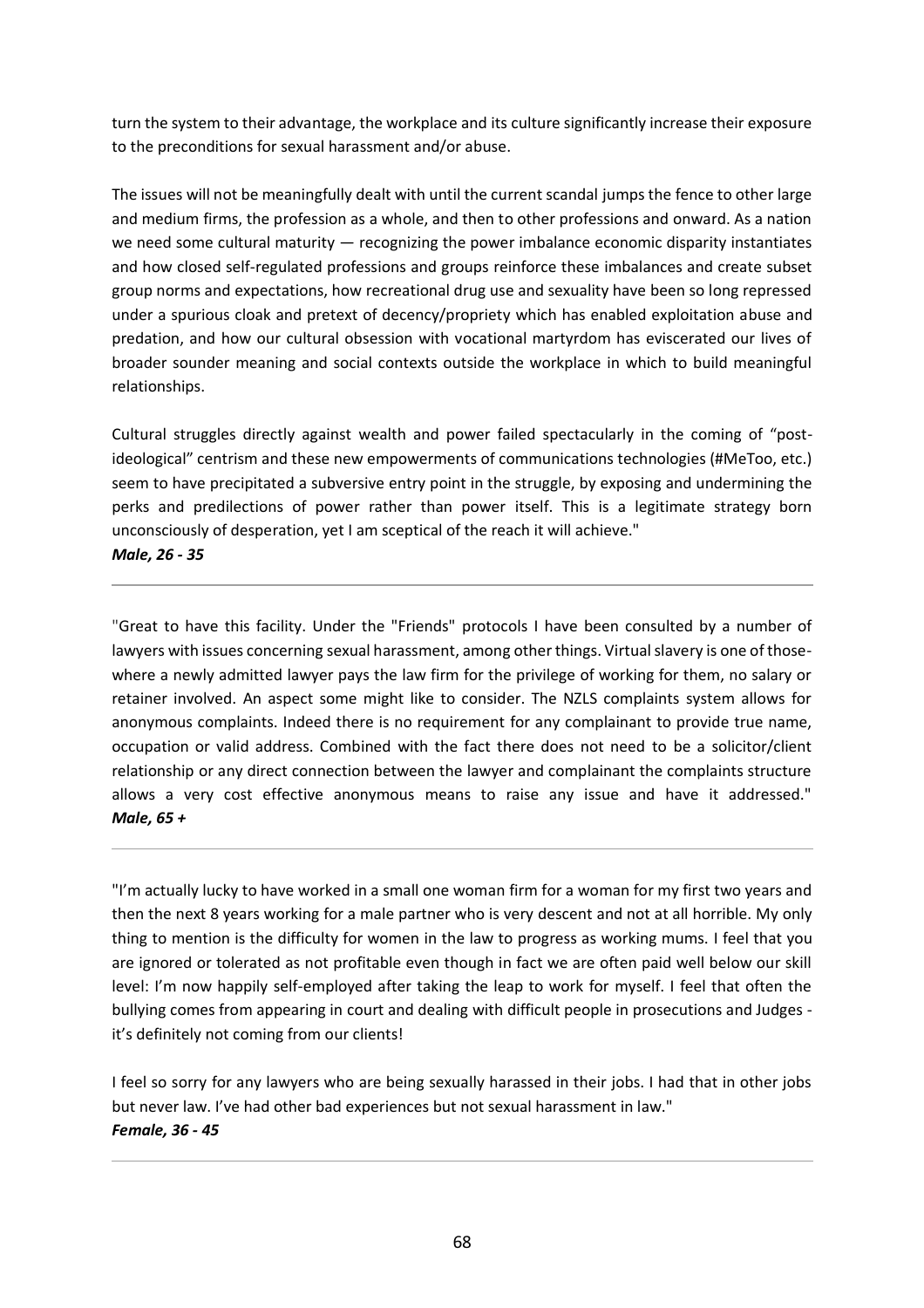turn the system to their advantage, the workplace and its culture significantly increase their exposure to the preconditions for sexual harassment and/or abuse.

The issues will not be meaningfully dealt with until the current scandal jumps the fence to other large and medium firms, the profession as a whole, and then to other professions and onward. As a nation we need some cultural maturity — recognizing the power imbalance economic disparity instantiates and how closed self-regulated professions and groups reinforce these imbalances and create subset group norms and expectations, how recreational drug use and sexuality have been so long repressed under a spurious cloak and pretext of decency/propriety which has enabled exploitation abuse and predation, and how our cultural obsession with vocational martyrdom has eviscerated our lives of broader sounder meaning and social contexts outside the workplace in which to build meaningful relationships.

Cultural struggles directly against wealth and power failed spectacularly in the coming of "post-ideological" centrism and these new empowerments of communications technologies (#MeToo, etc.) seem to have precipitated a subversive entry point in the struggle, by exposing and undermining the perks and predilections of power rather than power itself. This is a legitimate strategy born unconsciously of desperation, yet I am sceptical of the reach it will achieve."
***Male, 26 - 35***

---

"Great to have this facility. Under the "Friends" protocols I have been consulted by a number of lawyers with issues concerning sexual harassment, among other things. Virtual slavery is one of those- where a newly admitted lawyer pays the law firm for the privilege of working for them, no salary or retainer involved. An aspect some might like to consider. The NZLS complaints system allows for anonymous complaints. Indeed there is no requirement for any complainant to provide true name, occupation or valid address. Combined with the fact there does not need to be a solicitor/client relationship or any direct connection between the lawyer and complainant the complaints structure allows a very cost effective anonymous means to raise any issue and have it addressed."
***Male, 65 +***

---

"I'm actually lucky to have worked in a small one woman firm for a woman for my first two years and then the next 8 years working for a male partner who is very descent and not at all horrible. My only thing to mention is the difficulty for women in the law to progress as working mums. I feel that you are ignored or tolerated as not profitable even though in fact we are often paid well below our skill level: I'm now happily self-employed after taking the leap to work for myself. I feel that often the bullying comes from appearing in court and dealing with difficult people in prosecutions and Judges - it's definitely not coming from our clients!

I feel so sorry for any lawyers who are being sexually harassed in their jobs. I had that in other jobs but never law. I've had other bad experiences but not sexual harassment in law."
***Female, 36 - 45***

---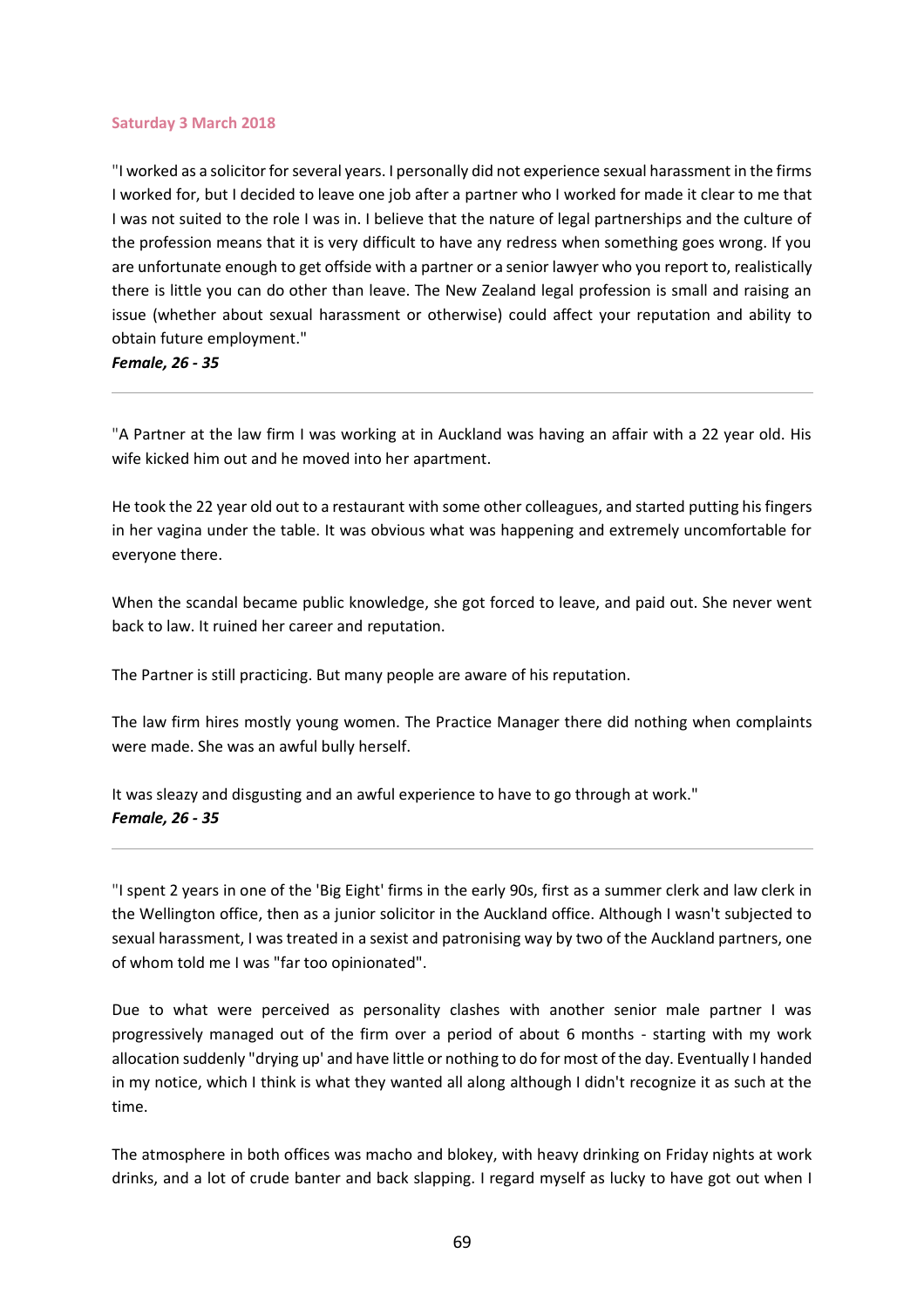**Saturday 3 March 2018**

"I worked as a solicitor for several years. I personally did not experience sexual harassment in the firms I worked for, but I decided to leave one job after a partner who I worked for made it clear to me that I was not suited to the role I was in. I believe that the nature of legal partnerships and the culture of the profession means that it is very difficult to have any redress when something goes wrong. If you are unfortunate enough to get offside with a partner or a senior lawyer who you report to, realistically there is little you can do other than leave. The New Zealand legal profession is small and raising an issue (whether about sexual harassment or otherwise) could affect your reputation and ability to obtain future employment."

***Female, 26 - 35***

---

"A Partner at the law firm I was working at in Auckland was having an affair with a 22 year old. His wife kicked him out and he moved into her apartment.

He took the 22 year old out to a restaurant with some other colleagues, and started putting his fingers in her vagina under the table. It was obvious what was happening and extremely uncomfortable for everyone there.

When the scandal became public knowledge, she got forced to leave, and paid out. She never went back to law. It ruined her career and reputation.

The Partner is still practicing. But many people are aware of his reputation.

The law firm hires mostly young women. The Practice Manager there did nothing when complaints were made. She was an awful bully herself.

It was sleazy and disgusting and an awful experience to have to go through at work."

***Female, 26 - 35***

---

"I spent 2 years in one of the 'Big Eight' firms in the early 90s, first as a summer clerk and law clerk in the Wellington office, then as a junior solicitor in the Auckland office. Although I wasn't subjected to sexual harassment, I was treated in a sexist and patronising way by two of the Auckland partners, one of whom told me I was "far too opinionated".

Due to what were perceived as personality clashes with another senior male partner I was progressively managed out of the firm over a period of about 6 months - starting with my work allocation suddenly "drying up' and have little or nothing to do for most of the day. Eventually I handed in my notice, which I think is what they wanted all along although I didn't recognize it as such at the time.

The atmosphere in both offices was macho and blokey, with heavy drinking on Friday nights at work drinks, and a lot of crude banter and back slapping. I regard myself as lucky to have got out when I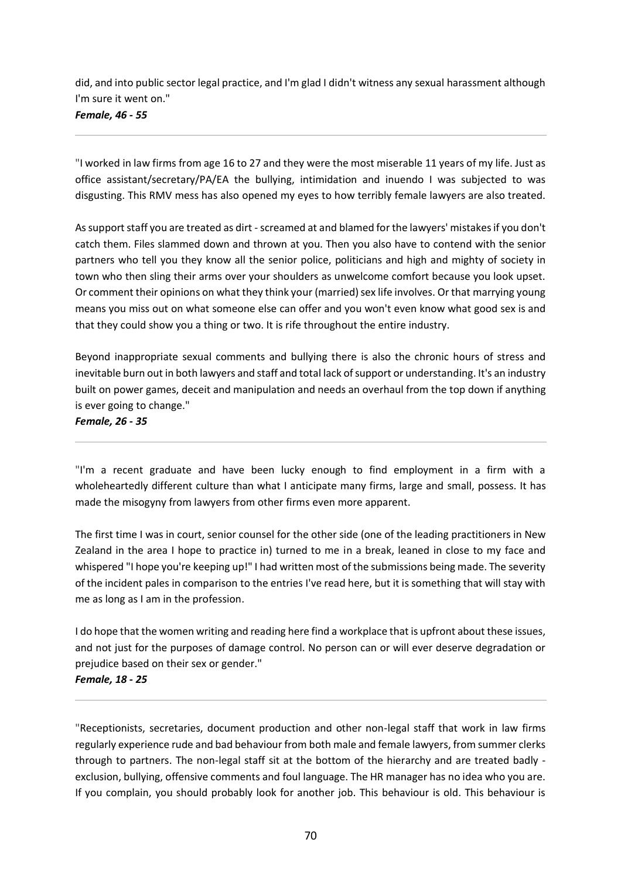did, and into public sector legal practice, and I'm glad I didn't witness any sexual harassment although I'm sure it went on."
***Female, 46 - 55***

---

"I worked in law firms from age 16 to 27 and they were the most miserable 11 years of my life. Just as office assistant/secretary/PA/EA the bullying, intimidation and inuendo I was subjected to was disgusting. This RMV mess has also opened my eyes to how terribly female lawyers are also treated.

As support staff you are treated as dirt - screamed at and blamed for the lawyers' mistakes if you don't catch them. Files slammed down and thrown at you. Then you also have to contend with the senior partners who tell you they know all the senior police, politicians and high and mighty of society in town who then sling their arms over your shoulders as unwelcome comfort because you look upset. Or comment their opinions on what they think your (married) sex life involves. Or that marrying young means you miss out on what someone else can offer and you won't even know what good sex is and that they could show you a thing or two. It is rife throughout the entire industry.

Beyond inappropriate sexual comments and bullying there is also the chronic hours of stress and inevitable burn out in both lawyers and staff and total lack of support or understanding. It's an industry built on power games, deceit and manipulation and needs an overhaul from the top down if anything is ever going to change."
***Female, 26 - 35***

---

"I'm a recent graduate and have been lucky enough to find employment in a firm with a wholeheartedly different culture than what I anticipate many firms, large and small, possess. It has made the misogyny from lawyers from other firms even more apparent.

The first time I was in court, senior counsel for the other side (one of the leading practitioners in New Zealand in the area I hope to practice in) turned to me in a break, leaned in close to my face and whispered "I hope you're keeping up!" I had written most of the submissions being made. The severity of the incident pales in comparison to the entries I've read here, but it is something that will stay with me as long as I am in the profession.

I do hope that the women writing and reading here find a workplace that is upfront about these issues, and not just for the purposes of damage control. No person can or will ever deserve degradation or prejudice based on their sex or gender."
***Female, 18 - 25***

---

"Receptionists, secretaries, document production and other non-legal staff that work in law firms regularly experience rude and bad behaviour from both male and female lawyers, from summer clerks through to partners. The non-legal staff sit at the bottom of the hierarchy and are treated badly - exclusion, bullying, offensive comments and foul language. The HR manager has no idea who you are. If you complain, you should probably look for another job. This behaviour is old. This behaviour is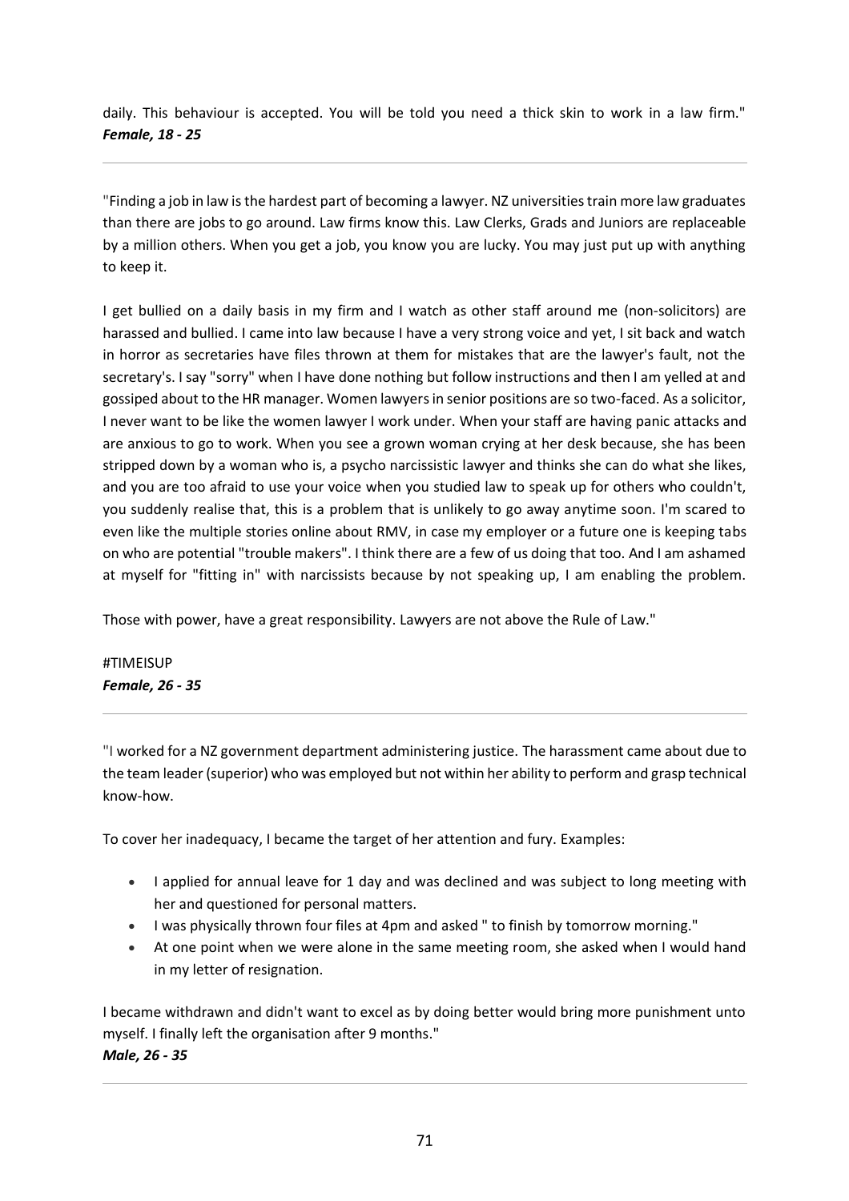daily. This behaviour is accepted. You will be told you need a thick skin to work in a law firm."
***Female, 18 - 25***

---

"Finding a job in law is the hardest part of becoming a lawyer. NZ universities train more law graduates than there are jobs to go around. Law firms know this. Law Clerks, Grads and Juniors are replaceable by a million others. When you get a job, you know you are lucky. You may just put up with anything to keep it.

I get bullied on a daily basis in my firm and I watch as other staff around me (non-solicitors) are harassed and bullied. I came into law because I have a very strong voice and yet, I sit back and watch in horror as secretaries have files thrown at them for mistakes that are the lawyer's fault, not the secretary's. I say "sorry" when I have done nothing but follow instructions and then I am yelled at and gossiped about to the HR manager. Women lawyers in senior positions are so two-faced. As a solicitor, I never want to be like the women lawyer I work under. When your staff are having panic attacks and are anxious to go to work. When you see a grown woman crying at her desk because, she has been stripped down by a woman who is, a psycho narcissistic lawyer and thinks she can do what she likes, and you are too afraid to use your voice when you studied law to speak up for others who couldn't, you suddenly realise that, this is a problem that is unlikely to go away anytime soon. I'm scared to even like the multiple stories online about RMV, in case my employer or a future one is keeping tabs on who are potential "trouble makers". I think there are a few of us doing that too. And I am ashamed at myself for "fitting in" with narcissists because by not speaking up, I am enabling the problem.

Those with power, have a great responsibility. Lawyers are not above the Rule of Law."

#TIMEISUP
***Female, 26 - 35***

---

"I worked for a NZ government department administering justice. The harassment came about due to the team leader (superior) who was employed but not within her ability to perform and grasp technical know-how.

To cover her inadequacy, I became the target of her attention and fury. Examples:

- I applied for annual leave for 1 day and was declined and was subject to long meeting with her and questioned for personal matters.
- I was physically thrown four files at 4pm and asked " to finish by tomorrow morning."
- At one point when we were alone in the same meeting room, she asked when I would hand in my letter of resignation.

I became withdrawn and didn't want to excel as by doing better would bring more punishment unto myself. I finally left the organisation after 9 months."
***Male, 26 - 35***

---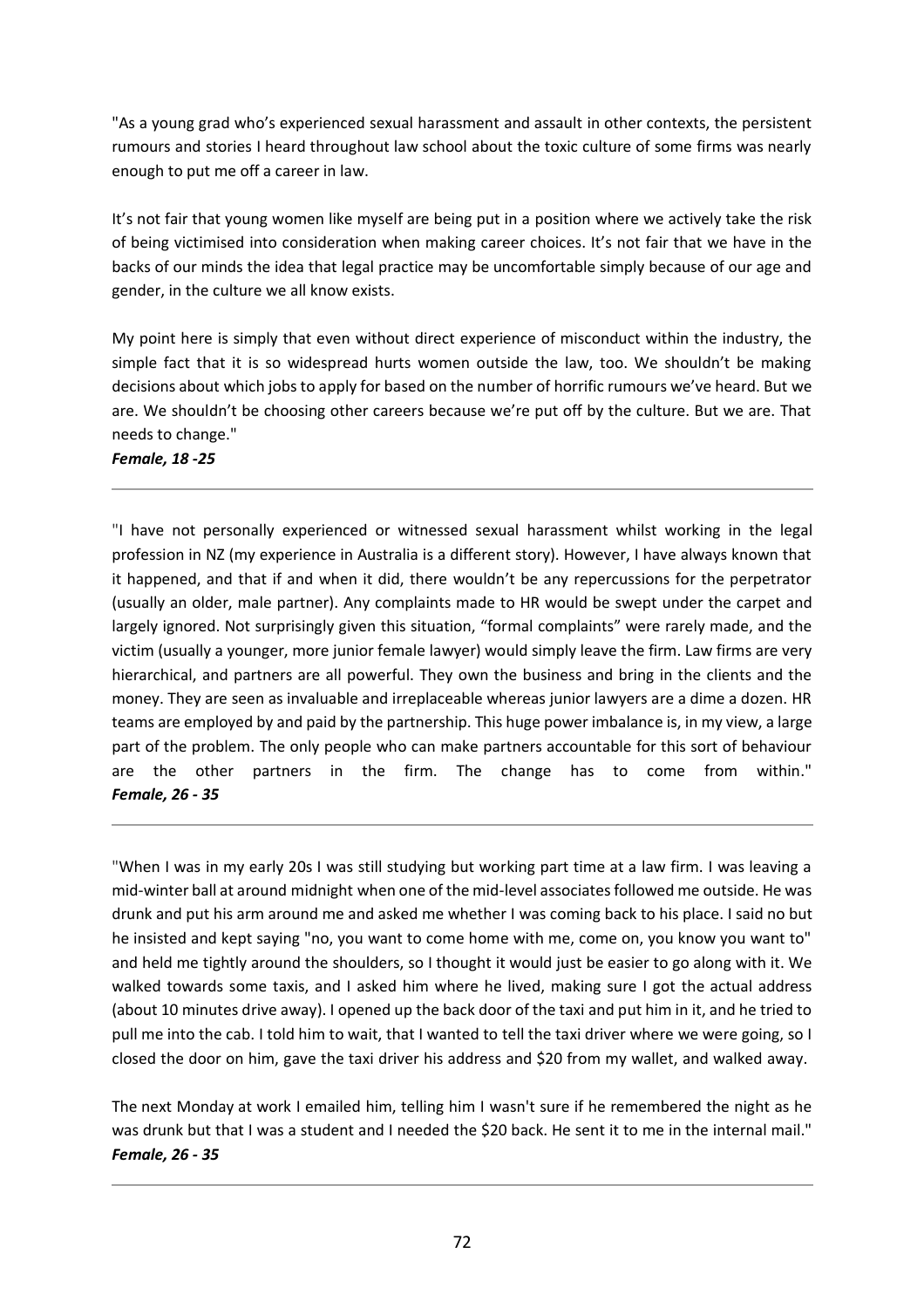"As a young grad who's experienced sexual harassment and assault in other contexts, the persistent rumours and stories I heard throughout law school about the toxic culture of some firms was nearly enough to put me off a career in law.

It's not fair that young women like myself are being put in a position where we actively take the risk of being victimised into consideration when making career choices. It's not fair that we have in the backs of our minds the idea that legal practice may be uncomfortable simply because of our age and gender, in the culture we all know exists.

My point here is simply that even without direct experience of misconduct within the industry, the simple fact that it is so widespread hurts women outside the law, too. We shouldn't be making decisions about which jobs to apply for based on the number of horrific rumours we've heard. But we are. We shouldn't be choosing other careers because we're put off by the culture. But we are. That needs to change."

***Female, 18 -25***

---

"I have not personally experienced or witnessed sexual harassment whilst working in the legal profession in NZ (my experience in Australia is a different story). However, I have always known that it happened, and that if and when it did, there wouldn't be any repercussions for the perpetrator (usually an older, male partner). Any complaints made to HR would be swept under the carpet and largely ignored. Not surprisingly given this situation, "formal complaints" were rarely made, and the victim (usually a younger, more junior female lawyer) would simply leave the firm. Law firms are very hierarchical, and partners are all powerful. They own the business and bring in the clients and the money. They are seen as invaluable and irreplaceable whereas junior lawyers are a dime a dozen. HR teams are employed by and paid by the partnership. This huge power imbalance is, in my view, a large part of the problem. The only people who can make partners accountable for this sort of behaviour are the other partners in the firm. The change has to come from within."

***Female, 26 - 35***

---

"When I was in my early 20s I was still studying but working part time at a law firm. I was leaving a mid-winter ball at around midnight when one of the mid-level associates followed me outside. He was drunk and put his arm around me and asked me whether I was coming back to his place. I said no but he insisted and kept saying "no, you want to come home with me, come on, you know you want to" and held me tightly around the shoulders, so I thought it would just be easier to go along with it. We walked towards some taxis, and I asked him where he lived, making sure I got the actual address (about 10 minutes drive away). I opened up the back door of the taxi and put him in it, and he tried to pull me into the cab. I told him to wait, that I wanted to tell the taxi driver where we were going, so I closed the door on him, gave the taxi driver his address and $20 from my wallet, and walked away.

The next Monday at work I emailed him, telling him I wasn't sure if he remembered the night as he was drunk but that I was a student and I needed the $20 back. He sent it to me in the internal mail."

***Female, 26 - 35***

---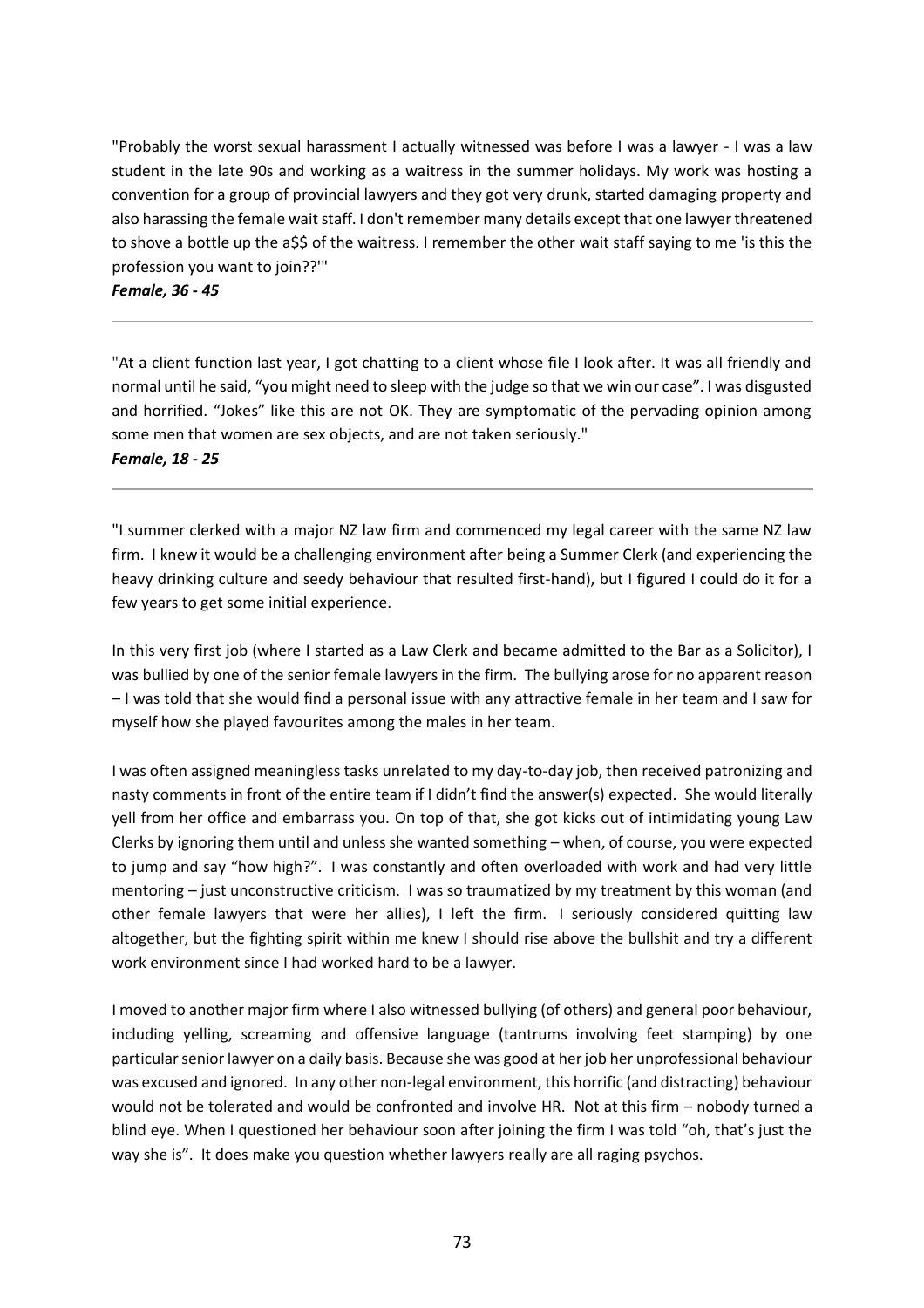"Probably the worst sexual harassment I actually witnessed was before I was a lawyer - I was a law student in the late 90s and working as a waitress in the summer holidays. My work was hosting a convention for a group of provincial lawyers and they got very drunk, started damaging property and also harassing the female wait staff. I don't remember many details except that one lawyer threatened to shove a bottle up the a$$ of the waitress. I remember the other wait staff saying to me 'is this the profession you want to join??'"

***Female, 36 - 45***

---

"At a client function last year, I got chatting to a client whose file I look after. It was all friendly and normal until he said, "you might need to sleep with the judge so that we win our case". I was disgusted and horrified. "Jokes" like this are not OK. They are symptomatic of the pervading opinion among some men that women are sex objects, and are not taken seriously."

***Female, 18 - 25***

---

"I summer clerked with a major NZ law firm and commenced my legal career with the same NZ law firm. I knew it would be a challenging environment after being a Summer Clerk (and experiencing the heavy drinking culture and seedy behaviour that resulted first-hand), but I figured I could do it for a few years to get some initial experience.

In this very first job (where I started as a Law Clerk and became admitted to the Bar as a Solicitor), I was bullied by one of the senior female lawyers in the firm. The bullying arose for no apparent reason – I was told that she would find a personal issue with any attractive female in her team and I saw for myself how she played favourites among the males in her team.

I was often assigned meaningless tasks unrelated to my day-to-day job, then received patronizing and nasty comments in front of the entire team if I didn't find the answer(s) expected. She would literally yell from her office and embarrass you. On top of that, she got kicks out of intimidating young Law Clerks by ignoring them until and unless she wanted something – when, of course, you were expected to jump and say "how high?". I was constantly and often overloaded with work and had very little mentoring – just unconstructive criticism. I was so traumatized by my treatment by this woman (and other female lawyers that were her allies), I left the firm. I seriously considered quitting law altogether, but the fighting spirit within me knew I should rise above the bullshit and try a different work environment since I had worked hard to be a lawyer.

I moved to another major firm where I also witnessed bullying (of others) and general poor behaviour, including yelling, screaming and offensive language (tantrums involving feet stamping) by one particular senior lawyer on a daily basis. Because she was good at her job her unprofessional behaviour was excused and ignored. In any other non-legal environment, this horrific (and distracting) behaviour would not be tolerated and would be confronted and involve HR. Not at this firm – nobody turned a blind eye. When I questioned her behaviour soon after joining the firm I was told "oh, that's just the way she is". It does make you question whether lawyers really are all raging psychos.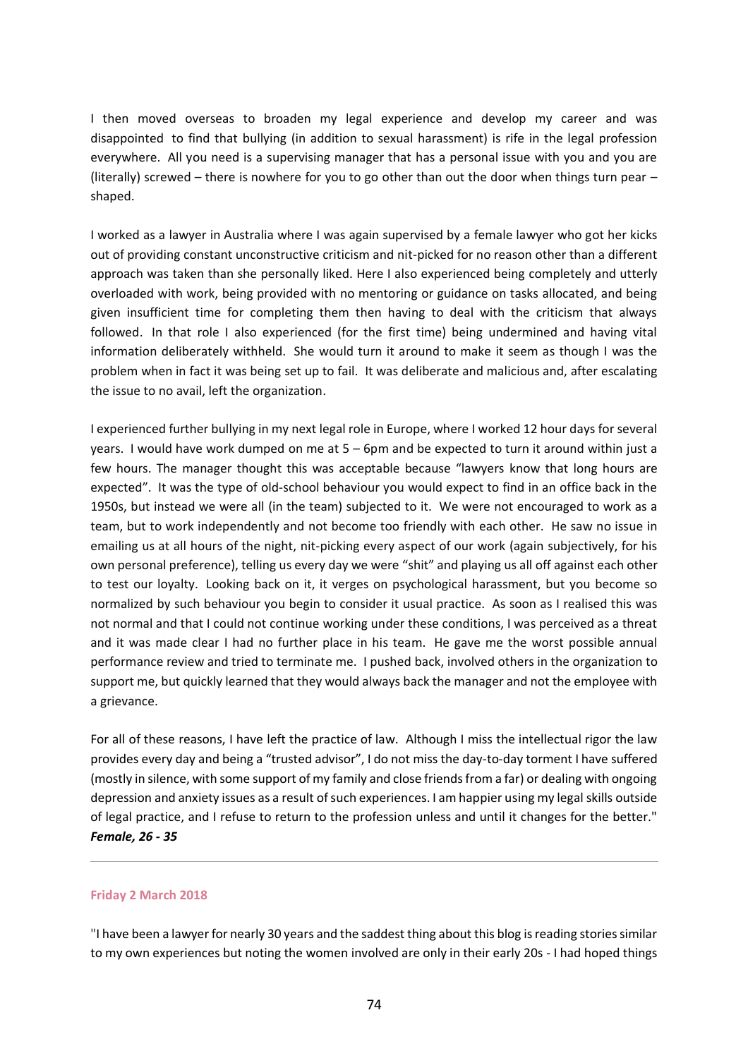I then moved overseas to broaden my legal experience and develop my career and was disappointed to find that bullying (in addition to sexual harassment) is rife in the legal profession everywhere. All you need is a supervising manager that has a personal issue with you and you are (literally) screwed – there is nowhere for you to go other than out the door when things turn pear – shaped.

I worked as a lawyer in Australia where I was again supervised by a female lawyer who got her kicks out of providing constant unconstructive criticism and nit-picked for no reason other than a different approach was taken than she personally liked. Here I also experienced being completely and utterly overloaded with work, being provided with no mentoring or guidance on tasks allocated, and being given insufficient time for completing them then having to deal with the criticism that always followed. In that role I also experienced (for the first time) being undermined and having vital information deliberately withheld. She would turn it around to make it seem as though I was the problem when in fact it was being set up to fail. It was deliberate and malicious and, after escalating the issue to no avail, left the organization.

I experienced further bullying in my next legal role in Europe, where I worked 12 hour days for several years. I would have work dumped on me at 5 – 6pm and be expected to turn it around within just a few hours. The manager thought this was acceptable because "lawyers know that long hours are expected". It was the type of old-school behaviour you would expect to find in an office back in the 1950s, but instead we were all (in the team) subjected to it. We were not encouraged to work as a team, but to work independently and not become too friendly with each other. He saw no issue in emailing us at all hours of the night, nit-picking every aspect of our work (again subjectively, for his own personal preference), telling us every day we were "shit" and playing us all off against each other to test our loyalty. Looking back on it, it verges on psychological harassment, but you become so normalized by such behaviour you begin to consider it usual practice. As soon as I realised this was not normal and that I could not continue working under these conditions, I was perceived as a threat and it was made clear I had no further place in his team. He gave me the worst possible annual performance review and tried to terminate me. I pushed back, involved others in the organization to support me, but quickly learned that they would always back the manager and not the employee with a grievance.

For all of these reasons, I have left the practice of law. Although I miss the intellectual rigor the law provides every day and being a "trusted advisor", I do not miss the day-to-day torment I have suffered (mostly in silence, with some support of my family and close friends from a far) or dealing with ongoing depression and anxiety issues as a result of such experiences. I am happier using my legal skills outside of legal practice, and I refuse to return to the profession unless and until it changes for the better."
***Female, 26 - 35***

---

**Friday 2 March 2018**

"I have been a lawyer for nearly 30 years and the saddest thing about this blog is reading stories similar to my own experiences but noting the women involved are only in their early 20s - I had hoped things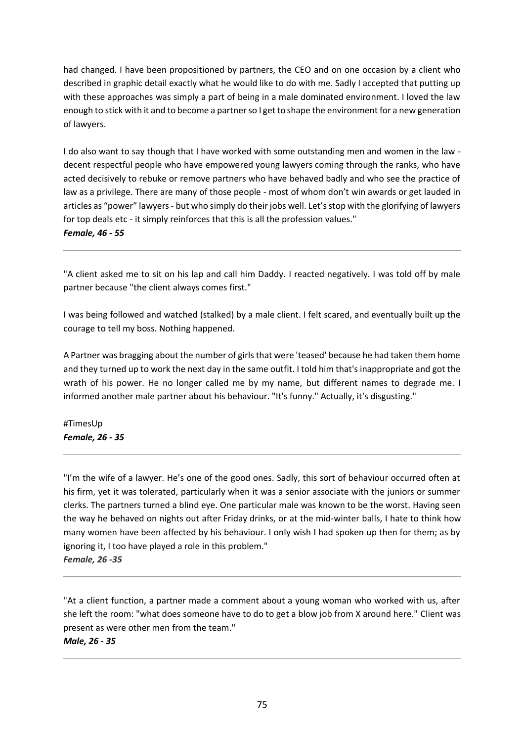had changed. I have been propositioned by partners, the CEO and on one occasion by a client who described in graphic detail exactly what he would like to do with me. Sadly I accepted that putting up with these approaches was simply a part of being in a male dominated environment. I loved the law enough to stick with it and to become a partner so I get to shape the environment for a new generation of lawyers.

I do also want to say though that I have worked with some outstanding men and women in the law - decent respectful people who have empowered young lawyers coming through the ranks, who have acted decisively to rebuke or remove partners who have behaved badly and who see the practice of law as a privilege. There are many of those people - most of whom don't win awards or get lauded in articles as "power" lawyers - but who simply do their jobs well. Let's stop with the glorifying of lawyers for top deals etc - it simply reinforces that this is all the profession values."

***Female, 46 - 55***

---

"A client asked me to sit on his lap and call him Daddy. I reacted negatively. I was told off by male partner because "the client always comes first."

I was being followed and watched (stalked) by a male client. I felt scared, and eventually built up the courage to tell my boss. Nothing happened.

A Partner was bragging about the number of girls that were 'teased' because he had taken them home and they turned up to work the next day in the same outfit. I told him that's inappropriate and got the wrath of his power. He no longer called me by my name, but different names to degrade me. I informed another male partner about his behaviour. "It's funny." Actually, it's disgusting."

#TimesUp

***Female, 26 - 35***

---

"I'm the wife of a lawyer. He's one of the good ones. Sadly, this sort of behaviour occurred often at his firm, yet it was tolerated, particularly when it was a senior associate with the juniors or summer clerks. The partners turned a blind eye. One particular male was known to be the worst. Having seen the way he behaved on nights out after Friday drinks, or at the mid-winter balls, I hate to think how many women have been affected by his behaviour. I only wish I had spoken up then for them; as by ignoring it, I too have played a role in this problem."

***Female, 26 -35***

---

"At a client function, a partner made a comment about a young woman who worked with us, after she left the room: "what does someone have to do to get a blow job from X around here." Client was present as were other men from the team."

***Male, 26 - 35***

---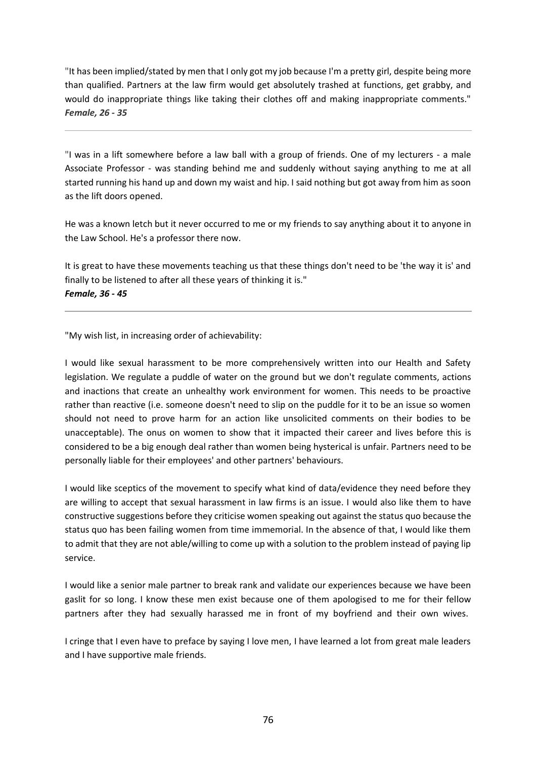"It has been implied/stated by men that I only got my job because I'm a pretty girl, despite being more than qualified. Partners at the law firm would get absolutely trashed at functions, get grabby, and would do inappropriate things like taking their clothes off and making inappropriate comments."
***Female, 26 - 35***

---

"I was in a lift somewhere before a law ball with a group of friends. One of my lecturers - a male Associate Professor - was standing behind me and suddenly without saying anything to me at all started running his hand up and down my waist and hip. I said nothing but got away from him as soon as the lift doors opened.

He was a known letch but it never occurred to me or my friends to say anything about it to anyone in the Law School. He's a professor there now.

It is great to have these movements teaching us that these things don't need to be 'the way it is' and finally to be listened to after all these years of thinking it is."
***Female, 36 - 45***

---

"My wish list, in increasing order of achievability:

I would like sexual harassment to be more comprehensively written into our Health and Safety legislation. We regulate a puddle of water on the ground but we don't regulate comments, actions and inactions that create an unhealthy work environment for women. This needs to be proactive rather than reactive (i.e. someone doesn't need to slip on the puddle for it to be an issue so women should not need to prove harm for an action like unsolicited comments on their bodies to be unacceptable). The onus on women to show that it impacted their career and lives before this is considered to be a big enough deal rather than women being hysterical is unfair. Partners need to be personally liable for their employees' and other partners' behaviours.

I would like sceptics of the movement to specify what kind of data/evidence they need before they are willing to accept that sexual harassment in law firms is an issue. I would also like them to have constructive suggestions before they criticise women speaking out against the status quo because the status quo has been failing women from time immemorial. In the absence of that, I would like them to admit that they are not able/willing to come up with a solution to the problem instead of paying lip service.

I would like a senior male partner to break rank and validate our experiences because we have been gaslit for so long. I know these men exist because one of them apologised to me for their fellow partners after they had sexually harassed me in front of my boyfriend and their own wives.

I cringe that I even have to preface by saying I love men, I have learned a lot from great male leaders and I have supportive male friends.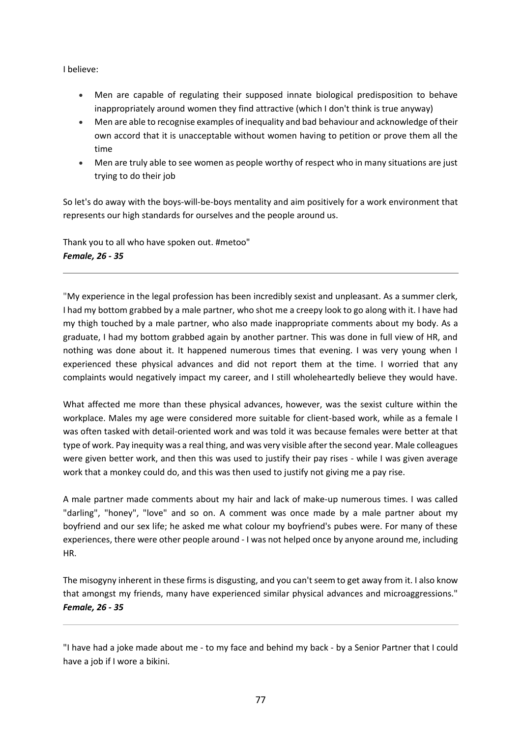I believe:

- Men are capable of regulating their supposed innate biological predisposition to behave inappropriately around women they find attractive (which I don't think is true anyway)
- Men are able to recognise examples of inequality and bad behaviour and acknowledge of their own accord that it is unacceptable without women having to petition or prove them all the time
- Men are truly able to see women as people worthy of respect who in many situations are just trying to do their job

So let's do away with the boys-will-be-boys mentality and aim positively for a work environment that represents our high standards for ourselves and the people around us.

Thank you to all who have spoken out. #metoo"
***Female, 26 - 35***

---

"My experience in the legal profession has been incredibly sexist and unpleasant. As a summer clerk, I had my bottom grabbed by a male partner, who shot me a creepy look to go along with it. I have had my thigh touched by a male partner, who also made inappropriate comments about my body. As a graduate, I had my bottom grabbed again by another partner. This was done in full view of HR, and nothing was done about it. It happened numerous times that evening. I was very young when I experienced these physical advances and did not report them at the time. I worried that any complaints would negatively impact my career, and I still wholeheartedly believe they would have.

What affected me more than these physical advances, however, was the sexist culture within the workplace. Males my age were considered more suitable for client-based work, while as a female I was often tasked with detail-oriented work and was told it was because females were better at that type of work. Pay inequity was a real thing, and was very visible after the second year. Male colleagues were given better work, and then this was used to justify their pay rises - while I was given average work that a monkey could do, and this was then used to justify not giving me a pay rise.

A male partner made comments about my hair and lack of make-up numerous times. I was called "darling", "honey", "love" and so on. A comment was once made by a male partner about my boyfriend and our sex life; he asked me what colour my boyfriend's pubes were. For many of these experiences, there were other people around - I was not helped once by anyone around me, including HR.

The misogyny inherent in these firms is disgusting, and you can't seem to get away from it. I also know that amongst my friends, many have experienced similar physical advances and microaggressions."
***Female, 26 - 35***

---

"I have had a joke made about me - to my face and behind my back - by a Senior Partner that I could have a job if I wore a bikini.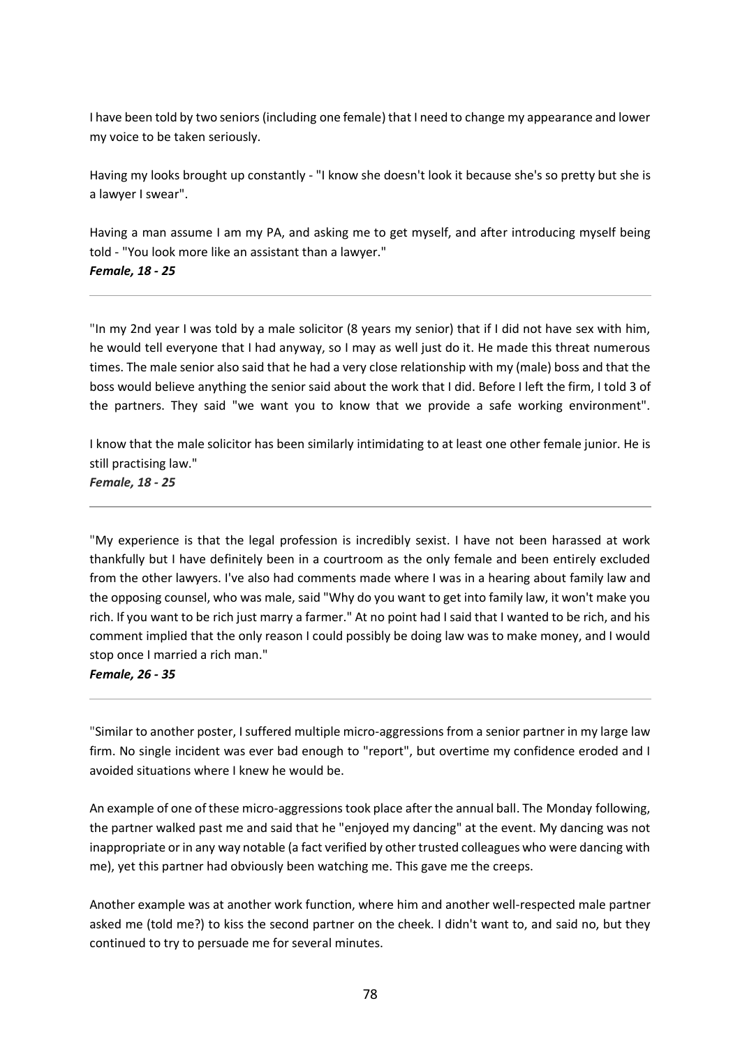I have been told by two seniors (including one female) that I need to change my appearance and lower my voice to be taken seriously.

Having my looks brought up constantly - "I know she doesn't look it because she's so pretty but she is a lawyer I swear".

Having a man assume I am my PA, and asking me to get myself, and after introducing myself being told - "You look more like an assistant than a lawyer."
***Female, 18 - 25***

---

"In my 2nd year I was told by a male solicitor (8 years my senior) that if I did not have sex with him, he would tell everyone that I had anyway, so I may as well just do it. He made this threat numerous times. The male senior also said that he had a very close relationship with my (male) boss and that the boss would believe anything the senior said about the work that I did. Before I left the firm, I told 3 of the partners. They said "we want you to know that we provide a safe working environment".

I know that the male solicitor has been similarly intimidating to at least one other female junior. He is still practising law."
***Female, 18 - 25***

---

"My experience is that the legal profession is incredibly sexist. I have not been harassed at work thankfully but I have definitely been in a courtroom as the only female and been entirely excluded from the other lawyers. I've also had comments made where I was in a hearing about family law and the opposing counsel, who was male, said "Why do you want to get into family law, it won't make you rich. If you want to be rich just marry a farmer." At no point had I said that I wanted to be rich, and his comment implied that the only reason I could possibly be doing law was to make money, and I would stop once I married a rich man."
***Female, 26 - 35***

---

"Similar to another poster, I suffered multiple micro-aggressions from a senior partner in my large law firm. No single incident was ever bad enough to "report", but overtime my confidence eroded and I avoided situations where I knew he would be.

An example of one of these micro-aggressions took place after the annual ball. The Monday following, the partner walked past me and said that he "enjoyed my dancing" at the event. My dancing was not inappropriate or in any way notable (a fact verified by other trusted colleagues who were dancing with me), yet this partner had obviously been watching me. This gave me the creeps.

Another example was at another work function, where him and another well-respected male partner asked me (told me?) to kiss the second partner on the cheek. I didn't want to, and said no, but they continued to try to persuade me for several minutes.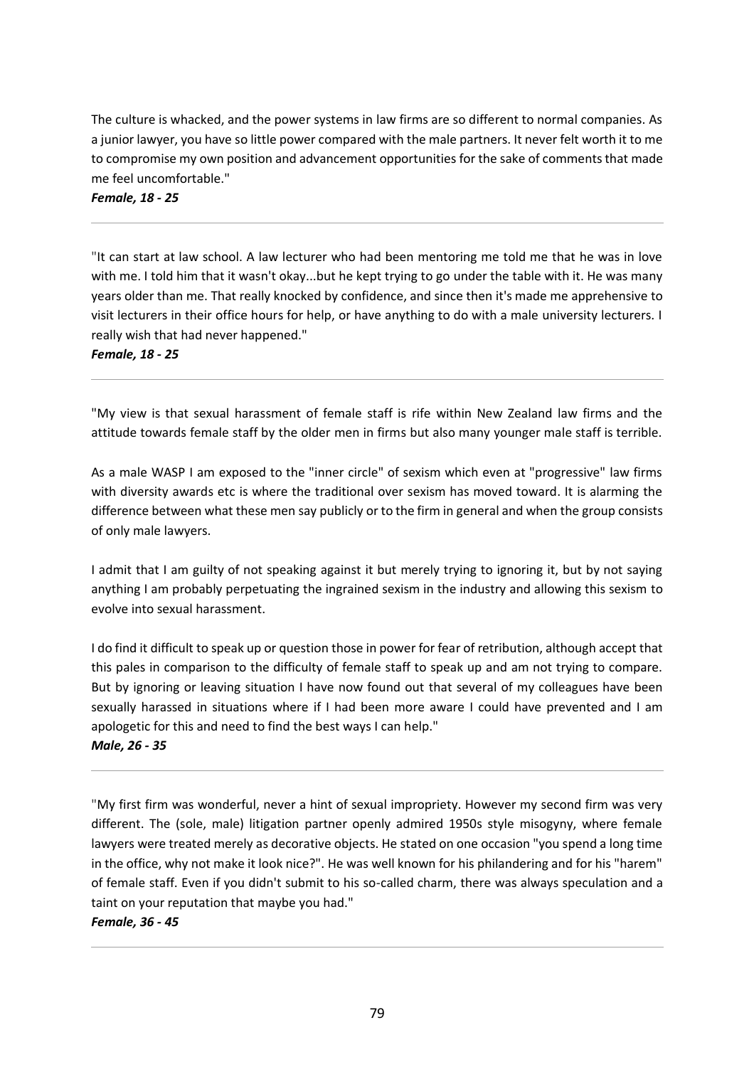The culture is whacked, and the power systems in law firms are so different to normal companies. As a junior lawyer, you have so little power compared with the male partners. It never felt worth it to me to compromise my own position and advancement opportunities for the sake of comments that made me feel uncomfortable."

***Female, 18 - 25***

---

"It can start at law school. A law lecturer who had been mentoring me told me that he was in love with me. I told him that it wasn't okay...but he kept trying to go under the table with it. He was many years older than me. That really knocked by confidence, and since then it's made me apprehensive to visit lecturers in their office hours for help, or have anything to do with a male university lecturers. I really wish that had never happened."

***Female, 18 - 25***

---

"My view is that sexual harassment of female staff is rife within New Zealand law firms and the attitude towards female staff by the older men in firms but also many younger male staff is terrible.

As a male WASP I am exposed to the "inner circle" of sexism which even at "progressive" law firms with diversity awards etc is where the traditional over sexism has moved toward. It is alarming the difference between what these men say publicly or to the firm in general and when the group consists of only male lawyers.

I admit that I am guilty of not speaking against it but merely trying to ignoring it, but by not saying anything I am probably perpetuating the ingrained sexism in the industry and allowing this sexism to evolve into sexual harassment.

I do find it difficult to speak up or question those in power for fear of retribution, although accept that this pales in comparison to the difficulty of female staff to speak up and am not trying to compare. But by ignoring or leaving situation I have now found out that several of my colleagues have been sexually harassed in situations where if I had been more aware I could have prevented and I am apologetic for this and need to find the best ways I can help."

***Male, 26 - 35***

---

"My first firm was wonderful, never a hint of sexual impropriety. However my second firm was very different. The (sole, male) litigation partner openly admired 1950s style misogyny, where female lawyers were treated merely as decorative objects. He stated on one occasion "you spend a long time in the office, why not make it look nice?". He was well known for his philandering and for his "harem" of female staff. Even if you didn't submit to his so-called charm, there was always speculation and a taint on your reputation that maybe you had."

***Female, 36 - 45***

---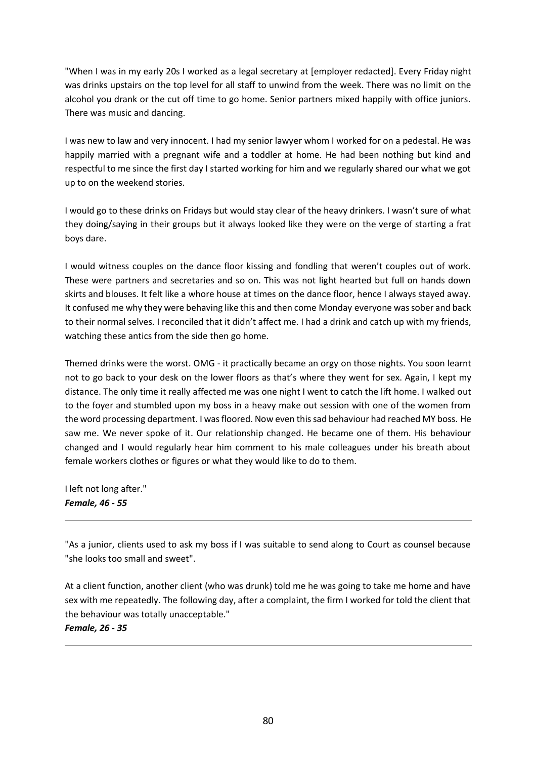"When I was in my early 20s I worked as a legal secretary at [employer redacted]. Every Friday night was drinks upstairs on the top level for all staff to unwind from the week. There was no limit on the alcohol you drank or the cut off time to go home. Senior partners mixed happily with office juniors. There was music and dancing.

I was new to law and very innocent. I had my senior lawyer whom I worked for on a pedestal. He was happily married with a pregnant wife and a toddler at home. He had been nothing but kind and respectful to me since the first day I started working for him and we regularly shared our what we got up to on the weekend stories.

I would go to these drinks on Fridays but would stay clear of the heavy drinkers. I wasn't sure of what they doing/saying in their groups but it always looked like they were on the verge of starting a frat boys dare.

I would witness couples on the dance floor kissing and fondling that weren't couples out of work. These were partners and secretaries and so on. This was not light hearted but full on hands down skirts and blouses. It felt like a whore house at times on the dance floor, hence I always stayed away. It confused me why they were behaving like this and then come Monday everyone was sober and back to their normal selves. I reconciled that it didn't affect me. I had a drink and catch up with my friends, watching these antics from the side then go home.

Themed drinks were the worst. OMG - it practically became an orgy on those nights. You soon learnt not to go back to your desk on the lower floors as that's where they went for sex. Again, I kept my distance. The only time it really affected me was one night I went to catch the lift home. I walked out to the foyer and stumbled upon my boss in a heavy make out session with one of the women from the word processing department. I was floored. Now even this sad behaviour had reached MY boss. He saw me. We never spoke of it. Our relationship changed. He became one of them. His behaviour changed and I would regularly hear him comment to his male colleagues under his breath about female workers clothes or figures or what they would like to do to them.

I left not long after."
***Female, 46 - 55***

---

"As a junior, clients used to ask my boss if I was suitable to send along to Court as counsel because "she looks too small and sweet".

At a client function, another client (who was drunk) told me he was going to take me home and have sex with me repeatedly. The following day, after a complaint, the firm I worked for told the client that the behaviour was totally unacceptable."
***Female, 26 - 35***

---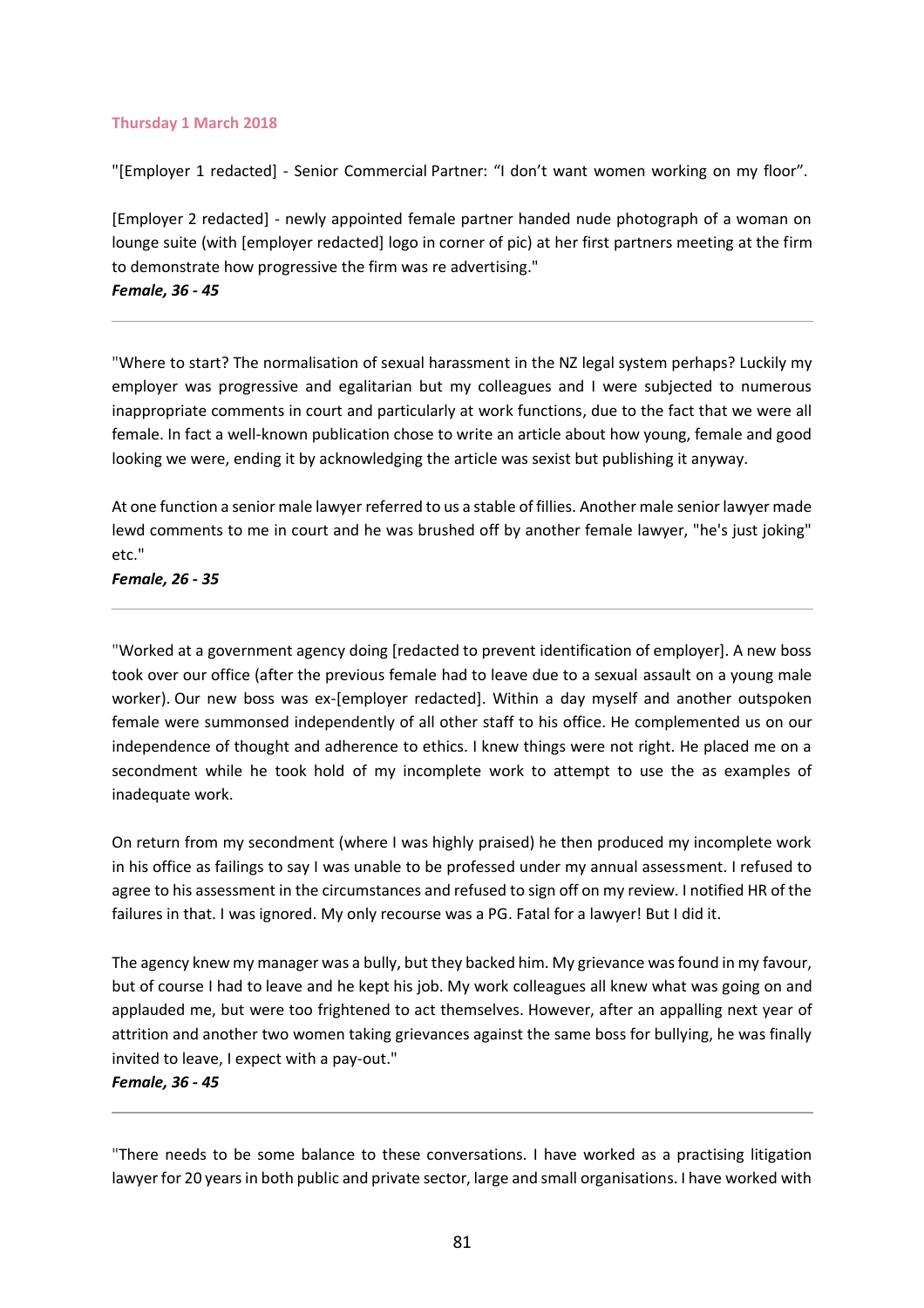**Thursday 1 March 2018**

"[Employer 1 redacted] - Senior Commercial Partner: "I don't want women working on my floor".

[Employer 2 redacted] - newly appointed female partner handed nude photograph of a woman on lounge suite (with [employer redacted] logo in corner of pic) at her first partners meeting at the firm to demonstrate how progressive the firm was re advertising."

***Female, 36 - 45***

---

"Where to start? The normalisation of sexual harassment in the NZ legal system perhaps? Luckily my employer was progressive and egalitarian but my colleagues and I were subjected to numerous inappropriate comments in court and particularly at work functions, due to the fact that we were all female. In fact a well-known publication chose to write an article about how young, female and good looking we were, ending it by acknowledging the article was sexist but publishing it anyway.

At one function a senior male lawyer referred to us a stable of fillies. Another male senior lawyer made lewd comments to me in court and he was brushed off by another female lawyer, "he's just joking" etc."

***Female, 26 - 35***

---

"Worked at a government agency doing [redacted to prevent identification of employer]. A new boss took over our office (after the previous female had to leave due to a sexual assault on a young male worker). Our new boss was ex-[employer redacted]. Within a day myself and another outspoken female were summonsed independently of all other staff to his office. He complemented us on our independence of thought and adherence to ethics. I knew things were not right. He placed me on a secondment while he took hold of my incomplete work to attempt to use the as examples of inadequate work.

On return from my secondment (where I was highly praised) he then produced my incomplete work in his office as failings to say I was unable to be professed under my annual assessment. I refused to agree to his assessment in the circumstances and refused to sign off on my review. I notified HR of the failures in that. I was ignored. My only recourse was a PG. Fatal for a lawyer! But I did it.

The agency knew my manager was a bully, but they backed him. My grievance was found in my favour, but of course I had to leave and he kept his job. My work colleagues all knew what was going on and applauded me, but were too frightened to act themselves. However, after an appalling next year of attrition and another two women taking grievances against the same boss for bullying, he was finally invited to leave, I expect with a pay-out."

***Female, 36 - 45***

---

"There needs to be some balance to these conversations. I have worked as a practising litigation lawyer for 20 years in both public and private sector, large and small organisations. I have worked with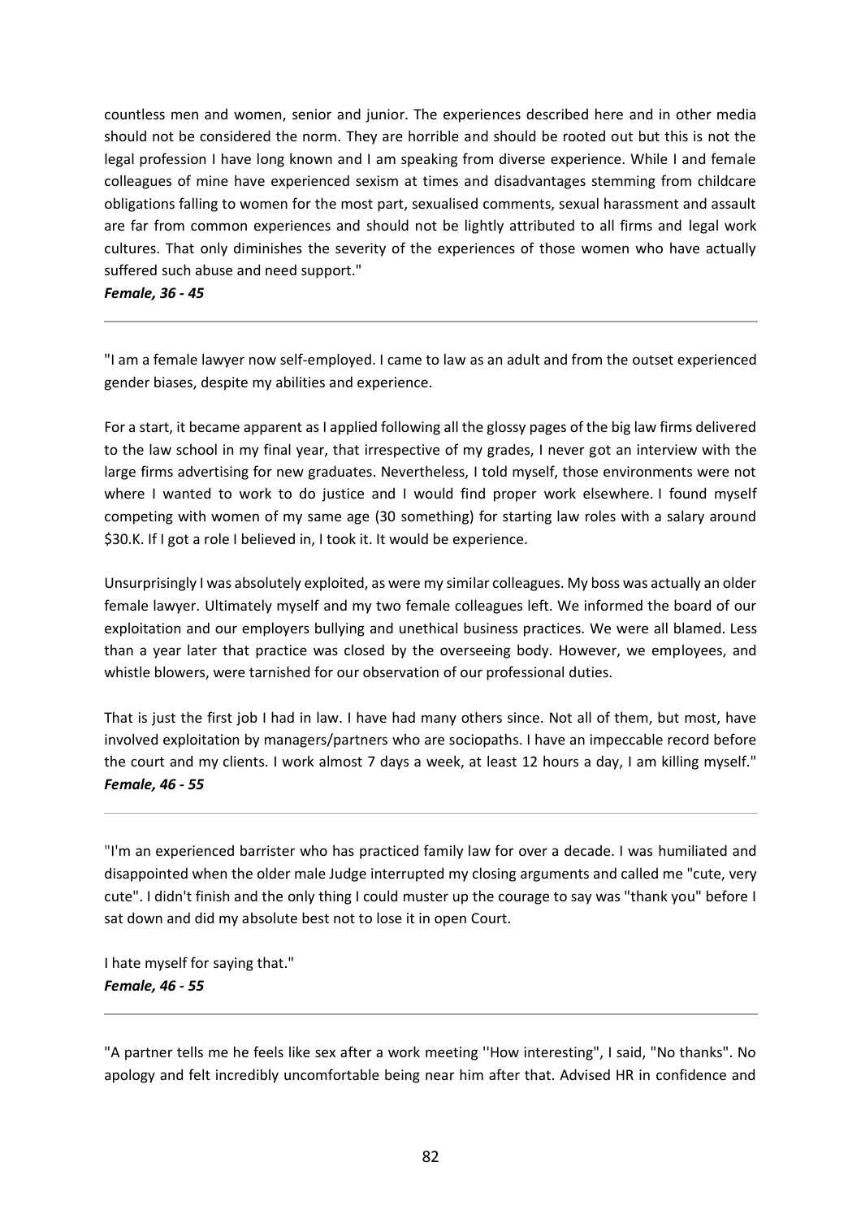countless men and women, senior and junior. The experiences described here and in other media should not be considered the norm. They are horrible and should be rooted out but this is not the legal profession I have long known and I am speaking from diverse experience. While I and female colleagues of mine have experienced sexism at times and disadvantages stemming from childcare obligations falling to women for the most part, sexualised comments, sexual harassment and assault are far from common experiences and should not be lightly attributed to all firms and legal work cultures. That only diminishes the severity of the experiences of those women who have actually suffered such abuse and need support."

***Female, 36 - 45***

---

"I am a female lawyer now self-employed. I came to law as an adult and from the outset experienced gender biases, despite my abilities and experience.

For a start, it became apparent as I applied following all the glossy pages of the big law firms delivered to the law school in my final year, that irrespective of my grades, I never got an interview with the large firms advertising for new graduates. Nevertheless, I told myself, those environments were not where I wanted to work to do justice and I would find proper work elsewhere. I found myself competing with women of my same age (30 something) for starting law roles with a salary around $30.K. If I got a role I believed in, I took it. It would be experience.

Unsurprisingly I was absolutely exploited, as were my similar colleagues. My boss was actually an older female lawyer. Ultimately myself and my two female colleagues left. We informed the board of our exploitation and our employers bullying and unethical business practices. We were all blamed. Less than a year later that practice was closed by the overseeing body. However, we employees, and whistle blowers, were tarnished for our observation of our professional duties.

That is just the first job I had in law. I have had many others since. Not all of them, but most, have involved exploitation by managers/partners who are sociopaths. I have an impeccable record before the court and my clients. I work almost 7 days a week, at least 12 hours a day, I am killing myself."

***Female, 46 - 55***

---

"I'm an experienced barrister who has practiced family law for over a decade. I was humiliated and disappointed when the older male Judge interrupted my closing arguments and called me "cute, very cute". I didn't finish and the only thing I could muster up the courage to say was "thank you" before I sat down and did my absolute best not to lose it in open Court.

I hate myself for saying that."

***Female, 46 - 55***

---

"A partner tells me he feels like sex after a work meeting ''How interesting", I said, "No thanks". No apology and felt incredibly uncomfortable being near him after that. Advised HR in confidence and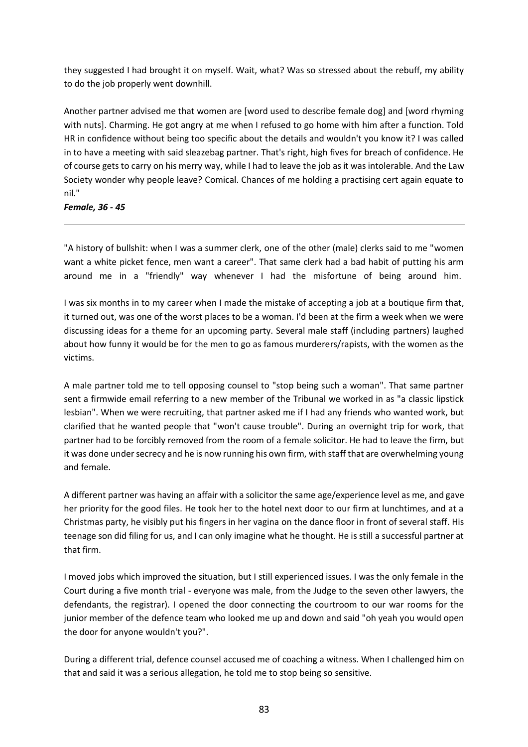they suggested I had brought it on myself. Wait, what? Was so stressed about the rebuff, my ability to do the job properly went downhill.

Another partner advised me that women are [word used to describe female dog] and [word rhyming with nuts]. Charming. He got angry at me when I refused to go home with him after a function. Told HR in confidence without being too specific about the details and wouldn't you know it? I was called in to have a meeting with said sleazebag partner. That's right, high fives for breach of confidence. He of course gets to carry on his merry way, while I had to leave the job as it was intolerable. And the Law Society wonder why people leave? Comical. Chances of me holding a practising cert again equate to nil."

***Female, 36 - 45***

---

"A history of bullshit: when I was a summer clerk, one of the other (male) clerks said to me "women want a white picket fence, men want a career". That same clerk had a bad habit of putting his arm around me in a "friendly" way whenever I had the misfortune of being around him.

I was six months in to my career when I made the mistake of accepting a job at a boutique firm that, it turned out, was one of the worst places to be a woman. I'd been at the firm a week when we were discussing ideas for a theme for an upcoming party. Several male staff (including partners) laughed about how funny it would be for the men to go as famous murderers/rapists, with the women as the victims.

A male partner told me to tell opposing counsel to "stop being such a woman". That same partner sent a firmwide email referring to a new member of the Tribunal we worked in as "a classic lipstick lesbian". When we were recruiting, that partner asked me if I had any friends who wanted work, but clarified that he wanted people that "won't cause trouble". During an overnight trip for work, that partner had to be forcibly removed from the room of a female solicitor. He had to leave the firm, but it was done under secrecy and he is now running his own firm, with staff that are overwhelming young and female.

A different partner was having an affair with a solicitor the same age/experience level as me, and gave her priority for the good files. He took her to the hotel next door to our firm at lunchtimes, and at a Christmas party, he visibly put his fingers in her vagina on the dance floor in front of several staff. His teenage son did filing for us, and I can only imagine what he thought. He is still a successful partner at that firm.

I moved jobs which improved the situation, but I still experienced issues. I was the only female in the Court during a five month trial - everyone was male, from the Judge to the seven other lawyers, the defendants, the registrar). I opened the door connecting the courtroom to our war rooms for the junior member of the defence team who looked me up and down and said "oh yeah you would open the door for anyone wouldn't you?".

During a different trial, defence counsel accused me of coaching a witness. When I challenged him on that and said it was a serious allegation, he told me to stop being so sensitive.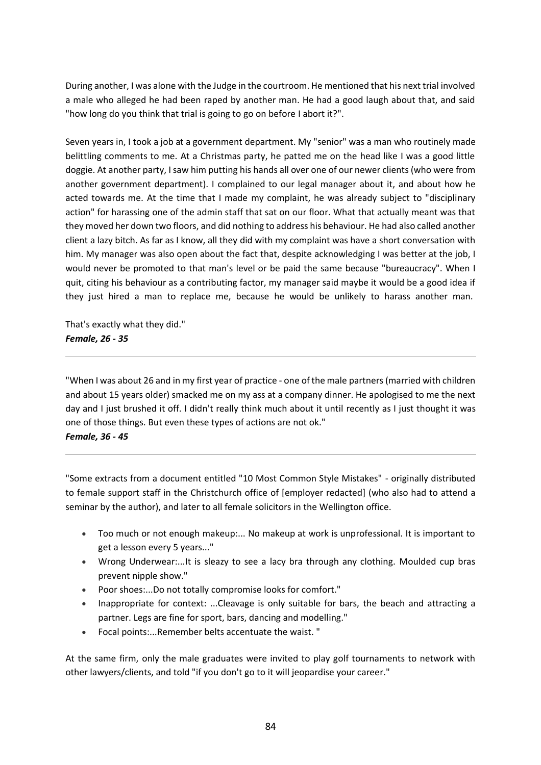During another, I was alone with the Judge in the courtroom. He mentioned that his next trial involved a male who alleged he had been raped by another man. He had a good laugh about that, and said "how long do you think that trial is going to go on before I abort it?".

Seven years in, I took a job at a government department. My "senior" was a man who routinely made belittling comments to me. At a Christmas party, he patted me on the head like I was a good little doggie. At another party, I saw him putting his hands all over one of our newer clients (who were from another government department). I complained to our legal manager about it, and about how he acted towards me. At the time that I made my complaint, he was already subject to "disciplinary action" for harassing one of the admin staff that sat on our floor. What that actually meant was that they moved her down two floors, and did nothing to address his behaviour. He had also called another client a lazy bitch. As far as I know, all they did with my complaint was have a short conversation with him. My manager was also open about the fact that, despite acknowledging I was better at the job, I would never be promoted to that man's level or be paid the same because "bureaucracy". When I quit, citing his behaviour as a contributing factor, my manager said maybe it would be a good idea if they just hired a man to replace me, because he would be unlikely to harass another man.

That's exactly what they did."
***Female, 26 - 35***

---

"When I was about 26 and in my first year of practice - one of the male partners (married with children and about 15 years older) smacked me on my ass at a company dinner. He apologised to me the next day and I just brushed it off. I didn't really think much about it until recently as I just thought it was one of those things. But even these types of actions are not ok."
***Female, 36 - 45***

---

"Some extracts from a document entitled "10 Most Common Style Mistakes" - originally distributed to female support staff in the Christchurch office of [employer redacted] (who also had to attend a seminar by the author), and later to all female solicitors in the Wellington office.

- Too much or not enough makeup:... No makeup at work is unprofessional. It is important to get a lesson every 5 years..."
- Wrong Underwear:...It is sleazy to see a lacy bra through any clothing. Moulded cup bras prevent nipple show."
- Poor shoes:...Do not totally compromise looks for comfort."
- Inappropriate for context: ...Cleavage is only suitable for bars, the beach and attracting a partner. Legs are fine for sport, bars, dancing and modelling."
- Focal points:...Remember belts accentuate the waist. "

At the same firm, only the male graduates were invited to play golf tournaments to network with other lawyers/clients, and told "if you don't go to it will jeopardise your career."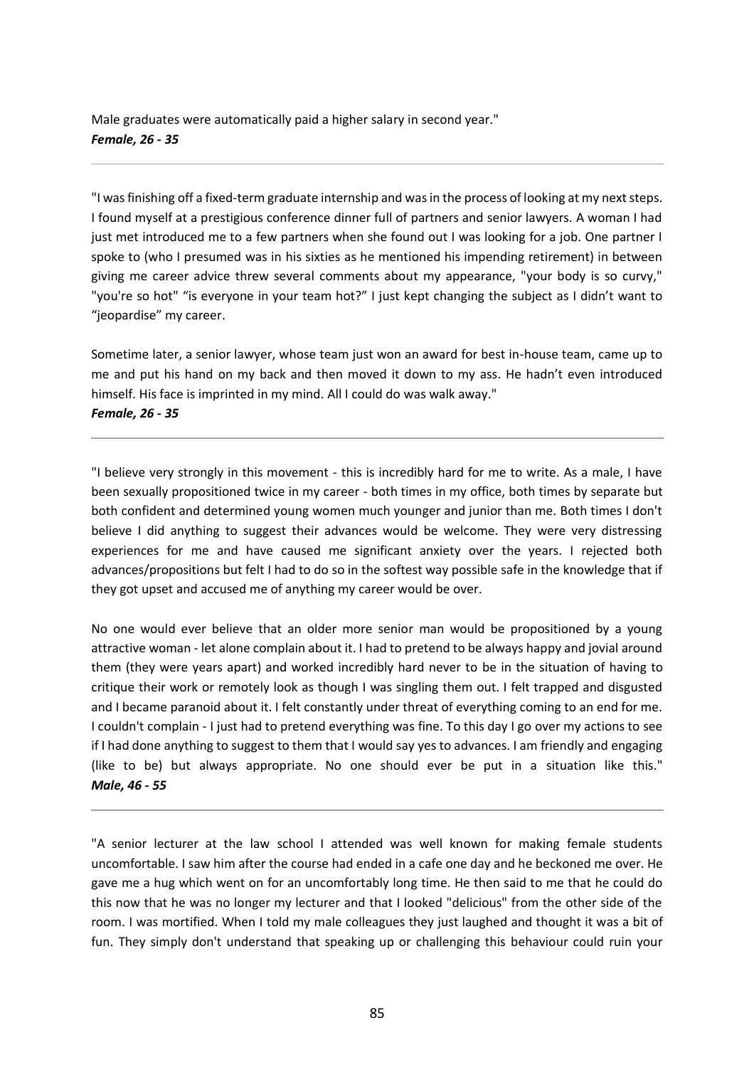Male graduates were automatically paid a higher salary in second year."
***Female, 26 - 35***

---

"I was finishing off a fixed-term graduate internship and was in the process of looking at my next steps. I found myself at a prestigious conference dinner full of partners and senior lawyers. A woman I had just met introduced me to a few partners when she found out I was looking for a job. One partner I spoke to (who I presumed was in his sixties as he mentioned his impending retirement) in between giving me career advice threw several comments about my appearance, "your body is so curvy," "you're so hot" “is everyone in your team hot?” I just kept changing the subject as I didn’t want to “jeopardise” my career.

Sometime later, a senior lawyer, whose team just won an award for best in-house team, came up to me and put his hand on my back and then moved it down to my ass. He hadn’t even introduced himself. His face is imprinted in my mind. All I could do was walk away."
***Female, 26 - 35***

---

"I believe very strongly in this movement - this is incredibly hard for me to write. As a male, I have been sexually propositioned twice in my career - both times in my office, both times by separate but both confident and determined young women much younger and junior than me. Both times I don't believe I did anything to suggest their advances would be welcome. They were very distressing experiences for me and have caused me significant anxiety over the years. I rejected both advances/propositions but felt I had to do so in the softest way possible safe in the knowledge that if they got upset and accused me of anything my career would be over.

No one would ever believe that an older more senior man would be propositioned by a young attractive woman - let alone complain about it. I had to pretend to be always happy and jovial around them (they were years apart) and worked incredibly hard never to be in the situation of having to critique their work or remotely look as though I was singling them out. I felt trapped and disgusted and I became paranoid about it. I felt constantly under threat of everything coming to an end for me. I couldn't complain - I just had to pretend everything was fine. To this day I go over my actions to see if I had done anything to suggest to them that I would say yes to advances. I am friendly and engaging (like to be) but always appropriate. No one should ever be put in a situation like this."
***Male, 46 - 55***

---

"A senior lecturer at the law school I attended was well known for making female students uncomfortable. I saw him after the course had ended in a cafe one day and he beckoned me over. He gave me a hug which went on for an uncomfortably long time. He then said to me that he could do this now that he was no longer my lecturer and that I looked "delicious" from the other side of the room. I was mortified. When I told my male colleagues they just laughed and thought it was a bit of fun. They simply don't understand that speaking up or challenging this behaviour could ruin your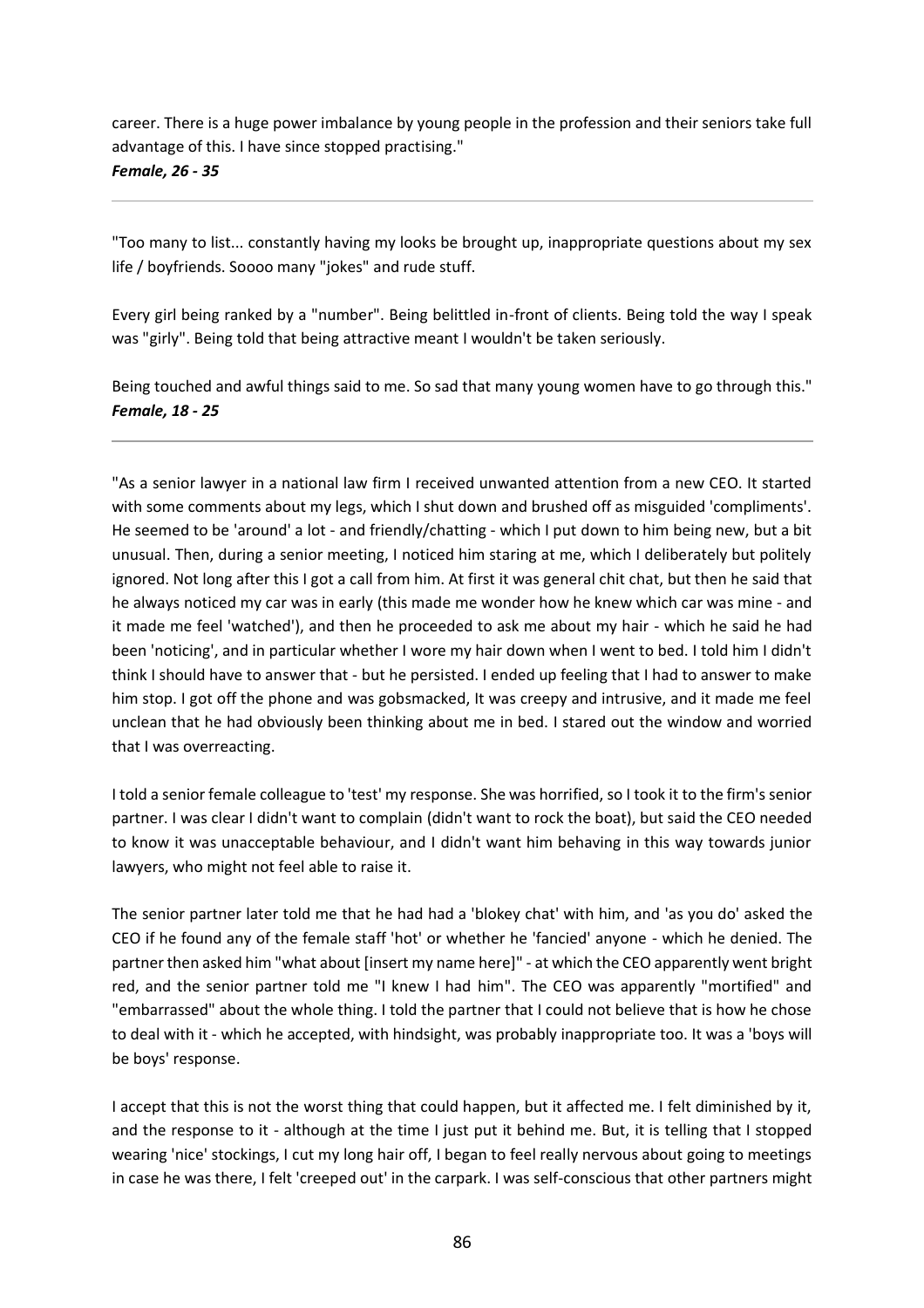career. There is a huge power imbalance by young people in the profession and their seniors take full advantage of this. I have since stopped practising."
***Female, 26 - 35***

---

"Too many to list... constantly having my looks be brought up, inappropriate questions about my sex life / boyfriends. Soooo many "jokes" and rude stuff.

Every girl being ranked by a "number". Being belittled in-front of clients. Being told the way I speak was "girly". Being told that being attractive meant I wouldn't be taken seriously.

Being touched and awful things said to me. So sad that many young women have to go through this."
***Female, 18 - 25***

---

"As a senior lawyer in a national law firm I received unwanted attention from a new CEO. It started with some comments about my legs, which I shut down and brushed off as misguided 'compliments'. He seemed to be 'around' a lot - and friendly/chatting - which I put down to him being new, but a bit unusual. Then, during a senior meeting, I noticed him staring at me, which I deliberately but politely ignored. Not long after this I got a call from him. At first it was general chit chat, but then he said that he always noticed my car was in early (this made me wonder how he knew which car was mine - and it made me feel 'watched'), and then he proceeded to ask me about my hair - which he said he had been 'noticing', and in particular whether I wore my hair down when I went to bed. I told him I didn't think I should have to answer that - but he persisted. I ended up feeling that I had to answer to make him stop. I got off the phone and was gobsmacked, It was creepy and intrusive, and it made me feel unclean that he had obviously been thinking about me in bed. I stared out the window and worried that I was overreacting.

I told a senior female colleague to 'test' my response. She was horrified, so I took it to the firm's senior partner. I was clear I didn't want to complain (didn't want to rock the boat), but said the CEO needed to know it was unacceptable behaviour, and I didn't want him behaving in this way towards junior lawyers, who might not feel able to raise it.

The senior partner later told me that he had had a 'blokey chat' with him, and 'as you do' asked the CEO if he found any of the female staff 'hot' or whether he 'fancied' anyone - which he denied. The partner then asked him "what about [insert my name here]" - at which the CEO apparently went bright red, and the senior partner told me "I knew I had him". The CEO was apparently "mortified" and "embarrassed" about the whole thing. I told the partner that I could not believe that is how he chose to deal with it - which he accepted, with hindsight, was probably inappropriate too. It was a 'boys will be boys' response.

I accept that this is not the worst thing that could happen, but it affected me. I felt diminished by it, and the response to it - although at the time I just put it behind me. But, it is telling that I stopped wearing 'nice' stockings, I cut my long hair off, I began to feel really nervous about going to meetings in case he was there, I felt 'creeped out' in the carpark. I was self-conscious that other partners might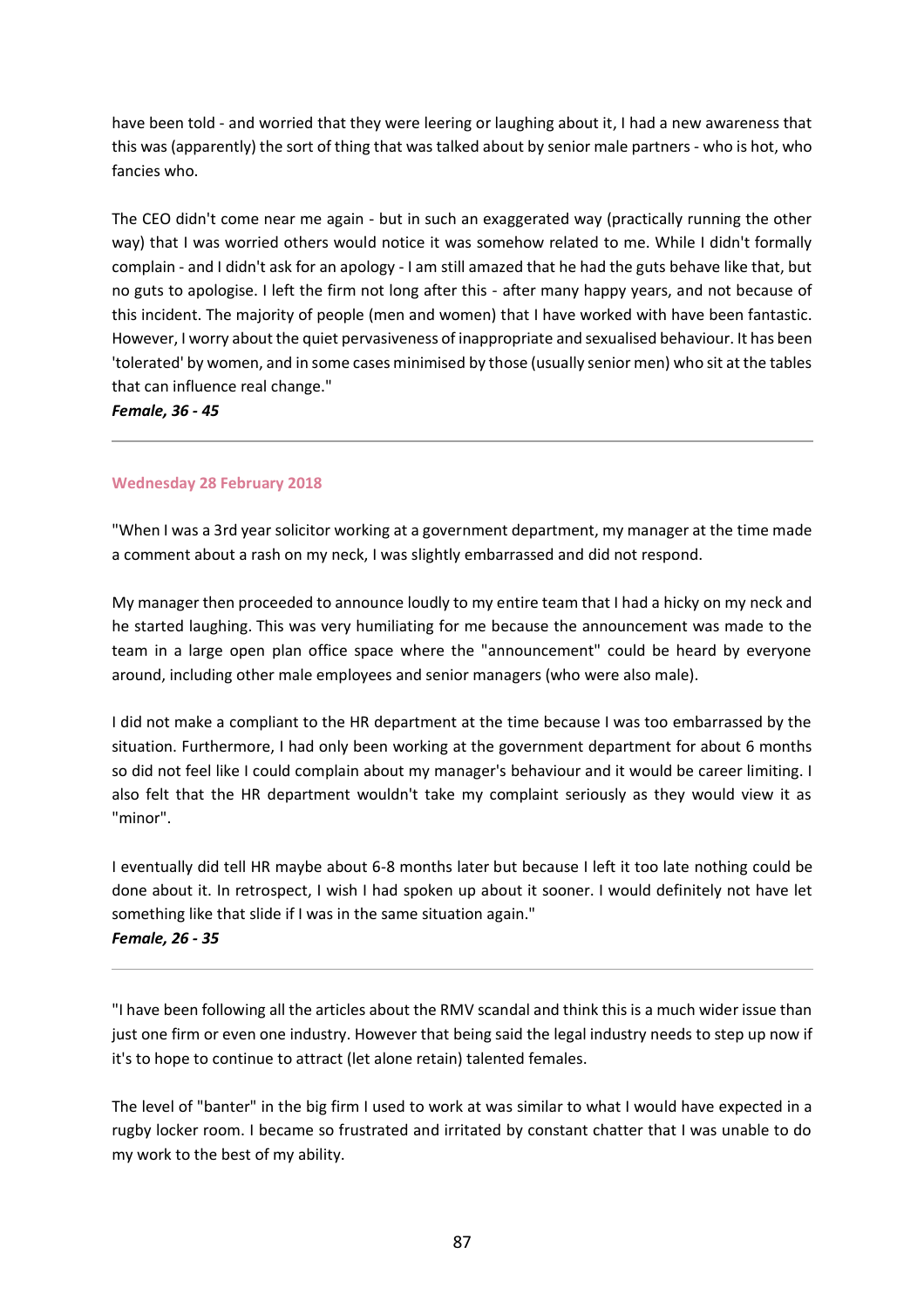have been told - and worried that they were leering or laughing about it, I had a new awareness that this was (apparently) the sort of thing that was talked about by senior male partners - who is hot, who fancies who.

The CEO didn't come near me again - but in such an exaggerated way (practically running the other way) that I was worried others would notice it was somehow related to me. While I didn't formally complain - and I didn't ask for an apology - I am still amazed that he had the guts behave like that, but no guts to apologise. I left the firm not long after this - after many happy years, and not because of this incident. The majority of people (men and women) that I have worked with have been fantastic. However, I worry about the quiet pervasiveness of inappropriate and sexualised behaviour. It has been 'tolerated' by women, and in some cases minimised by those (usually senior men) who sit at the tables that can influence real change."

***Female, 36 - 45***

---

#### Wednesday 28 February 2018

"When I was a 3rd year solicitor working at a government department, my manager at the time made a comment about a rash on my neck, I was slightly embarrassed and did not respond.

My manager then proceeded to announce loudly to my entire team that I had a hicky on my neck and he started laughing. This was very humiliating for me because the announcement was made to the team in a large open plan office space where the "announcement" could be heard by everyone around, including other male employees and senior managers (who were also male).

I did not make a compliant to the HR department at the time because I was too embarrassed by the situation. Furthermore, I had only been working at the government department for about 6 months so did not feel like I could complain about my manager's behaviour and it would be career limiting. I also felt that the HR department wouldn't take my complaint seriously as they would view it as "minor".

I eventually did tell HR maybe about 6-8 months later but because I left it too late nothing could be done about it. In retrospect, I wish I had spoken up about it sooner. I would definitely not have let something like that slide if I was in the same situation again."

***Female, 26 - 35***

---

"I have been following all the articles about the RMV scandal and think this is a much wider issue than just one firm or even one industry. However that being said the legal industry needs to step up now if it's to hope to continue to attract (let alone retain) talented females.

The level of "banter" in the big firm I used to work at was similar to what I would have expected in a rugby locker room. I became so frustrated and irritated by constant chatter that I was unable to do my work to the best of my ability.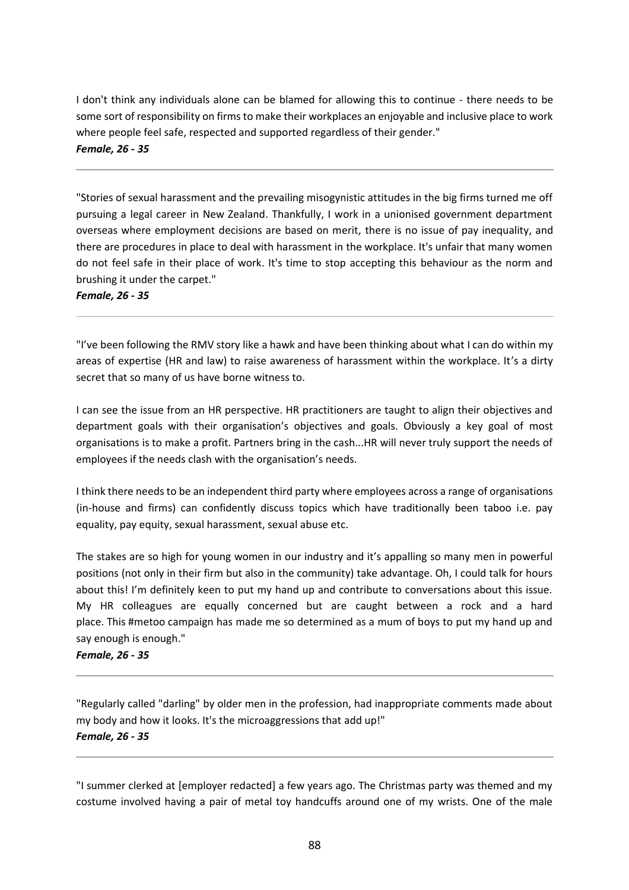I don't think any individuals alone can be blamed for allowing this to continue - there needs to be some sort of responsibility on firms to make their workplaces an enjoyable and inclusive place to work where people feel safe, respected and supported regardless of their gender."
***Female, 26 - 35***

---

"Stories of sexual harassment and the prevailing misogynistic attitudes in the big firms turned me off pursuing a legal career in New Zealand. Thankfully, I work in a unionised government department overseas where employment decisions are based on merit, there is no issue of pay inequality, and there are procedures in place to deal with harassment in the workplace. It's unfair that many women do not feel safe in their place of work. It's time to stop accepting this behaviour as the norm and brushing it under the carpet."
***Female, 26 - 35***

---

"I've been following the RMV story like a hawk and have been thinking about what I can do within my areas of expertise (HR and law) to raise awareness of harassment within the workplace. It's a dirty secret that so many of us have borne witness to.

I can see the issue from an HR perspective. HR practitioners are taught to align their objectives and department goals with their organisation's objectives and goals. Obviously a key goal of most organisations is to make a profit. Partners bring in the cash...HR will never truly support the needs of employees if the needs clash with the organisation's needs.

I think there needs to be an independent third party where employees across a range of organisations (in-house and firms) can confidently discuss topics which have traditionally been taboo i.e. pay equality, pay equity, sexual harassment, sexual abuse etc.

The stakes are so high for young women in our industry and it's appalling so many men in powerful positions (not only in their firm but also in the community) take advantage. Oh, I could talk for hours about this! I'm definitely keen to put my hand up and contribute to conversations about this issue. My HR colleagues are equally concerned but are caught between a rock and a hard place. This #metoo campaign has made me so determined as a mum of boys to put my hand up and say enough is enough."
***Female, 26 - 35***

---

"Regularly called "darling" by older men in the profession, had inappropriate comments made about my body and how it looks. It's the microaggressions that add up!"
***Female, 26 - 35***

---

"I summer clerked at [employer redacted] a few years ago. The Christmas party was themed and my costume involved having a pair of metal toy handcuffs around one of my wrists. One of the male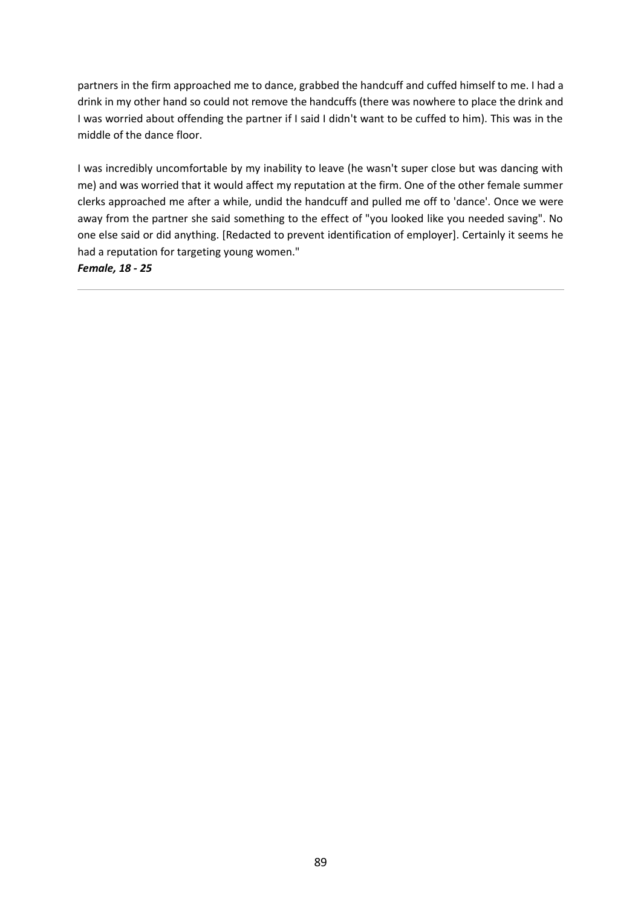partners in the firm approached me to dance, grabbed the handcuff and cuffed himself to me. I had a drink in my other hand so could not remove the handcuffs (there was nowhere to place the drink and I was worried about offending the partner if I said I didn't want to be cuffed to him). This was in the middle of the dance floor.

I was incredibly uncomfortable by my inability to leave (he wasn't super close but was dancing with me) and was worried that it would affect my reputation at the firm. One of the other female summer clerks approached me after a while, undid the handcuff and pulled me off to 'dance'. Once we were away from the partner she said something to the effect of "you looked like you needed saving". No one else said or did anything. [Redacted to prevent identification of employer]. Certainly it seems he had a reputation for targeting young women."

***Female, 18 - 25***

---